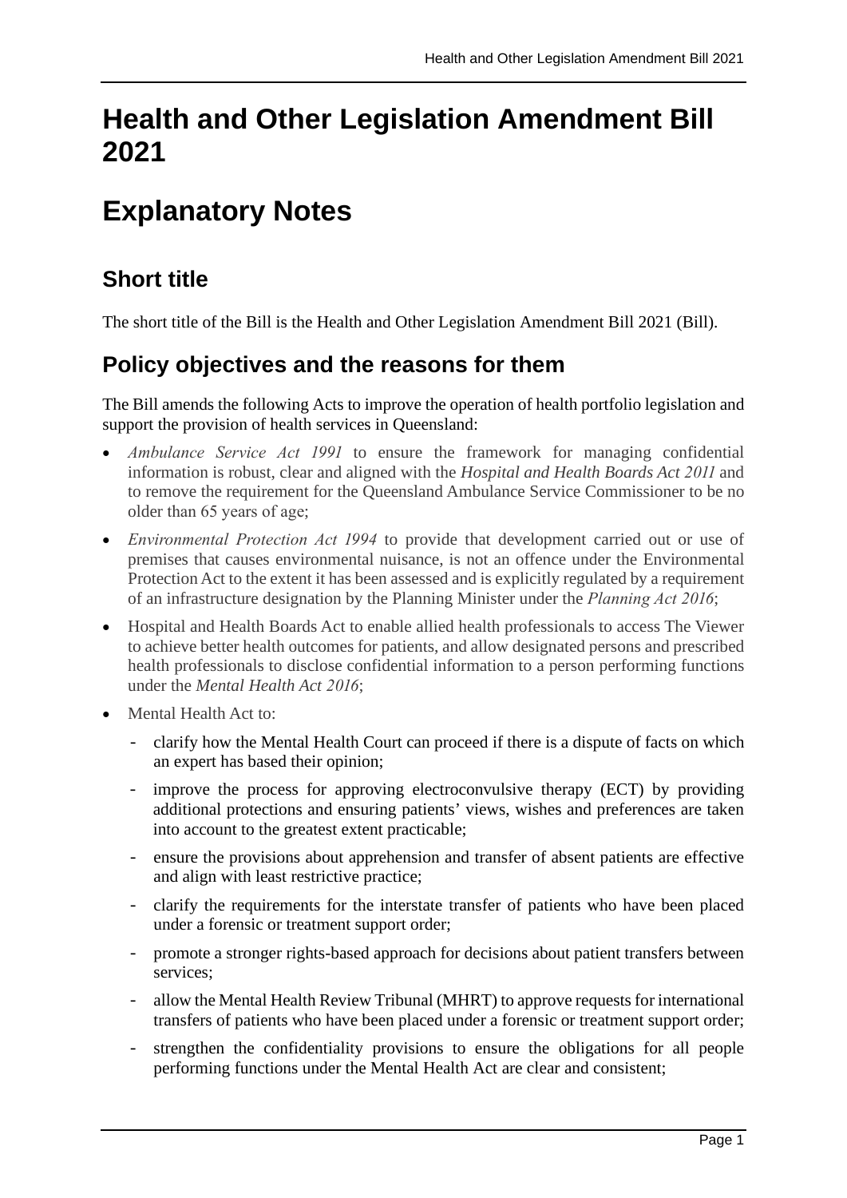# Health and Other Legislation Amendment Bill 2021

# Explanatory Notes

## Short title

The short title of the Bill is the Health and Other Legislation Amendment Bill 2021 (Bill).

## Policy objectives and the reasons for them

The Bill amends the following Acts to improve the operation of health portfolio legislation and support the provision of health services in Queensland:

- *Ambulance Service Act 1991* to ensure the framework for managing confidential information is robust, clear and aligned with the *Hospital and Health Boards Act 2011* and to remove the requirement for the Queensland Ambulance Service Commissioner to be no older than 65 years of age;
- *Environmental Protection Act 1994* to provide that development carried out or use of premises that causes environmental nuisance, is not an offence under the Environmental Protection Act to the extent it has been assessed and is explicitly regulated by a requirement of an infrastructure designation by the Planning Minister under the *Planning Act 2016*;
- Hospital and Health Boards Act to enable allied health professionals to access The Viewer to achieve better health outcomes for patients, and allow designated persons and prescribed health professionals to disclose confidential information to a person performing functions under the *Mental Health Act 2016*;
- Mental Health Act to:
  - clarify how the Mental Health Court can proceed if there is a dispute of facts on which an expert has based their opinion;
  - improve the process for approving electroconvulsive therapy (ECT) by providing additional protections and ensuring patients' views, wishes and preferences are taken into account to the greatest extent practicable;
  - ensure the provisions about apprehension and transfer of absent patients are effective and align with least restrictive practice;
  - clarify the requirements for the interstate transfer of patients who have been placed under a forensic or treatment support order;
  - promote a stronger rights-based approach for decisions about patient transfers between services;
  - allow the Mental Health Review Tribunal (MHRT) to approve requests for international transfers of patients who have been placed under a forensic or treatment support order;
  - strengthen the confidentiality provisions to ensure the obligations for all people performing functions under the Mental Health Act are clear and consistent;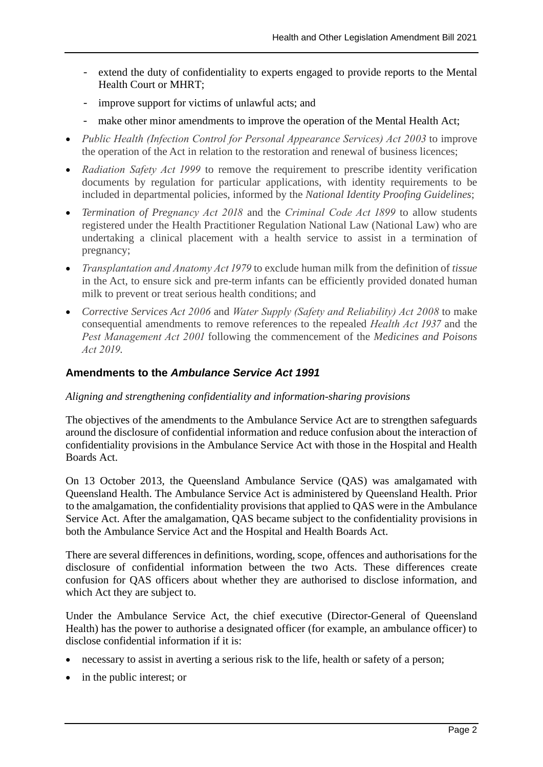- extend the duty of confidentiality to experts engaged to provide reports to the Mental Health Court or MHRT;
- improve support for victims of unlawful acts; and
- make other minor amendments to improve the operation of the Mental Health Act;

- *Public Health (Infection Control for Personal Appearance Services) Act 2003* to improve the operation of the Act in relation to the restoration and renewal of business licences;
- *Radiation Safety Act 1999* to remove the requirement to prescribe identity verification documents by regulation for particular applications, with identity requirements to be included in departmental policies, informed by the *National Identity Proofing Guidelines*;
- *Termination of Pregnancy Act 2018* and the *Criminal Code Act 1899* to allow students registered under the Health Practitioner Regulation National Law (National Law) who are undertaking a clinical placement with a health service to assist in a termination of pregnancy;
- *Transplantation and Anatomy Act 1979* to exclude human milk from the definition of *tissue* in the Act, to ensure sick and pre-term infants can be efficiently provided donated human milk to prevent or treat serious health conditions; and
- *Corrective Services Act 2006* and *Water Supply (Safety and Reliability) Act 2008* to make consequential amendments to remove references to the repealed *Health Act 1937* and the *Pest Management Act 2001* following the commencement of the *Medicines and Poisons Act 2019*.

## Amendments to the *Ambulance Service Act 1991*

*Aligning and strengthening confidentiality and information-sharing provisions*

The objectives of the amendments to the Ambulance Service Act are to strengthen safeguards around the disclosure of confidential information and reduce confusion about the interaction of confidentiality provisions in the Ambulance Service Act with those in the Hospital and Health Boards Act.

On 13 October 2013, the Queensland Ambulance Service (QAS) was amalgamated with Queensland Health. The Ambulance Service Act is administered by Queensland Health. Prior to the amalgamation, the confidentiality provisions that applied to QAS were in the Ambulance Service Act. After the amalgamation, QAS became subject to the confidentiality provisions in both the Ambulance Service Act and the Hospital and Health Boards Act.

There are several differences in definitions, wording, scope, offences and authorisations for the disclosure of confidential information between the two Acts. These differences create confusion for QAS officers about whether they are authorised to disclose information, and which Act they are subject to.

Under the Ambulance Service Act, the chief executive (Director-General of Queensland Health) has the power to authorise a designated officer (for example, an ambulance officer) to disclose confidential information if it is:

- necessary to assist in averting a serious risk to the life, health or safety of a person;
- in the public interest; or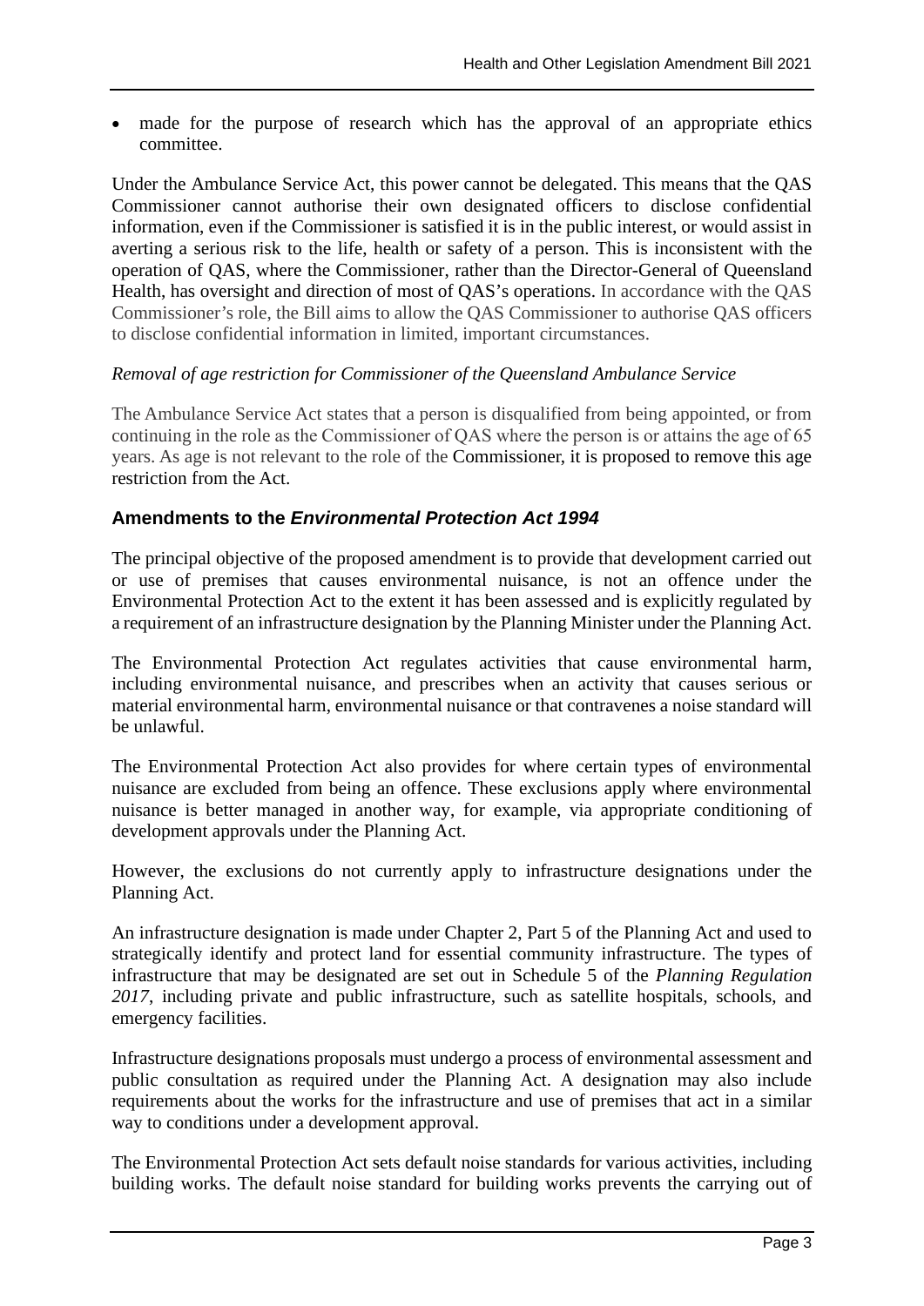- made for the purpose of research which has the approval of an appropriate ethics committee.

Under the Ambulance Service Act, this power cannot be delegated. This means that the QAS Commissioner cannot authorise their own designated officers to disclose confidential information, even if the Commissioner is satisfied it is in the public interest, or would assist in averting a serious risk to the life, health or safety of a person. This is inconsistent with the operation of QAS, where the Commissioner, rather than the Director-General of Queensland Health, has oversight and direction of most of QAS's operations. In accordance with the QAS Commissioner's role, the Bill aims to allow the QAS Commissioner to authorise QAS officers to disclose confidential information in limited, important circumstances.

*Removal of age restriction for Commissioner of the Queensland Ambulance Service*

The Ambulance Service Act states that a person is disqualified from being appointed, or from continuing in the role as the Commissioner of QAS where the person is or attains the age of 65 years. As age is not relevant to the role of the Commissioner, it is proposed to remove this age restriction from the Act.

### Amendments to the *Environmental Protection Act 1994*

The principal objective of the proposed amendment is to provide that development carried out or use of premises that causes environmental nuisance, is not an offence under the Environmental Protection Act to the extent it has been assessed and is explicitly regulated by a requirement of an infrastructure designation by the Planning Minister under the Planning Act.

The Environmental Protection Act regulates activities that cause environmental harm, including environmental nuisance, and prescribes when an activity that causes serious or material environmental harm, environmental nuisance or that contravenes a noise standard will be unlawful.

The Environmental Protection Act also provides for where certain types of environmental nuisance are excluded from being an offence. These exclusions apply where environmental nuisance is better managed in another way, for example, via appropriate conditioning of development approvals under the Planning Act.

However, the exclusions do not currently apply to infrastructure designations under the Planning Act.

An infrastructure designation is made under Chapter 2, Part 5 of the Planning Act and used to strategically identify and protect land for essential community infrastructure. The types of infrastructure that may be designated are set out in Schedule 5 of the *Planning Regulation 2017*, including private and public infrastructure, such as satellite hospitals, schools, and emergency facilities.

Infrastructure designations proposals must undergo a process of environmental assessment and public consultation as required under the Planning Act. A designation may also include requirements about the works for the infrastructure and use of premises that act in a similar way to conditions under a development approval.

The Environmental Protection Act sets default noise standards for various activities, including building works. The default noise standard for building works prevents the carrying out of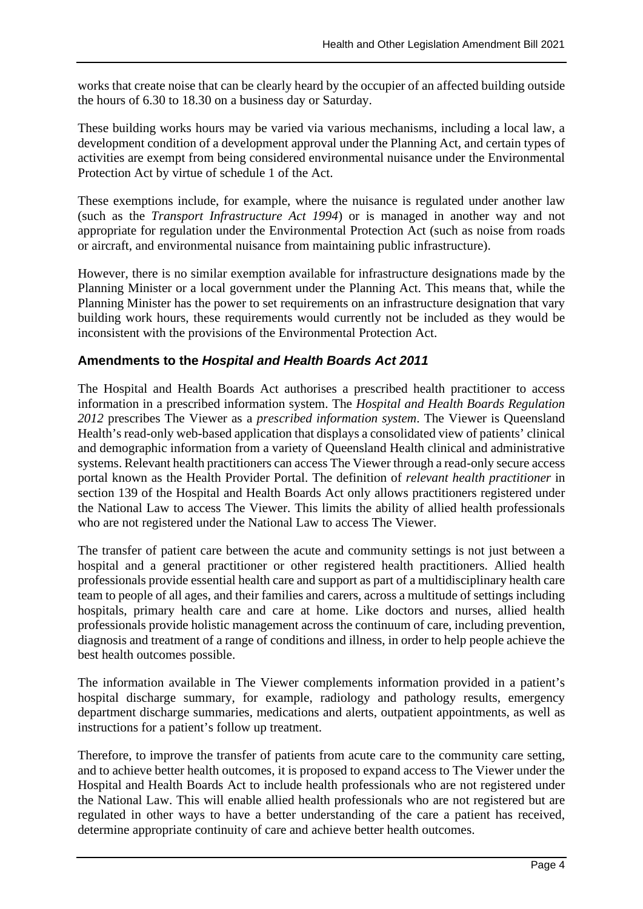works that create noise that can be clearly heard by the occupier of an affected building outside the hours of 6.30 to 18.30 on a business day or Saturday.

These building works hours may be varied via various mechanisms, including a local law, a development condition of a development approval under the Planning Act, and certain types of activities are exempt from being considered environmental nuisance under the Environmental Protection Act by virtue of schedule 1 of the Act.

These exemptions include, for example, where the nuisance is regulated under another law (such as the *Transport Infrastructure Act 1994*) or is managed in another way and not appropriate for regulation under the Environmental Protection Act (such as noise from roads or aircraft, and environmental nuisance from maintaining public infrastructure).

However, there is no similar exemption available for infrastructure designations made by the Planning Minister or a local government under the Planning Act. This means that, while the Planning Minister has the power to set requirements on an infrastructure designation that vary building work hours, these requirements would currently not be included as they would be inconsistent with the provisions of the Environmental Protection Act.

### Amendments to the *Hospital and Health Boards Act 2011*

The Hospital and Health Boards Act authorises a prescribed health practitioner to access information in a prescribed information system. The *Hospital and Health Boards Regulation 2012* prescribes The Viewer as a *prescribed information system*. The Viewer is Queensland Health's read-only web-based application that displays a consolidated view of patients' clinical and demographic information from a variety of Queensland Health clinical and administrative systems. Relevant health practitioners can access The Viewer through a read-only secure access portal known as the Health Provider Portal. The definition of *relevant health practitioner* in section 139 of the Hospital and Health Boards Act only allows practitioners registered under the National Law to access The Viewer. This limits the ability of allied health professionals who are not registered under the National Law to access The Viewer.

The transfer of patient care between the acute and community settings is not just between a hospital and a general practitioner or other registered health practitioners. Allied health professionals provide essential health care and support as part of a multidisciplinary health care team to people of all ages, and their families and carers, across a multitude of settings including hospitals, primary health care and care at home. Like doctors and nurses, allied health professionals provide holistic management across the continuum of care, including prevention, diagnosis and treatment of a range of conditions and illness, in order to help people achieve the best health outcomes possible.

The information available in The Viewer complements information provided in a patient's hospital discharge summary, for example, radiology and pathology results, emergency department discharge summaries, medications and alerts, outpatient appointments, as well as instructions for a patient's follow up treatment.

Therefore, to improve the transfer of patients from acute care to the community care setting, and to achieve better health outcomes, it is proposed to expand access to The Viewer under the Hospital and Health Boards Act to include health professionals who are not registered under the National Law. This will enable allied health professionals who are not registered but are regulated in other ways to have a better understanding of the care a patient has received, determine appropriate continuity of care and achieve better health outcomes.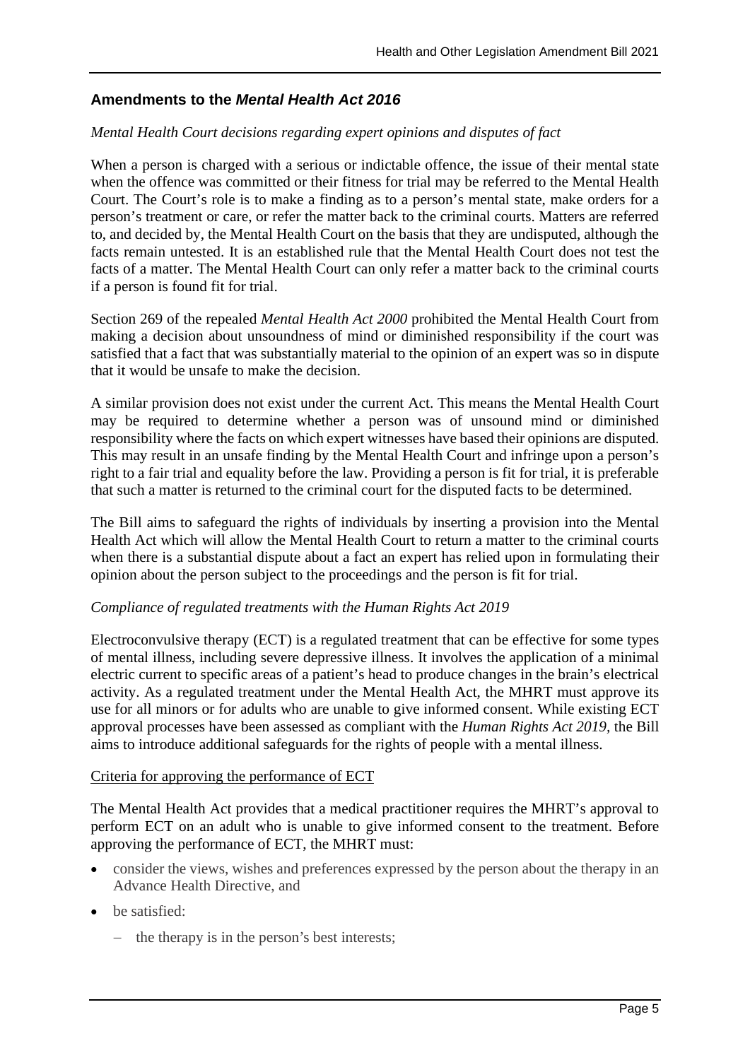## Amendments to the *Mental Health Act 2016*

*Mental Health Court decisions regarding expert opinions and disputes of fact*

When a person is charged with a serious or indictable offence, the issue of their mental state when the offence was committed or their fitness for trial may be referred to the Mental Health Court. The Court's role is to make a finding as to a person's mental state, make orders for a person's treatment or care, or refer the matter back to the criminal courts. Matters are referred to, and decided by, the Mental Health Court on the basis that they are undisputed, although the facts remain untested. It is an established rule that the Mental Health Court does not test the facts of a matter. The Mental Health Court can only refer a matter back to the criminal courts if a person is found fit for trial.

Section 269 of the repealed *Mental Health Act 2000* prohibited the Mental Health Court from making a decision about unsoundness of mind or diminished responsibility if the court was satisfied that a fact that was substantially material to the opinion of an expert was so in dispute that it would be unsafe to make the decision.

A similar provision does not exist under the current Act. This means the Mental Health Court may be required to determine whether a person was of unsound mind or diminished responsibility where the facts on which expert witnesses have based their opinions are disputed. This may result in an unsafe finding by the Mental Health Court and infringe upon a person's right to a fair trial and equality before the law. Providing a person is fit for trial, it is preferable that such a matter is returned to the criminal court for the disputed facts to be determined.

The Bill aims to safeguard the rights of individuals by inserting a provision into the Mental Health Act which will allow the Mental Health Court to return a matter to the criminal courts when there is a substantial dispute about a fact an expert has relied upon in formulating their opinion about the person subject to the proceedings and the person is fit for trial.

*Compliance of regulated treatments with the Human Rights Act 2019*

Electroconvulsive therapy (ECT) is a regulated treatment that can be effective for some types of mental illness, including severe depressive illness. It involves the application of a minimal electric current to specific areas of a patient's head to produce changes in the brain's electrical activity. As a regulated treatment under the Mental Health Act, the MHRT must approve its use for all minors or for adults who are unable to give informed consent. While existing ECT approval processes have been assessed as compliant with the *Human Rights Act 2019*, the Bill aims to introduce additional safeguards for the rights of people with a mental illness.

<u>Criteria for approving the performance of ECT</u>

The Mental Health Act provides that a medical practitioner requires the MHRT's approval to perform ECT on an adult who is unable to give informed consent to the treatment. Before approving the performance of ECT, the MHRT must:

- consider the views, wishes and preferences expressed by the person about the therapy in an Advance Health Directive, and
- be satisfied:
  - the therapy is in the person's best interests;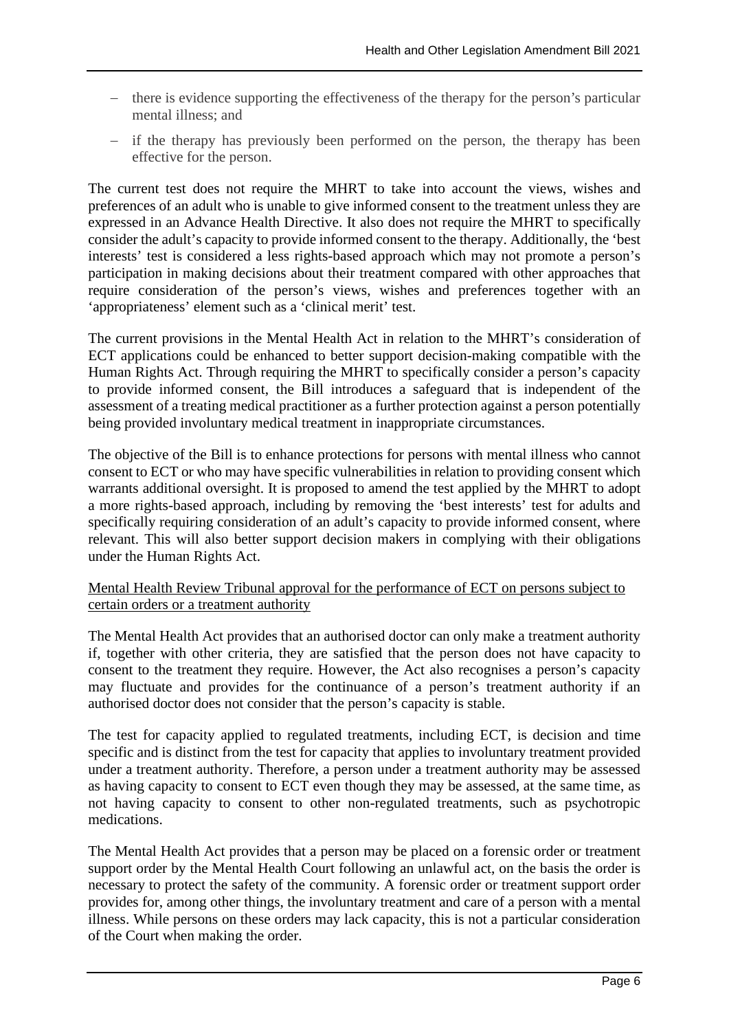- there is evidence supporting the effectiveness of the therapy for the person's particular mental illness; and
- if the therapy has previously been performed on the person, the therapy has been effective for the person.

The current test does not require the MHRT to take into account the views, wishes and preferences of an adult who is unable to give informed consent to the treatment unless they are expressed in an Advance Health Directive. It also does not require the MHRT to specifically consider the adult's capacity to provide informed consent to the therapy. Additionally, the 'best interests' test is considered a less rights-based approach which may not promote a person's participation in making decisions about their treatment compared with other approaches that require consideration of the person's views, wishes and preferences together with an 'appropriateness' element such as a 'clinical merit' test.

The current provisions in the Mental Health Act in relation to the MHRT's consideration of ECT applications could be enhanced to better support decision-making compatible with the Human Rights Act. Through requiring the MHRT to specifically consider a person's capacity to provide informed consent, the Bill introduces a safeguard that is independent of the assessment of a treating medical practitioner as a further protection against a person potentially being provided involuntary medical treatment in inappropriate circumstances.

The objective of the Bill is to enhance protections for persons with mental illness who cannot consent to ECT or who may have specific vulnerabilities in relation to providing consent which warrants additional oversight. It is proposed to amend the test applied by the MHRT to adopt a more rights-based approach, including by removing the 'best interests' test for adults and specifically requiring consideration of an adult's capacity to provide informed consent, where relevant. This will also better support decision makers in complying with their obligations under the Human Rights Act.

<u>Mental Health Review Tribunal approval for the performance of ECT on persons subject to certain orders or a treatment authority</u>

The Mental Health Act provides that an authorised doctor can only make a treatment authority if, together with other criteria, they are satisfied that the person does not have capacity to consent to the treatment they require. However, the Act also recognises a person's capacity may fluctuate and provides for the continuance of a person's treatment authority if an authorised doctor does not consider that the person's capacity is stable.

The test for capacity applied to regulated treatments, including ECT, is decision and time specific and is distinct from the test for capacity that applies to involuntary treatment provided under a treatment authority. Therefore, a person under a treatment authority may be assessed as having capacity to consent to ECT even though they may be assessed, at the same time, as not having capacity to consent to other non-regulated treatments, such as psychotropic medications.

The Mental Health Act provides that a person may be placed on a forensic order or treatment support order by the Mental Health Court following an unlawful act, on the basis the order is necessary to protect the safety of the community. A forensic order or treatment support order provides for, among other things, the involuntary treatment and care of a person with a mental illness. While persons on these orders may lack capacity, this is not a particular consideration of the Court when making the order.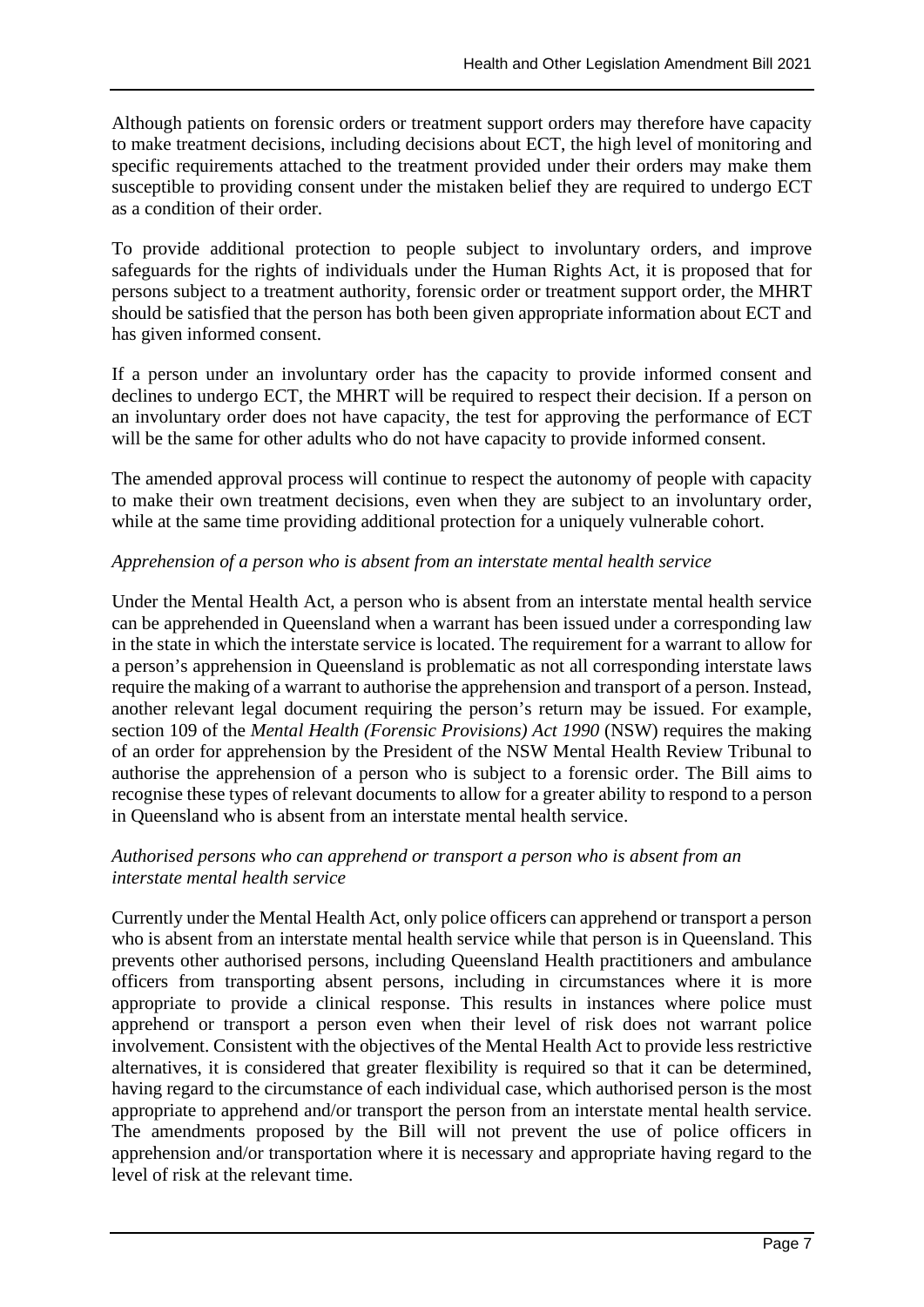Although patients on forensic orders or treatment support orders may therefore have capacity to make treatment decisions, including decisions about ECT, the high level of monitoring and specific requirements attached to the treatment provided under their orders may make them susceptible to providing consent under the mistaken belief they are required to undergo ECT as a condition of their order.

To provide additional protection to people subject to involuntary orders, and improve safeguards for the rights of individuals under the Human Rights Act, it is proposed that for persons subject to a treatment authority, forensic order or treatment support order, the MHRT should be satisfied that the person has both been given appropriate information about ECT and has given informed consent.

If a person under an involuntary order has the capacity to provide informed consent and declines to undergo ECT, the MHRT will be required to respect their decision. If a person on an involuntary order does not have capacity, the test for approving the performance of ECT will be the same for other adults who do not have capacity to provide informed consent.

The amended approval process will continue to respect the autonomy of people with capacity to make their own treatment decisions, even when they are subject to an involuntary order, while at the same time providing additional protection for a uniquely vulnerable cohort.

*Apprehension of a person who is absent from an interstate mental health service*

Under the Mental Health Act, a person who is absent from an interstate mental health service can be apprehended in Queensland when a warrant has been issued under a corresponding law in the state in which the interstate service is located. The requirement for a warrant to allow for a person's apprehension in Queensland is problematic as not all corresponding interstate laws require the making of a warrant to authorise the apprehension and transport of a person. Instead, another relevant legal document requiring the person's return may be issued. For example, section 109 of the *Mental Health (Forensic Provisions) Act 1990* (NSW) requires the making of an order for apprehension by the President of the NSW Mental Health Review Tribunal to authorise the apprehension of a person who is subject to a forensic order. The Bill aims to recognise these types of relevant documents to allow for a greater ability to respond to a person in Queensland who is absent from an interstate mental health service.

*Authorised persons who can apprehend or transport a person who is absent from an interstate mental health service*

Currently under the Mental Health Act, only police officers can apprehend or transport a person who is absent from an interstate mental health service while that person is in Queensland. This prevents other authorised persons, including Queensland Health practitioners and ambulance officers from transporting absent persons, including in circumstances where it is more appropriate to provide a clinical response. This results in instances where police must apprehend or transport a person even when their level of risk does not warrant police involvement. Consistent with the objectives of the Mental Health Act to provide less restrictive alternatives, it is considered that greater flexibility is required so that it can be determined, having regard to the circumstance of each individual case, which authorised person is the most appropriate to apprehend and/or transport the person from an interstate mental health service. The amendments proposed by the Bill will not prevent the use of police officers in apprehension and/or transportation where it is necessary and appropriate having regard to the level of risk at the relevant time.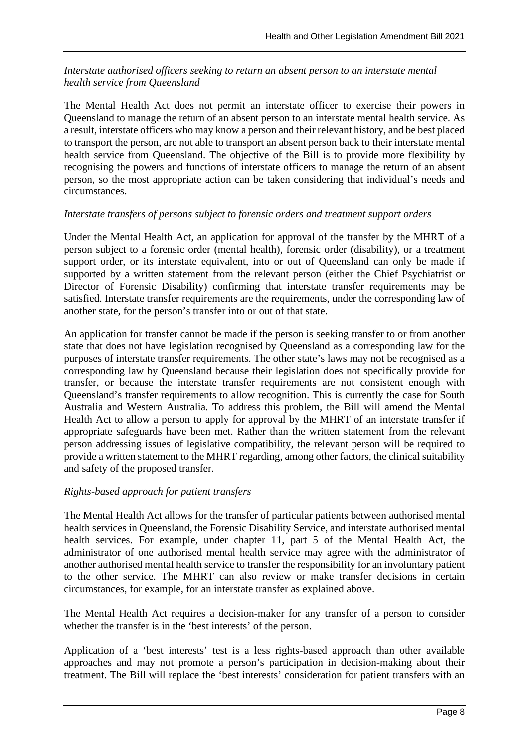*Interstate authorised officers seeking to return an absent person to an interstate mental health service from Queensland*

The Mental Health Act does not permit an interstate officer to exercise their powers in Queensland to manage the return of an absent person to an interstate mental health service. As a result, interstate officers who may know a person and their relevant history, and be best placed to transport the person, are not able to transport an absent person back to their interstate mental health service from Queensland. The objective of the Bill is to provide more flexibility by recognising the powers and functions of interstate officers to manage the return of an absent person, so the most appropriate action can be taken considering that individual's needs and circumstances.

*Interstate transfers of persons subject to forensic orders and treatment support orders*

Under the Mental Health Act, an application for approval of the transfer by the MHRT of a person subject to a forensic order (mental health), forensic order (disability), or a treatment support order, or its interstate equivalent, into or out of Queensland can only be made if supported by a written statement from the relevant person (either the Chief Psychiatrist or Director of Forensic Disability) confirming that interstate transfer requirements may be satisfied. Interstate transfer requirements are the requirements, under the corresponding law of another state, for the person's transfer into or out of that state.

An application for transfer cannot be made if the person is seeking transfer to or from another state that does not have legislation recognised by Queensland as a corresponding law for the purposes of interstate transfer requirements. The other state's laws may not be recognised as a corresponding law by Queensland because their legislation does not specifically provide for transfer, or because the interstate transfer requirements are not consistent enough with Queensland's transfer requirements to allow recognition. This is currently the case for South Australia and Western Australia. To address this problem, the Bill will amend the Mental Health Act to allow a person to apply for approval by the MHRT of an interstate transfer if appropriate safeguards have been met. Rather than the written statement from the relevant person addressing issues of legislative compatibility, the relevant person will be required to provide a written statement to the MHRT regarding, among other factors, the clinical suitability and safety of the proposed transfer.

*Rights-based approach for patient transfers*

The Mental Health Act allows for the transfer of particular patients between authorised mental health services in Queensland, the Forensic Disability Service, and interstate authorised mental health services. For example, under chapter 11, part 5 of the Mental Health Act, the administrator of one authorised mental health service may agree with the administrator of another authorised mental health service to transfer the responsibility for an involuntary patient to the other service. The MHRT can also review or make transfer decisions in certain circumstances, for example, for an interstate transfer as explained above.

The Mental Health Act requires a decision-maker for any transfer of a person to consider whether the transfer is in the 'best interests' of the person.

Application of a 'best interests' test is a less rights-based approach than other available approaches and may not promote a person's participation in decision-making about their treatment. The Bill will replace the 'best interests' consideration for patient transfers with an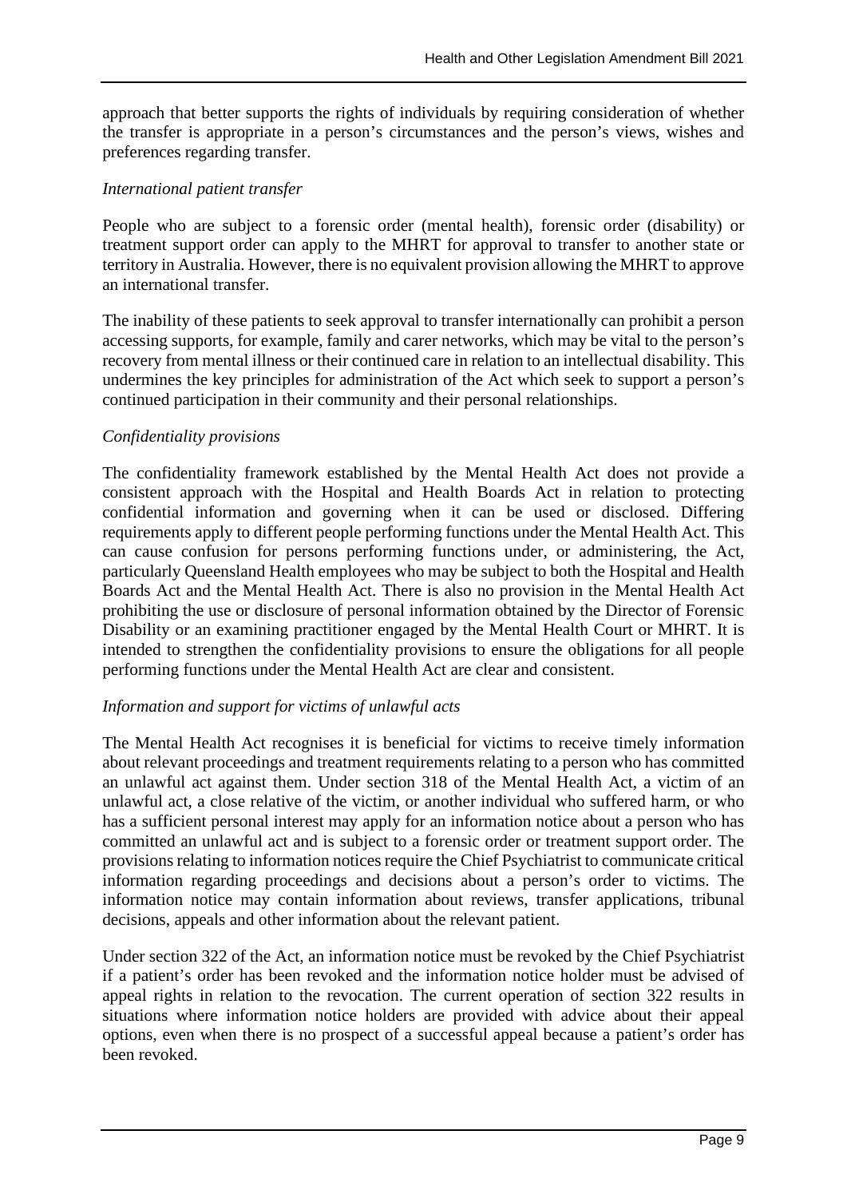approach that better supports the rights of individuals by requiring consideration of whether the transfer is appropriate in a person's circumstances and the person's views, wishes and preferences regarding transfer.

*International patient transfer*

People who are subject to a forensic order (mental health), forensic order (disability) or treatment support order can apply to the MHRT for approval to transfer to another state or territory in Australia. However, there is no equivalent provision allowing the MHRT to approve an international transfer.

The inability of these patients to seek approval to transfer internationally can prohibit a person accessing supports, for example, family and carer networks, which may be vital to the person's recovery from mental illness or their continued care in relation to an intellectual disability. This undermines the key principles for administration of the Act which seek to support a person's continued participation in their community and their personal relationships.

*Confidentiality provisions*

The confidentiality framework established by the Mental Health Act does not provide a consistent approach with the Hospital and Health Boards Act in relation to protecting confidential information and governing when it can be used or disclosed. Differing requirements apply to different people performing functions under the Mental Health Act. This can cause confusion for persons performing functions under, or administering, the Act, particularly Queensland Health employees who may be subject to both the Hospital and Health Boards Act and the Mental Health Act. There is also no provision in the Mental Health Act prohibiting the use or disclosure of personal information obtained by the Director of Forensic Disability or an examining practitioner engaged by the Mental Health Court or MHRT. It is intended to strengthen the confidentiality provisions to ensure the obligations for all people performing functions under the Mental Health Act are clear and consistent.

*Information and support for victims of unlawful acts*

The Mental Health Act recognises it is beneficial for victims to receive timely information about relevant proceedings and treatment requirements relating to a person who has committed an unlawful act against them. Under section 318 of the Mental Health Act, a victim of an unlawful act, a close relative of the victim, or another individual who suffered harm, or who has a sufficient personal interest may apply for an information notice about a person who has committed an unlawful act and is subject to a forensic order or treatment support order. The provisions relating to information notices require the Chief Psychiatrist to communicate critical information regarding proceedings and decisions about a person's order to victims. The information notice may contain information about reviews, transfer applications, tribunal decisions, appeals and other information about the relevant patient.

Under section 322 of the Act, an information notice must be revoked by the Chief Psychiatrist if a patient's order has been revoked and the information notice holder must be advised of appeal rights in relation to the revocation. The current operation of section 322 results in situations where information notice holders are provided with advice about their appeal options, even when there is no prospect of a successful appeal because a patient's order has been revoked.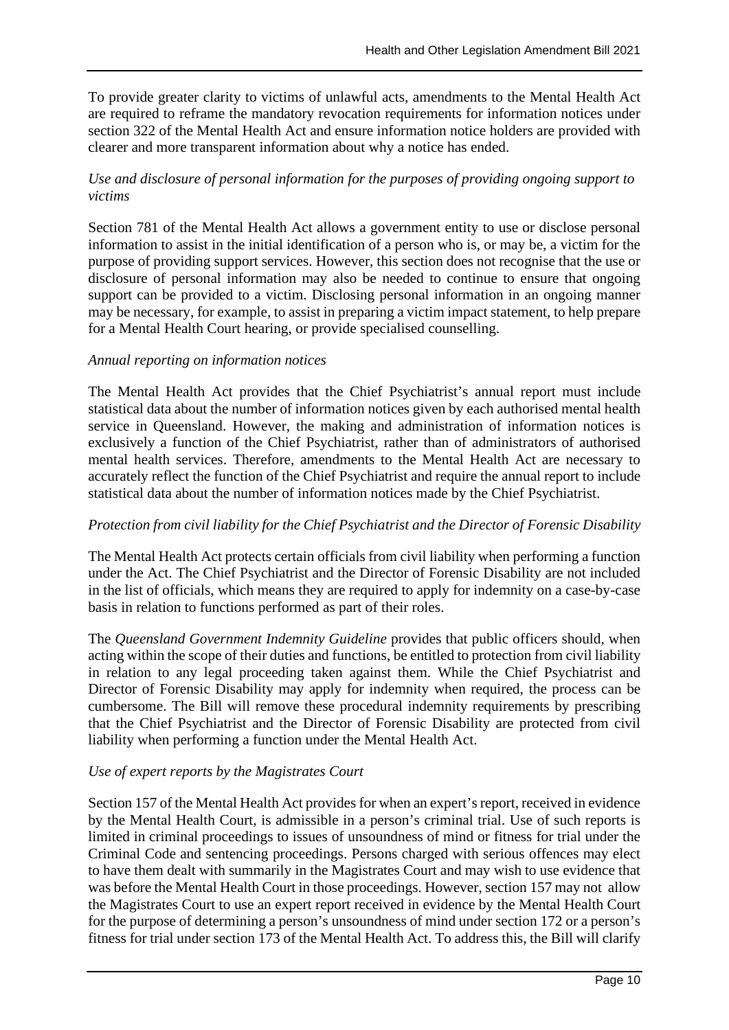To provide greater clarity to victims of unlawful acts, amendments to the Mental Health Act are required to reframe the mandatory revocation requirements for information notices under section 322 of the Mental Health Act and ensure information notice holders are provided with clearer and more transparent information about why a notice has ended.

*Use and disclosure of personal information for the purposes of providing ongoing support to victims*

Section 781 of the Mental Health Act allows a government entity to use or disclose personal information to assist in the initial identification of a person who is, or may be, a victim for the purpose of providing support services. However, this section does not recognise that the use or disclosure of personal information may also be needed to continue to ensure that ongoing support can be provided to a victim. Disclosing personal information in an ongoing manner may be necessary, for example, to assist in preparing a victim impact statement, to help prepare for a Mental Health Court hearing, or provide specialised counselling.

*Annual reporting on information notices*

The Mental Health Act provides that the Chief Psychiatrist's annual report must include statistical data about the number of information notices given by each authorised mental health service in Queensland. However, the making and administration of information notices is exclusively a function of the Chief Psychiatrist, rather than of administrators of authorised mental health services. Therefore, amendments to the Mental Health Act are necessary to accurately reflect the function of the Chief Psychiatrist and require the annual report to include statistical data about the number of information notices made by the Chief Psychiatrist.

*Protection from civil liability for the Chief Psychiatrist and the Director of Forensic Disability*

The Mental Health Act protects certain officials from civil liability when performing a function under the Act. The Chief Psychiatrist and the Director of Forensic Disability are not included in the list of officials, which means they are required to apply for indemnity on a case-by-case basis in relation to functions performed as part of their roles.

The *Queensland Government Indemnity Guideline* provides that public officers should, when acting within the scope of their duties and functions, be entitled to protection from civil liability in relation to any legal proceeding taken against them. While the Chief Psychiatrist and Director of Forensic Disability may apply for indemnity when required, the process can be cumbersome. The Bill will remove these procedural indemnity requirements by prescribing that the Chief Psychiatrist and the Director of Forensic Disability are protected from civil liability when performing a function under the Mental Health Act.

*Use of expert reports by the Magistrates Court*

Section 157 of the Mental Health Act provides for when an expert's report, received in evidence by the Mental Health Court, is admissible in a person's criminal trial. Use of such reports is limited in criminal proceedings to issues of unsoundness of mind or fitness for trial under the Criminal Code and sentencing proceedings. Persons charged with serious offences may elect to have them dealt with summarily in the Magistrates Court and may wish to use evidence that was before the Mental Health Court in those proceedings. However, section 157 may not allow the Magistrates Court to use an expert report received in evidence by the Mental Health Court for the purpose of determining a person's unsoundness of mind under section 172 or a person's fitness for trial under section 173 of the Mental Health Act. To address this, the Bill will clarify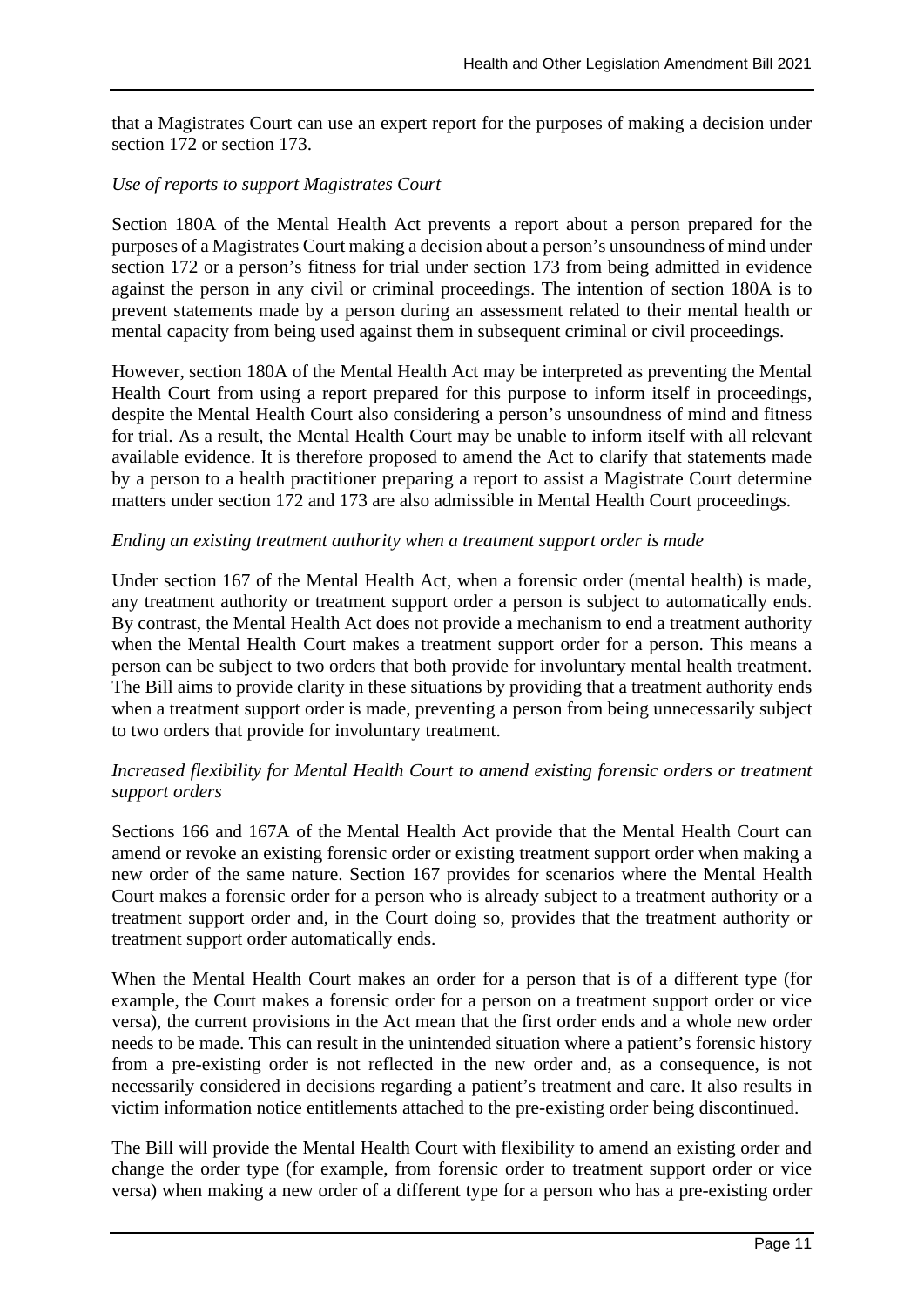that a Magistrates Court can use an expert report for the purposes of making a decision under section 172 or section 173.

*Use of reports to support Magistrates Court*

Section 180A of the Mental Health Act prevents a report about a person prepared for the purposes of a Magistrates Court making a decision about a person's unsoundness of mind under section 172 or a person's fitness for trial under section 173 from being admitted in evidence against the person in any civil or criminal proceedings. The intention of section 180A is to prevent statements made by a person during an assessment related to their mental health or mental capacity from being used against them in subsequent criminal or civil proceedings.

However, section 180A of the Mental Health Act may be interpreted as preventing the Mental Health Court from using a report prepared for this purpose to inform itself in proceedings, despite the Mental Health Court also considering a person's unsoundness of mind and fitness for trial. As a result, the Mental Health Court may be unable to inform itself with all relevant available evidence. It is therefore proposed to amend the Act to clarify that statements made by a person to a health practitioner preparing a report to assist a Magistrate Court determine matters under section 172 and 173 are also admissible in Mental Health Court proceedings.

*Ending an existing treatment authority when a treatment support order is made*

Under section 167 of the Mental Health Act, when a forensic order (mental health) is made, any treatment authority or treatment support order a person is subject to automatically ends. By contrast, the Mental Health Act does not provide a mechanism to end a treatment authority when the Mental Health Court makes a treatment support order for a person. This means a person can be subject to two orders that both provide for involuntary mental health treatment. The Bill aims to provide clarity in these situations by providing that a treatment authority ends when a treatment support order is made, preventing a person from being unnecessarily subject to two orders that provide for involuntary treatment.

*Increased flexibility for Mental Health Court to amend existing forensic orders or treatment support orders*

Sections 166 and 167A of the Mental Health Act provide that the Mental Health Court can amend or revoke an existing forensic order or existing treatment support order when making a new order of the same nature. Section 167 provides for scenarios where the Mental Health Court makes a forensic order for a person who is already subject to a treatment authority or a treatment support order and, in the Court doing so, provides that the treatment authority or treatment support order automatically ends.

When the Mental Health Court makes an order for a person that is of a different type (for example, the Court makes a forensic order for a person on a treatment support order or vice versa), the current provisions in the Act mean that the first order ends and a whole new order needs to be made. This can result in the unintended situation where a patient's forensic history from a pre-existing order is not reflected in the new order and, as a consequence, is not necessarily considered in decisions regarding a patient's treatment and care. It also results in victim information notice entitlements attached to the pre-existing order being discontinued.

The Bill will provide the Mental Health Court with flexibility to amend an existing order and change the order type (for example, from forensic order to treatment support order or vice versa) when making a new order of a different type for a person who has a pre-existing order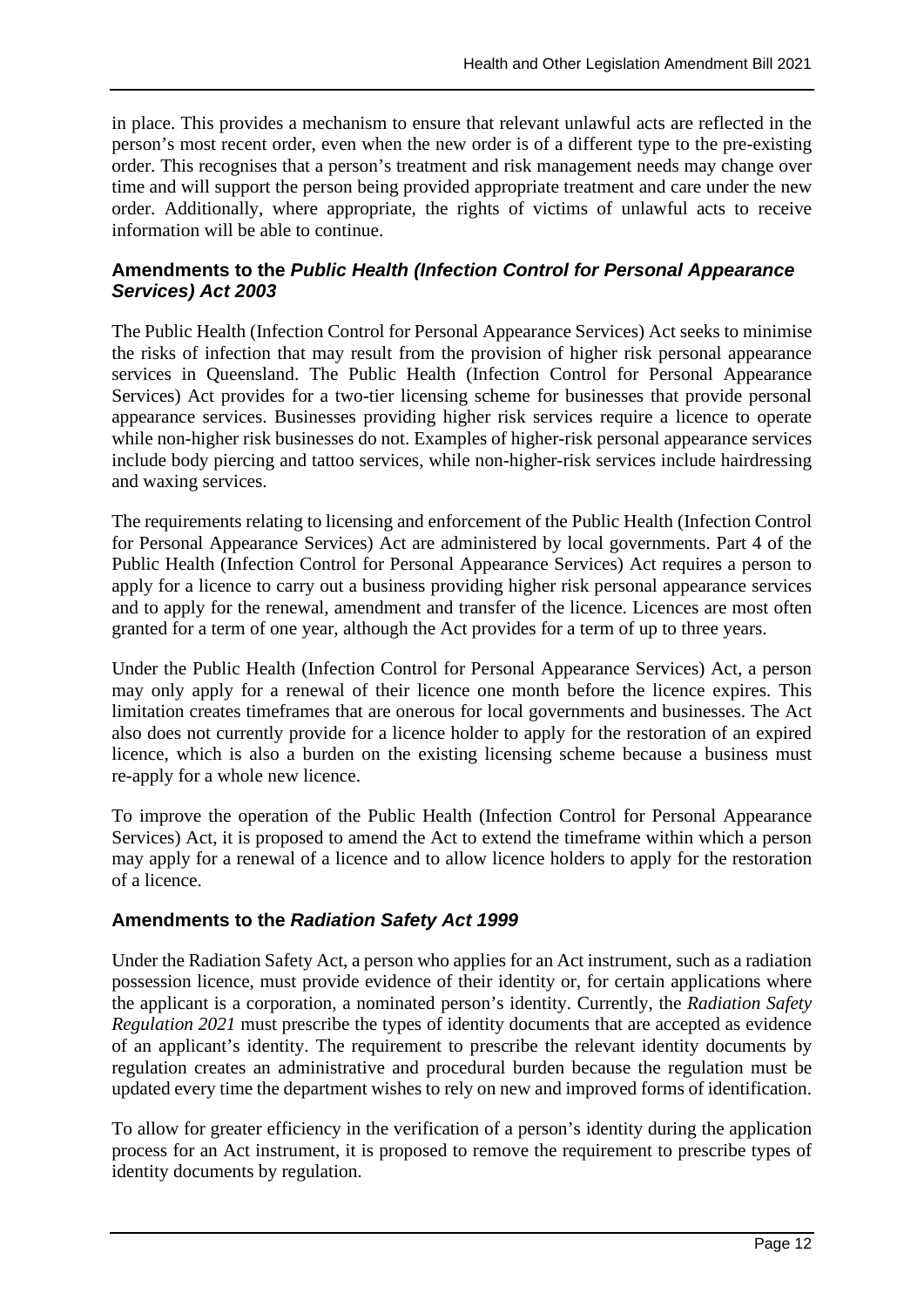in place. This provides a mechanism to ensure that relevant unlawful acts are reflected in the person's most recent order, even when the new order is of a different type to the pre-existing order. This recognises that a person's treatment and risk management needs may change over time and will support the person being provided appropriate treatment and care under the new order. Additionally, where appropriate, the rights of victims of unlawful acts to receive information will be able to continue.

### Amendments to the *Public Health (Infection Control for Personal Appearance Services) Act 2003*

The Public Health (Infection Control for Personal Appearance Services) Act seeks to minimise the risks of infection that may result from the provision of higher risk personal appearance services in Queensland. The Public Health (Infection Control for Personal Appearance Services) Act provides for a two-tier licensing scheme for businesses that provide personal appearance services. Businesses providing higher risk services require a licence to operate while non-higher risk businesses do not. Examples of higher-risk personal appearance services include body piercing and tattoo services, while non-higher-risk services include hairdressing and waxing services.

The requirements relating to licensing and enforcement of the Public Health (Infection Control for Personal Appearance Services) Act are administered by local governments. Part 4 of the Public Health (Infection Control for Personal Appearance Services) Act requires a person to apply for a licence to carry out a business providing higher risk personal appearance services and to apply for the renewal, amendment and transfer of the licence. Licences are most often granted for a term of one year, although the Act provides for a term of up to three years.

Under the Public Health (Infection Control for Personal Appearance Services) Act, a person may only apply for a renewal of their licence one month before the licence expires. This limitation creates timeframes that are onerous for local governments and businesses. The Act also does not currently provide for a licence holder to apply for the restoration of an expired licence, which is also a burden on the existing licensing scheme because a business must re-apply for a whole new licence.

To improve the operation of the Public Health (Infection Control for Personal Appearance Services) Act, it is proposed to amend the Act to extend the timeframe within which a person may apply for a renewal of a licence and to allow licence holders to apply for the restoration of a licence.

### Amendments to the *Radiation Safety Act 1999*

Under the Radiation Safety Act, a person who applies for an Act instrument, such as a radiation possession licence, must provide evidence of their identity or, for certain applications where the applicant is a corporation, a nominated person's identity. Currently, the *Radiation Safety Regulation 2021* must prescribe the types of identity documents that are accepted as evidence of an applicant's identity. The requirement to prescribe the relevant identity documents by regulation creates an administrative and procedural burden because the regulation must be updated every time the department wishes to rely on new and improved forms of identification.

To allow for greater efficiency in the verification of a person's identity during the application process for an Act instrument, it is proposed to remove the requirement to prescribe types of identity documents by regulation.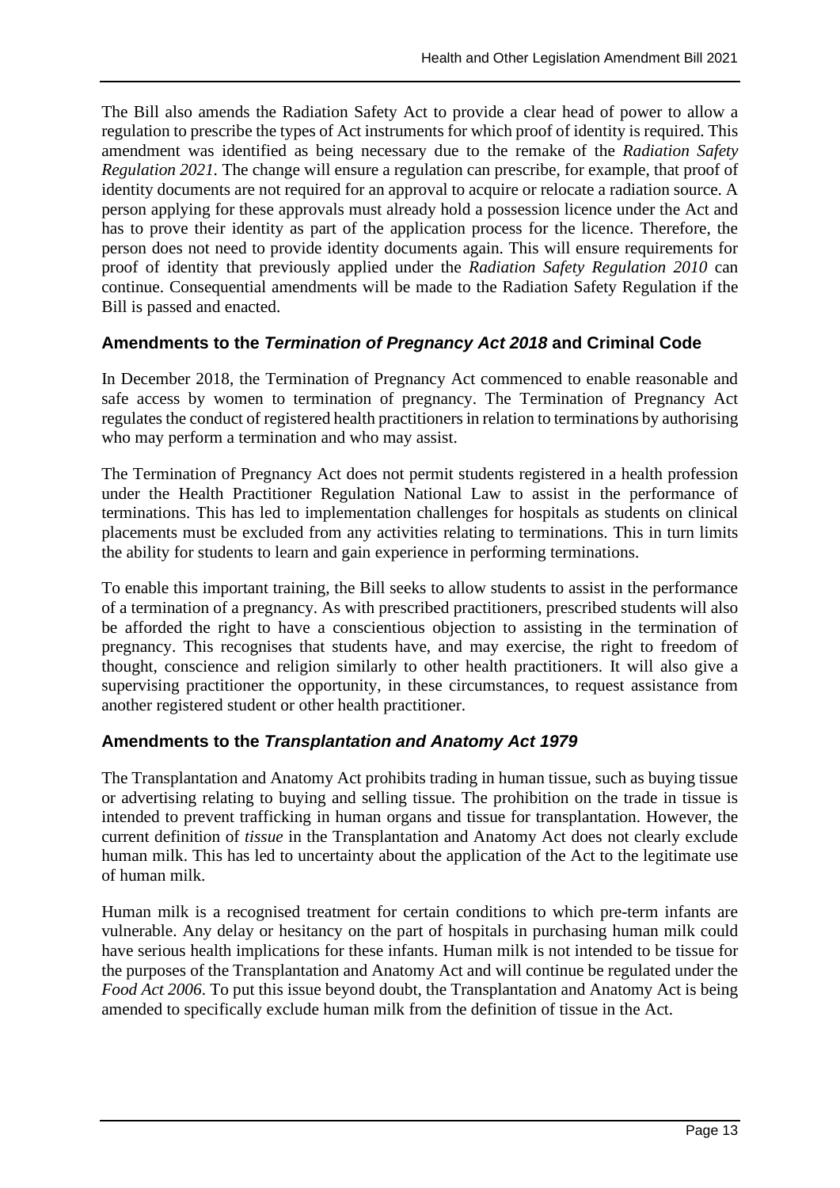The Bill also amends the Radiation Safety Act to provide a clear head of power to allow a regulation to prescribe the types of Act instruments for which proof of identity is required. This amendment was identified as being necessary due to the remake of the *Radiation Safety Regulation 2021.* The change will ensure a regulation can prescribe, for example, that proof of identity documents are not required for an approval to acquire or relocate a radiation source. A person applying for these approvals must already hold a possession licence under the Act and has to prove their identity as part of the application process for the licence. Therefore, the person does not need to provide identity documents again. This will ensure requirements for proof of identity that previously applied under the *Radiation Safety Regulation 2010* can continue. Consequential amendments will be made to the Radiation Safety Regulation if the Bill is passed and enacted.

### Amendments to the *Termination of Pregnancy Act 2018* and Criminal Code

In December 2018, the Termination of Pregnancy Act commenced to enable reasonable and safe access by women to termination of pregnancy. The Termination of Pregnancy Act regulates the conduct of registered health practitioners in relation to terminations by authorising who may perform a termination and who may assist.

The Termination of Pregnancy Act does not permit students registered in a health profession under the Health Practitioner Regulation National Law to assist in the performance of terminations. This has led to implementation challenges for hospitals as students on clinical placements must be excluded from any activities relating to terminations. This in turn limits the ability for students to learn and gain experience in performing terminations.

To enable this important training, the Bill seeks to allow students to assist in the performance of a termination of a pregnancy. As with prescribed practitioners, prescribed students will also be afforded the right to have a conscientious objection to assisting in the termination of pregnancy. This recognises that students have, and may exercise, the right to freedom of thought, conscience and religion similarly to other health practitioners. It will also give a supervising practitioner the opportunity, in these circumstances, to request assistance from another registered student or other health practitioner.

### Amendments to the *Transplantation and Anatomy Act 1979*

The Transplantation and Anatomy Act prohibits trading in human tissue, such as buying tissue or advertising relating to buying and selling tissue. The prohibition on the trade in tissue is intended to prevent trafficking in human organs and tissue for transplantation. However, the current definition of *tissue* in the Transplantation and Anatomy Act does not clearly exclude human milk. This has led to uncertainty about the application of the Act to the legitimate use of human milk.

Human milk is a recognised treatment for certain conditions to which pre-term infants are vulnerable. Any delay or hesitancy on the part of hospitals in purchasing human milk could have serious health implications for these infants. Human milk is not intended to be tissue for the purposes of the Transplantation and Anatomy Act and will continue be regulated under the *Food Act 2006*. To put this issue beyond doubt, the Transplantation and Anatomy Act is being amended to specifically exclude human milk from the definition of tissue in the Act.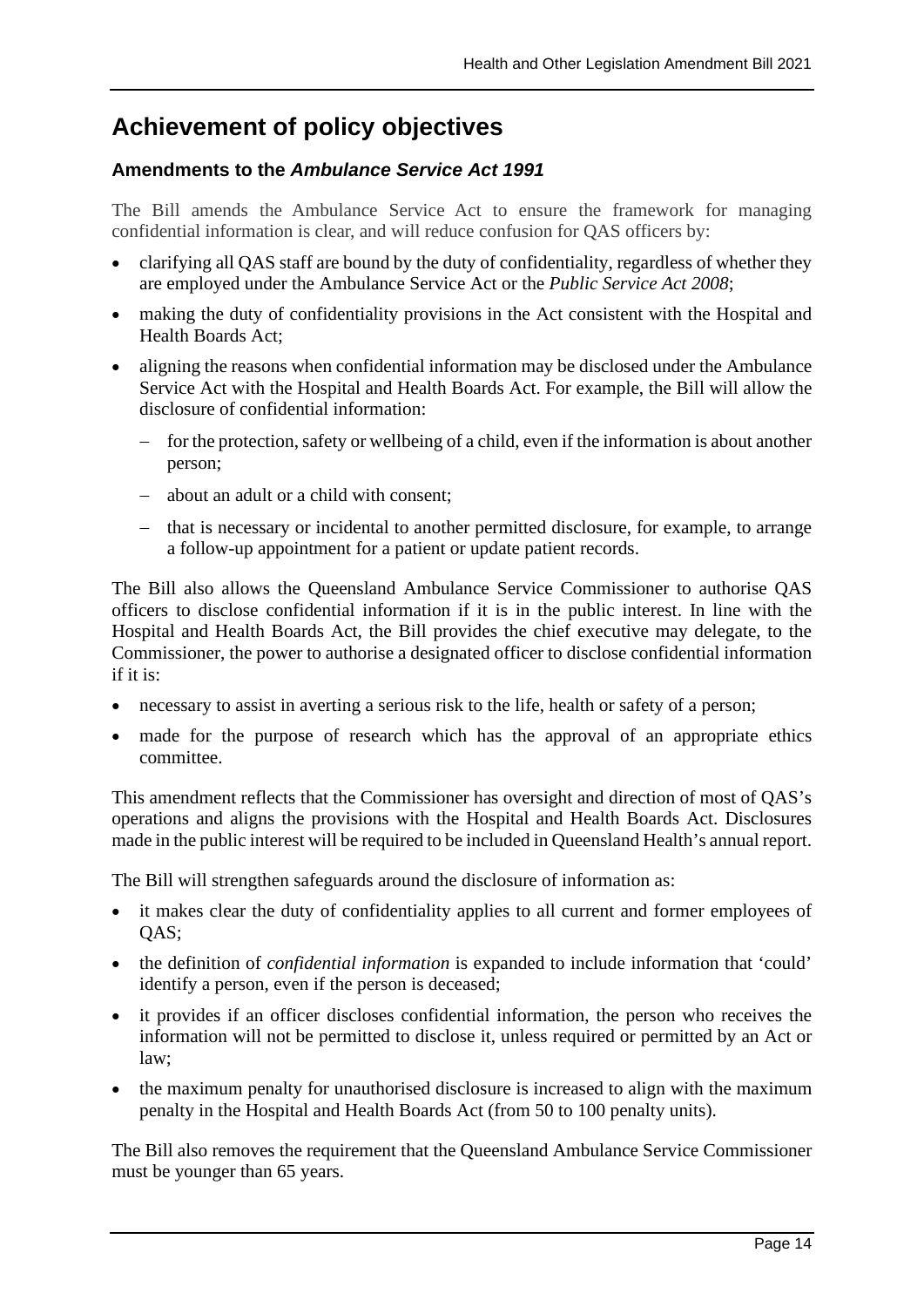## Achievement of policy objectives

### Amendments to the *Ambulance Service Act 1991*

The Bill amends the Ambulance Service Act to ensure the framework for managing confidential information is clear, and will reduce confusion for QAS officers by:

- clarifying all QAS staff are bound by the duty of confidentiality, regardless of whether they are employed under the Ambulance Service Act or the *Public Service Act 2008*;
- making the duty of confidentiality provisions in the Act consistent with the Hospital and Health Boards Act;
- aligning the reasons when confidential information may be disclosed under the Ambulance Service Act with the Hospital and Health Boards Act. For example, the Bill will allow the disclosure of confidential information:
  - for the protection, safety or wellbeing of a child, even if the information is about another person;
  - about an adult or a child with consent;
  - that is necessary or incidental to another permitted disclosure, for example, to arrange a follow-up appointment for a patient or update patient records.

The Bill also allows the Queensland Ambulance Service Commissioner to authorise QAS officers to disclose confidential information if it is in the public interest. In line with the Hospital and Health Boards Act, the Bill provides the chief executive may delegate, to the Commissioner, the power to authorise a designated officer to disclose confidential information if it is:

- necessary to assist in averting a serious risk to the life, health or safety of a person;
- made for the purpose of research which has the approval of an appropriate ethics committee.

This amendment reflects that the Commissioner has oversight and direction of most of QAS's operations and aligns the provisions with the Hospital and Health Boards Act. Disclosures made in the public interest will be required to be included in Queensland Health's annual report.

The Bill will strengthen safeguards around the disclosure of information as:

- it makes clear the duty of confidentiality applies to all current and former employees of QAS;
- the definition of *confidential information* is expanded to include information that 'could' identify a person, even if the person is deceased;
- it provides if an officer discloses confidential information, the person who receives the information will not be permitted to disclose it, unless required or permitted by an Act or law;
- the maximum penalty for unauthorised disclosure is increased to align with the maximum penalty in the Hospital and Health Boards Act (from 50 to 100 penalty units).

The Bill also removes the requirement that the Queensland Ambulance Service Commissioner must be younger than 65 years.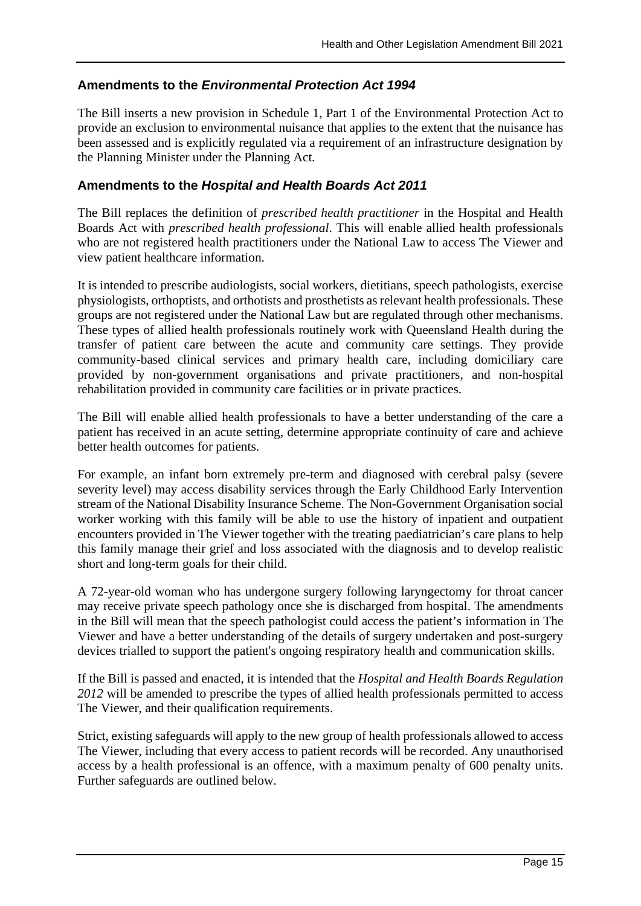## Amendments to the *Environmental Protection Act 1994*

The Bill inserts a new provision in Schedule 1, Part 1 of the Environmental Protection Act to provide an exclusion to environmental nuisance that applies to the extent that the nuisance has been assessed and is explicitly regulated via a requirement of an infrastructure designation by the Planning Minister under the Planning Act.

## Amendments to the *Hospital and Health Boards Act 2011*

The Bill replaces the definition of *prescribed health practitioner* in the Hospital and Health Boards Act with *prescribed health professional*. This will enable allied health professionals who are not registered health practitioners under the National Law to access The Viewer and view patient healthcare information.

It is intended to prescribe audiologists, social workers, dietitians, speech pathologists, exercise physiologists, orthoptists, and orthotists and prosthetists as relevant health professionals. These groups are not registered under the National Law but are regulated through other mechanisms. These types of allied health professionals routinely work with Queensland Health during the transfer of patient care between the acute and community care settings. They provide community-based clinical services and primary health care, including domiciliary care provided by non-government organisations and private practitioners, and non-hospital rehabilitation provided in community care facilities or in private practices.

The Bill will enable allied health professionals to have a better understanding of the care a patient has received in an acute setting, determine appropriate continuity of care and achieve better health outcomes for patients.

For example, an infant born extremely pre-term and diagnosed with cerebral palsy (severe severity level) may access disability services through the Early Childhood Early Intervention stream of the National Disability Insurance Scheme. The Non-Government Organisation social worker working with this family will be able to use the history of inpatient and outpatient encounters provided in The Viewer together with the treating paediatrician's care plans to help this family manage their grief and loss associated with the diagnosis and to develop realistic short and long-term goals for their child.

A 72-year-old woman who has undergone surgery following laryngectomy for throat cancer may receive private speech pathology once she is discharged from hospital. The amendments in the Bill will mean that the speech pathologist could access the patient's information in The Viewer and have a better understanding of the details of surgery undertaken and post-surgery devices trialled to support the patient's ongoing respiratory health and communication skills.

If the Bill is passed and enacted, it is intended that the *Hospital and Health Boards Regulation 2012* will be amended to prescribe the types of allied health professionals permitted to access The Viewer, and their qualification requirements.

Strict, existing safeguards will apply to the new group of health professionals allowed to access The Viewer, including that every access to patient records will be recorded. Any unauthorised access by a health professional is an offence, with a maximum penalty of 600 penalty units. Further safeguards are outlined below.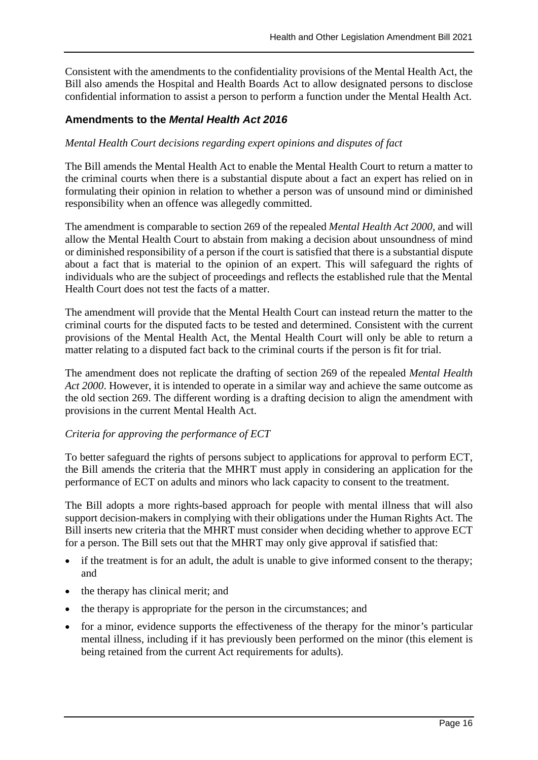Consistent with the amendments to the confidentiality provisions of the Mental Health Act, the Bill also amends the Hospital and Health Boards Act to allow designated persons to disclose confidential information to assist a person to perform a function under the Mental Health Act.

### Amendments to the *Mental Health Act 2016*

*Mental Health Court decisions regarding expert opinions and disputes of fact*

The Bill amends the Mental Health Act to enable the Mental Health Court to return a matter to the criminal courts when there is a substantial dispute about a fact an expert has relied on in formulating their opinion in relation to whether a person was of unsound mind or diminished responsibility when an offence was allegedly committed.

The amendment is comparable to section 269 of the repealed *Mental Health Act 2000,* and will allow the Mental Health Court to abstain from making a decision about unsoundness of mind or diminished responsibility of a person if the court is satisfied that there is a substantial dispute about a fact that is material to the opinion of an expert. This will safeguard the rights of individuals who are the subject of proceedings and reflects the established rule that the Mental Health Court does not test the facts of a matter.

The amendment will provide that the Mental Health Court can instead return the matter to the criminal courts for the disputed facts to be tested and determined. Consistent with the current provisions of the Mental Health Act, the Mental Health Court will only be able to return a matter relating to a disputed fact back to the criminal courts if the person is fit for trial.

The amendment does not replicate the drafting of section 269 of the repealed *Mental Health Act 2000*. However, it is intended to operate in a similar way and achieve the same outcome as the old section 269. The different wording is a drafting decision to align the amendment with provisions in the current Mental Health Act.

*Criteria for approving the performance of ECT*

To better safeguard the rights of persons subject to applications for approval to perform ECT, the Bill amends the criteria that the MHRT must apply in considering an application for the performance of ECT on adults and minors who lack capacity to consent to the treatment.

The Bill adopts a more rights-based approach for people with mental illness that will also support decision-makers in complying with their obligations under the Human Rights Act. The Bill inserts new criteria that the MHRT must consider when deciding whether to approve ECT for a person. The Bill sets out that the MHRT may only give approval if satisfied that:

- if the treatment is for an adult, the adult is unable to give informed consent to the therapy; and
- the therapy has clinical merit; and
- the therapy is appropriate for the person in the circumstances; and
- for a minor, evidence supports the effectiveness of the therapy for the minor's particular mental illness, including if it has previously been performed on the minor (this element is being retained from the current Act requirements for adults).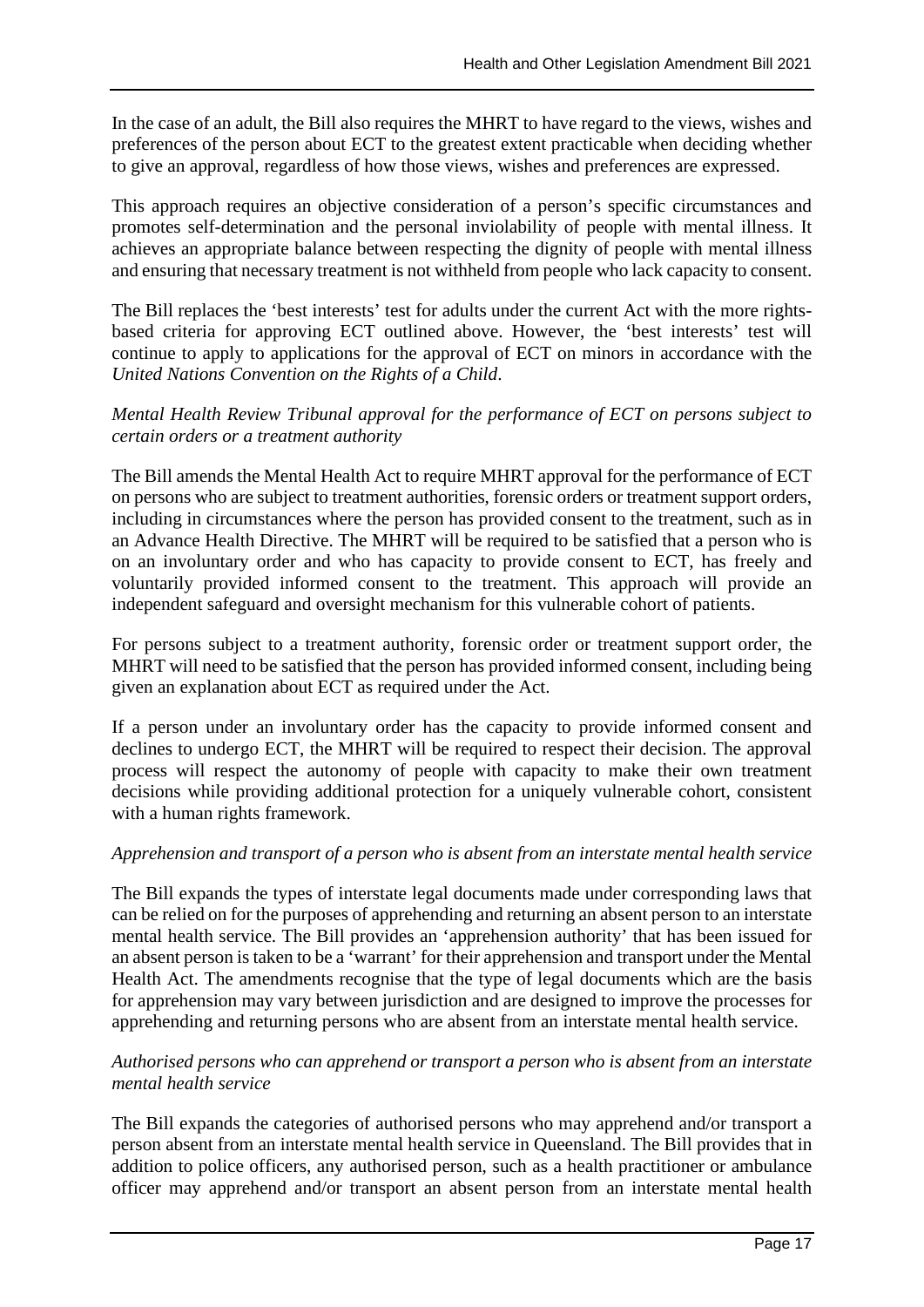In the case of an adult, the Bill also requires the MHRT to have regard to the views, wishes and preferences of the person about ECT to the greatest extent practicable when deciding whether to give an approval, regardless of how those views, wishes and preferences are expressed.

This approach requires an objective consideration of a person's specific circumstances and promotes self-determination and the personal inviolability of people with mental illness. It achieves an appropriate balance between respecting the dignity of people with mental illness and ensuring that necessary treatment is not withheld from people who lack capacity to consent.

The Bill replaces the 'best interests' test for adults under the current Act with the more rights-based criteria for approving ECT outlined above. However, the 'best interests' test will continue to apply to applications for the approval of ECT on minors in accordance with the *United Nations Convention on the Rights of a Child*.

*Mental Health Review Tribunal approval for the performance of ECT on persons subject to certain orders or a treatment authority*

The Bill amends the Mental Health Act to require MHRT approval for the performance of ECT on persons who are subject to treatment authorities, forensic orders or treatment support orders, including in circumstances where the person has provided consent to the treatment, such as in an Advance Health Directive. The MHRT will be required to be satisfied that a person who is on an involuntary order and who has capacity to provide consent to ECT, has freely and voluntarily provided informed consent to the treatment. This approach will provide an independent safeguard and oversight mechanism for this vulnerable cohort of patients.

For persons subject to a treatment authority, forensic order or treatment support order, the MHRT will need to be satisfied that the person has provided informed consent, including being given an explanation about ECT as required under the Act.

If a person under an involuntary order has the capacity to provide informed consent and declines to undergo ECT, the MHRT will be required to respect their decision. The approval process will respect the autonomy of people with capacity to make their own treatment decisions while providing additional protection for a uniquely vulnerable cohort, consistent with a human rights framework.

*Apprehension and transport of a person who is absent from an interstate mental health service*

The Bill expands the types of interstate legal documents made under corresponding laws that can be relied on for the purposes of apprehending and returning an absent person to an interstate mental health service. The Bill provides an 'apprehension authority' that has been issued for an absent person is taken to be a 'warrant' for their apprehension and transport under the Mental Health Act. The amendments recognise that the type of legal documents which are the basis for apprehension may vary between jurisdiction and are designed to improve the processes for apprehending and returning persons who are absent from an interstate mental health service.

*Authorised persons who can apprehend or transport a person who is absent from an interstate mental health service*

The Bill expands the categories of authorised persons who may apprehend and/or transport a person absent from an interstate mental health service in Queensland. The Bill provides that in addition to police officers, any authorised person, such as a health practitioner or ambulance officer may apprehend and/or transport an absent person from an interstate mental health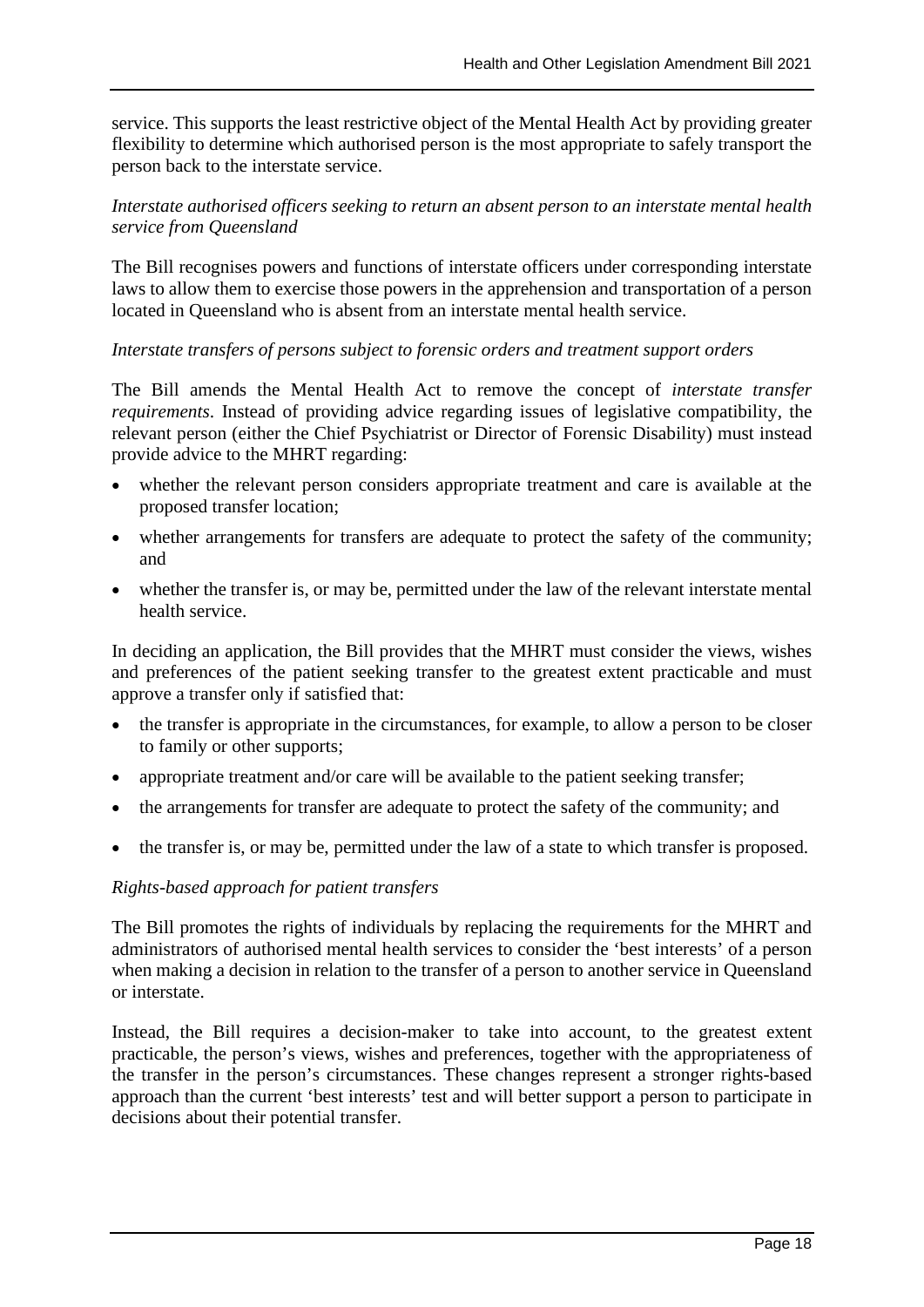service. This supports the least restrictive object of the Mental Health Act by providing greater flexibility to determine which authorised person is the most appropriate to safely transport the person back to the interstate service.

*Interstate authorised officers seeking to return an absent person to an interstate mental health service from Queensland*

The Bill recognises powers and functions of interstate officers under corresponding interstate laws to allow them to exercise those powers in the apprehension and transportation of a person located in Queensland who is absent from an interstate mental health service.

*Interstate transfers of persons subject to forensic orders and treatment support orders*

The Bill amends the Mental Health Act to remove the concept of *interstate transfer requirements*. Instead of providing advice regarding issues of legislative compatibility, the relevant person (either the Chief Psychiatrist or Director of Forensic Disability) must instead provide advice to the MHRT regarding:

- whether the relevant person considers appropriate treatment and care is available at the proposed transfer location;
- whether arrangements for transfers are adequate to protect the safety of the community; and
- whether the transfer is, or may be, permitted under the law of the relevant interstate mental health service.

In deciding an application, the Bill provides that the MHRT must consider the views, wishes and preferences of the patient seeking transfer to the greatest extent practicable and must approve a transfer only if satisfied that:

- the transfer is appropriate in the circumstances, for example, to allow a person to be closer to family or other supports;
- appropriate treatment and/or care will be available to the patient seeking transfer;
- the arrangements for transfer are adequate to protect the safety of the community; and
- the transfer is, or may be, permitted under the law of a state to which transfer is proposed.

*Rights-based approach for patient transfers*

The Bill promotes the rights of individuals by replacing the requirements for the MHRT and administrators of authorised mental health services to consider the 'best interests' of a person when making a decision in relation to the transfer of a person to another service in Queensland or interstate.

Instead, the Bill requires a decision-maker to take into account, to the greatest extent practicable, the person's views, wishes and preferences, together with the appropriateness of the transfer in the person's circumstances. These changes represent a stronger rights-based approach than the current 'best interests' test and will better support a person to participate in decisions about their potential transfer.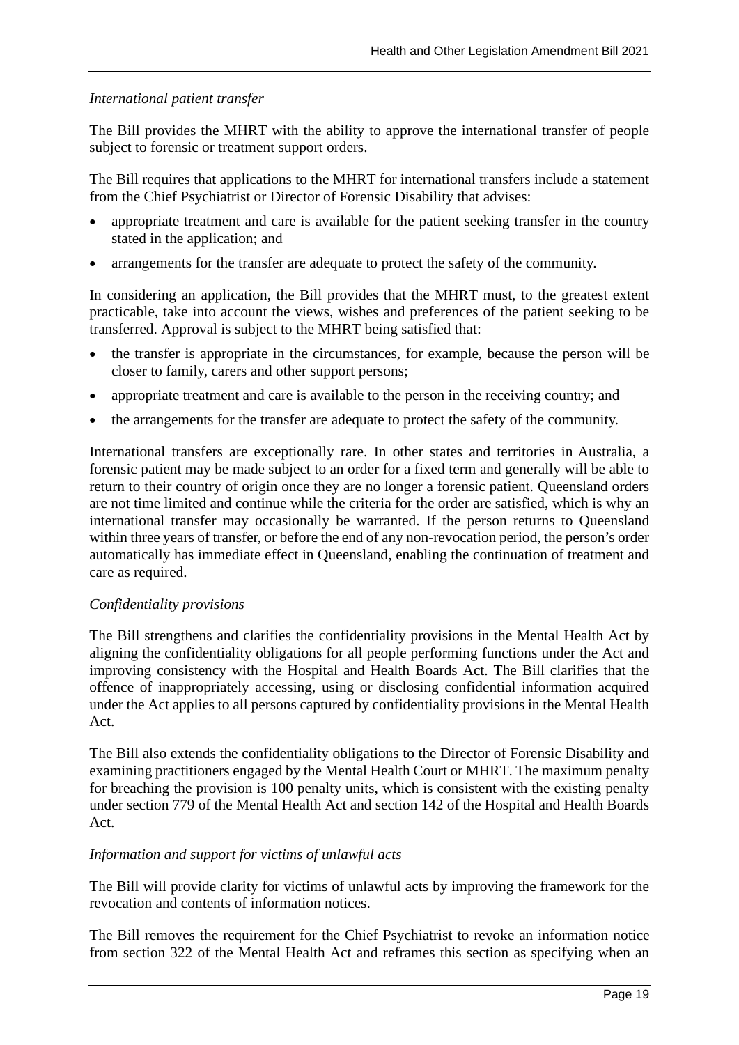*International patient transfer*

The Bill provides the MHRT with the ability to approve the international transfer of people subject to forensic or treatment support orders.

The Bill requires that applications to the MHRT for international transfers include a statement from the Chief Psychiatrist or Director of Forensic Disability that advises:

- appropriate treatment and care is available for the patient seeking transfer in the country stated in the application; and
- arrangements for the transfer are adequate to protect the safety of the community.

In considering an application, the Bill provides that the MHRT must, to the greatest extent practicable, take into account the views, wishes and preferences of the patient seeking to be transferred. Approval is subject to the MHRT being satisfied that:

- the transfer is appropriate in the circumstances, for example, because the person will be closer to family, carers and other support persons;
- appropriate treatment and care is available to the person in the receiving country; and
- the arrangements for the transfer are adequate to protect the safety of the community.

International transfers are exceptionally rare. In other states and territories in Australia, a forensic patient may be made subject to an order for a fixed term and generally will be able to return to their country of origin once they are no longer a forensic patient. Queensland orders are not time limited and continue while the criteria for the order are satisfied, which is why an international transfer may occasionally be warranted. If the person returns to Queensland within three years of transfer, or before the end of any non-revocation period, the person's order automatically has immediate effect in Queensland, enabling the continuation of treatment and care as required.

*Confidentiality provisions*

The Bill strengthens and clarifies the confidentiality provisions in the Mental Health Act by aligning the confidentiality obligations for all people performing functions under the Act and improving consistency with the Hospital and Health Boards Act. The Bill clarifies that the offence of inappropriately accessing, using or disclosing confidential information acquired under the Act applies to all persons captured by confidentiality provisions in the Mental Health Act.

The Bill also extends the confidentiality obligations to the Director of Forensic Disability and examining practitioners engaged by the Mental Health Court or MHRT. The maximum penalty for breaching the provision is 100 penalty units, which is consistent with the existing penalty under section 779 of the Mental Health Act and section 142 of the Hospital and Health Boards Act.

*Information and support for victims of unlawful acts*

The Bill will provide clarity for victims of unlawful acts by improving the framework for the revocation and contents of information notices.

The Bill removes the requirement for the Chief Psychiatrist to revoke an information notice from section 322 of the Mental Health Act and reframes this section as specifying when an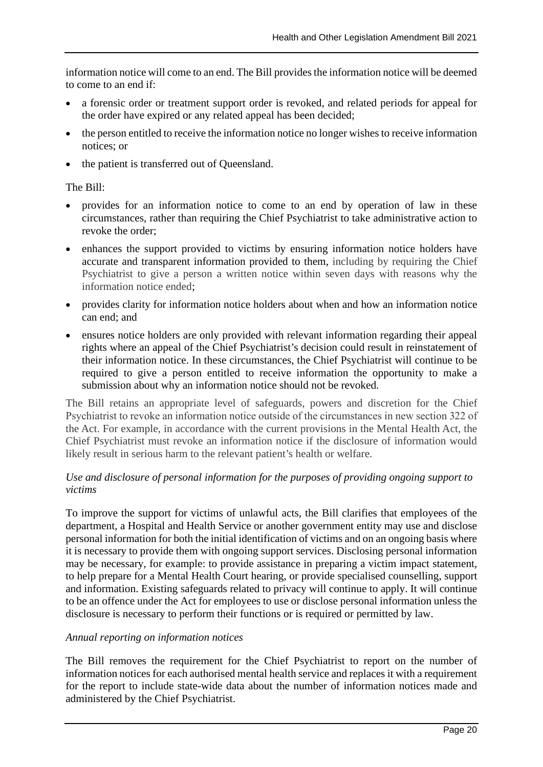information notice will come to an end. The Bill provides the information notice will be deemed to come to an end if:

- a forensic order or treatment support order is revoked, and related periods for appeal for the order have expired or any related appeal has been decided;
- the person entitled to receive the information notice no longer wishes to receive information notices; or
- the patient is transferred out of Queensland.

The Bill:

- provides for an information notice to come to an end by operation of law in these circumstances, rather than requiring the Chief Psychiatrist to take administrative action to revoke the order;
- enhances the support provided to victims by ensuring information notice holders have accurate and transparent information provided to them, including by requiring the Chief Psychiatrist to give a person a written notice within seven days with reasons why the information notice ended;
- provides clarity for information notice holders about when and how an information notice can end; and
- ensures notice holders are only provided with relevant information regarding their appeal rights where an appeal of the Chief Psychiatrist's decision could result in reinstatement of their information notice. In these circumstances, the Chief Psychiatrist will continue to be required to give a person entitled to receive information the opportunity to make a submission about why an information notice should not be revoked.

The Bill retains an appropriate level of safeguards, powers and discretion for the Chief Psychiatrist to revoke an information notice outside of the circumstances in new section 322 of the Act. For example, in accordance with the current provisions in the Mental Health Act, the Chief Psychiatrist must revoke an information notice if the disclosure of information would likely result in serious harm to the relevant patient's health or welfare.

*Use and disclosure of personal information for the purposes of providing ongoing support to victims*

To improve the support for victims of unlawful acts, the Bill clarifies that employees of the department, a Hospital and Health Service or another government entity may use and disclose personal information for both the initial identification of victims and on an ongoing basis where it is necessary to provide them with ongoing support services. Disclosing personal information may be necessary, for example: to provide assistance in preparing a victim impact statement, to help prepare for a Mental Health Court hearing, or provide specialised counselling, support and information. Existing safeguards related to privacy will continue to apply. It will continue to be an offence under the Act for employees to use or disclose personal information unless the disclosure is necessary to perform their functions or is required or permitted by law.

*Annual reporting on information notices*

The Bill removes the requirement for the Chief Psychiatrist to report on the number of information notices for each authorised mental health service and replaces it with a requirement for the report to include state-wide data about the number of information notices made and administered by the Chief Psychiatrist.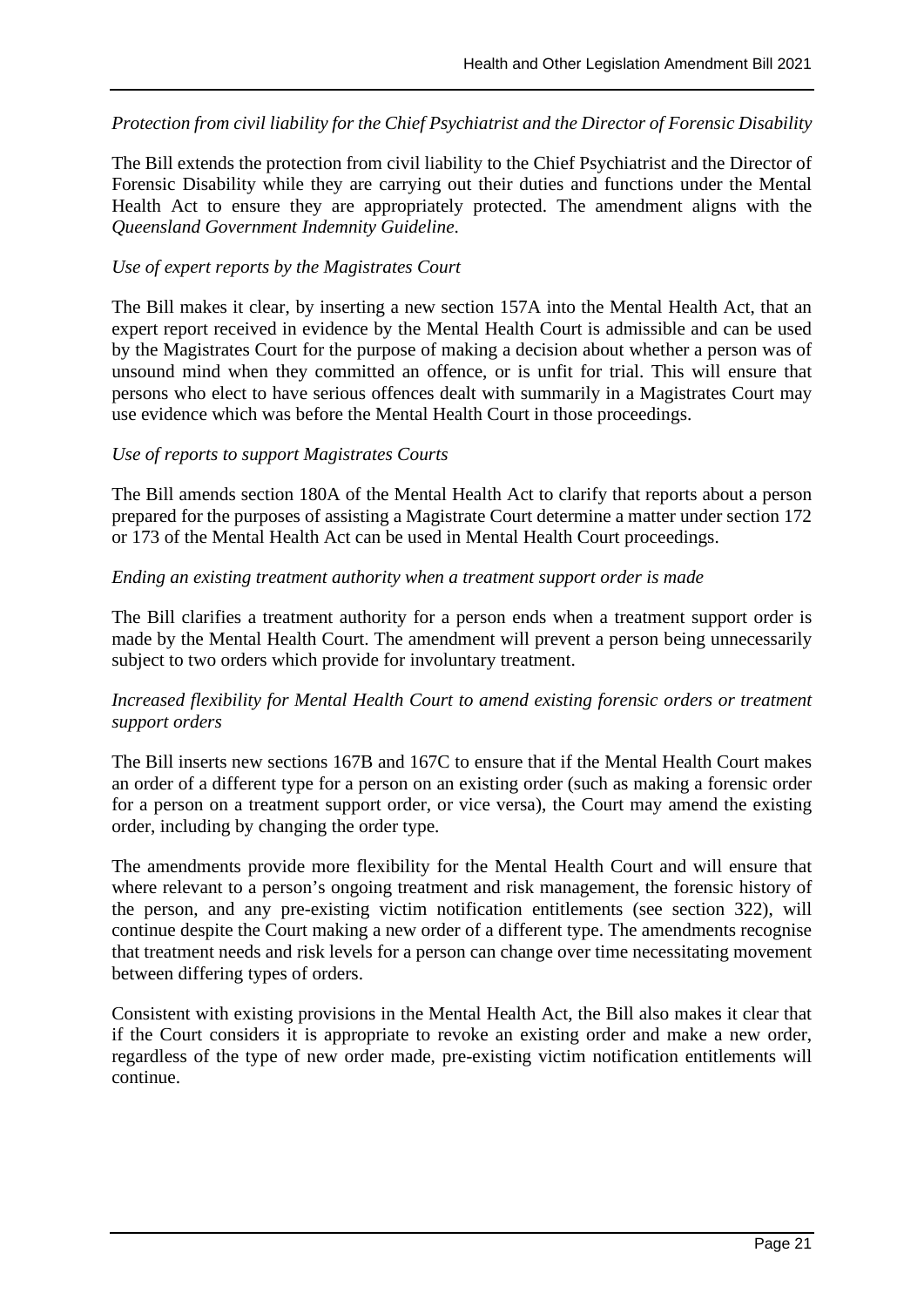*Protection from civil liability for the Chief Psychiatrist and the Director of Forensic Disability*

The Bill extends the protection from civil liability to the Chief Psychiatrist and the Director of Forensic Disability while they are carrying out their duties and functions under the Mental Health Act to ensure they are appropriately protected. The amendment aligns with the *Queensland Government Indemnity Guideline*.

*Use of expert reports by the Magistrates Court*

The Bill makes it clear, by inserting a new section 157A into the Mental Health Act, that an expert report received in evidence by the Mental Health Court is admissible and can be used by the Magistrates Court for the purpose of making a decision about whether a person was of unsound mind when they committed an offence, or is unfit for trial. This will ensure that persons who elect to have serious offences dealt with summarily in a Magistrates Court may use evidence which was before the Mental Health Court in those proceedings.

*Use of reports to support Magistrates Courts*

The Bill amends section 180A of the Mental Health Act to clarify that reports about a person prepared for the purposes of assisting a Magistrate Court determine a matter under section 172 or 173 of the Mental Health Act can be used in Mental Health Court proceedings.

*Ending an existing treatment authority when a treatment support order is made*

The Bill clarifies a treatment authority for a person ends when a treatment support order is made by the Mental Health Court. The amendment will prevent a person being unnecessarily subject to two orders which provide for involuntary treatment.

*Increased flexibility for Mental Health Court to amend existing forensic orders or treatment support orders*

The Bill inserts new sections 167B and 167C to ensure that if the Mental Health Court makes an order of a different type for a person on an existing order (such as making a forensic order for a person on a treatment support order, or vice versa), the Court may amend the existing order, including by changing the order type.

The amendments provide more flexibility for the Mental Health Court and will ensure that where relevant to a person's ongoing treatment and risk management, the forensic history of the person, and any pre-existing victim notification entitlements (see section 322), will continue despite the Court making a new order of a different type. The amendments recognise that treatment needs and risk levels for a person can change over time necessitating movement between differing types of orders.

Consistent with existing provisions in the Mental Health Act, the Bill also makes it clear that if the Court considers it is appropriate to revoke an existing order and make a new order, regardless of the type of new order made, pre-existing victim notification entitlements will continue.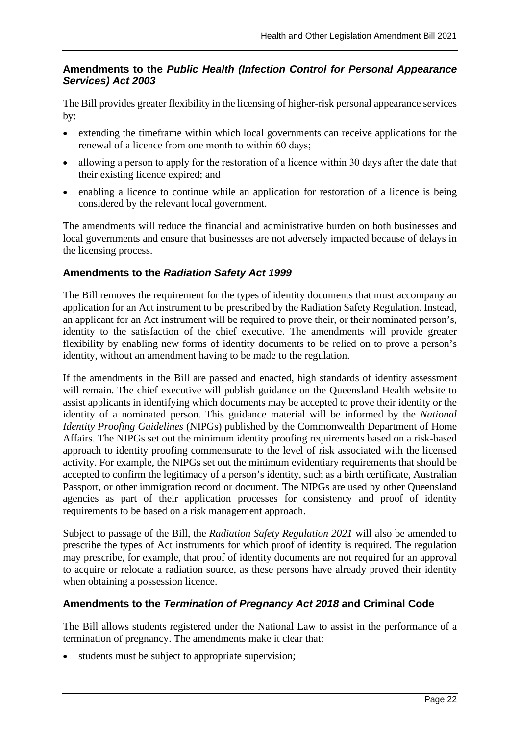### Amendments to the *Public Health (Infection Control for Personal Appearance Services) Act 2003*

The Bill provides greater flexibility in the licensing of higher-risk personal appearance services by:

- extending the timeframe within which local governments can receive applications for the renewal of a licence from one month to within 60 days;
- allowing a person to apply for the restoration of a licence within 30 days after the date that their existing licence expired; and
- enabling a licence to continue while an application for restoration of a licence is being considered by the relevant local government.

The amendments will reduce the financial and administrative burden on both businesses and local governments and ensure that businesses are not adversely impacted because of delays in the licensing process.

### Amendments to the *Radiation Safety Act 1999*

The Bill removes the requirement for the types of identity documents that must accompany an application for an Act instrument to be prescribed by the Radiation Safety Regulation. Instead, an applicant for an Act instrument will be required to prove their, or their nominated person's, identity to the satisfaction of the chief executive. The amendments will provide greater flexibility by enabling new forms of identity documents to be relied on to prove a person's identity, without an amendment having to be made to the regulation.

If the amendments in the Bill are passed and enacted, high standards of identity assessment will remain. The chief executive will publish guidance on the Queensland Health website to assist applicants in identifying which documents may be accepted to prove their identity or the identity of a nominated person. This guidance material will be informed by the *National Identity Proofing Guidelines* (NIPGs) published by the Commonwealth Department of Home Affairs. The NIPGs set out the minimum identity proofing requirements based on a risk-based approach to identity proofing commensurate to the level of risk associated with the licensed activity. For example, the NIPGs set out the minimum evidentiary requirements that should be accepted to confirm the legitimacy of a person's identity, such as a birth certificate, Australian Passport, or other immigration record or document. The NIPGs are used by other Queensland agencies as part of their application processes for consistency and proof of identity requirements to be based on a risk management approach.

Subject to passage of the Bill, the *Radiation Safety Regulation 2021* will also be amended to prescribe the types of Act instruments for which proof of identity is required. The regulation may prescribe, for example, that proof of identity documents are not required for an approval to acquire or relocate a radiation source, as these persons have already proved their identity when obtaining a possession licence.

### Amendments to the *Termination of Pregnancy Act 2018* and Criminal Code

The Bill allows students registered under the National Law to assist in the performance of a termination of pregnancy. The amendments make it clear that:

- students must be subject to appropriate supervision;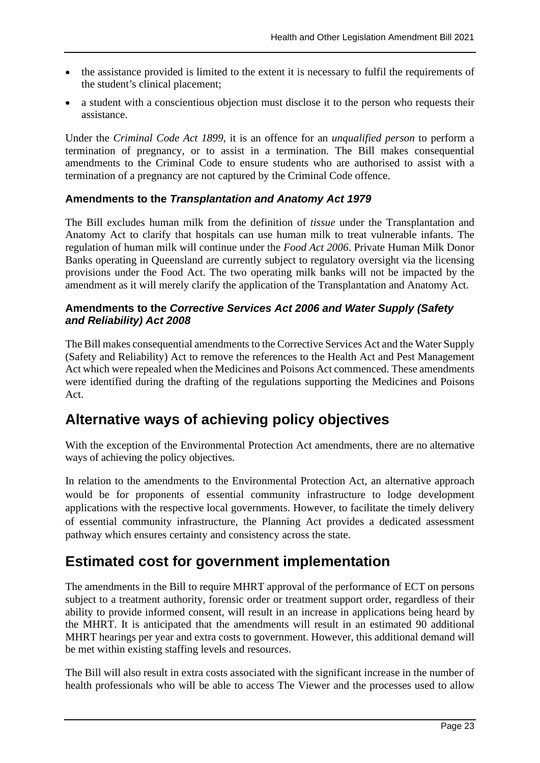- the assistance provided is limited to the extent it is necessary to fulfil the requirements of the student's clinical placement;
- a student with a conscientious objection must disclose it to the person who requests their assistance.

Under the *Criminal Code Act 1899*, it is an offence for an *unqualified person* to perform a termination of pregnancy, or to assist in a termination. The Bill makes consequential amendments to the Criminal Code to ensure students who are authorised to assist with a termination of a pregnancy are not captured by the Criminal Code offence.

### Amendments to the *Transplantation and Anatomy Act 1979*

The Bill excludes human milk from the definition of *tissue* under the Transplantation and Anatomy Act to clarify that hospitals can use human milk to treat vulnerable infants. The regulation of human milk will continue under the *Food Act 2006*. Private Human Milk Donor Banks operating in Queensland are currently subject to regulatory oversight via the licensing provisions under the Food Act. The two operating milk banks will not be impacted by the amendment as it will merely clarify the application of the Transplantation and Anatomy Act.

### Amendments to the *Corrective Services Act 2006 and Water Supply (Safety and Reliability) Act 2008*

The Bill makes consequential amendments to the Corrective Services Act and the Water Supply (Safety and Reliability) Act to remove the references to the Health Act and Pest Management Act which were repealed when the Medicines and Poisons Act commenced. These amendments were identified during the drafting of the regulations supporting the Medicines and Poisons Act.

## Alternative ways of achieving policy objectives

With the exception of the Environmental Protection Act amendments, there are no alternative ways of achieving the policy objectives.

In relation to the amendments to the Environmental Protection Act, an alternative approach would be for proponents of essential community infrastructure to lodge development applications with the respective local governments. However, to facilitate the timely delivery of essential community infrastructure, the Planning Act provides a dedicated assessment pathway which ensures certainty and consistency across the state.

## Estimated cost for government implementation

The amendments in the Bill to require MHRT approval of the performance of ECT on persons subject to a treatment authority, forensic order or treatment support order, regardless of their ability to provide informed consent, will result in an increase in applications being heard by the MHRT. It is anticipated that the amendments will result in an estimated 90 additional MHRT hearings per year and extra costs to government. However, this additional demand will be met within existing staffing levels and resources.

The Bill will also result in extra costs associated with the significant increase in the number of health professionals who will be able to access The Viewer and the processes used to allow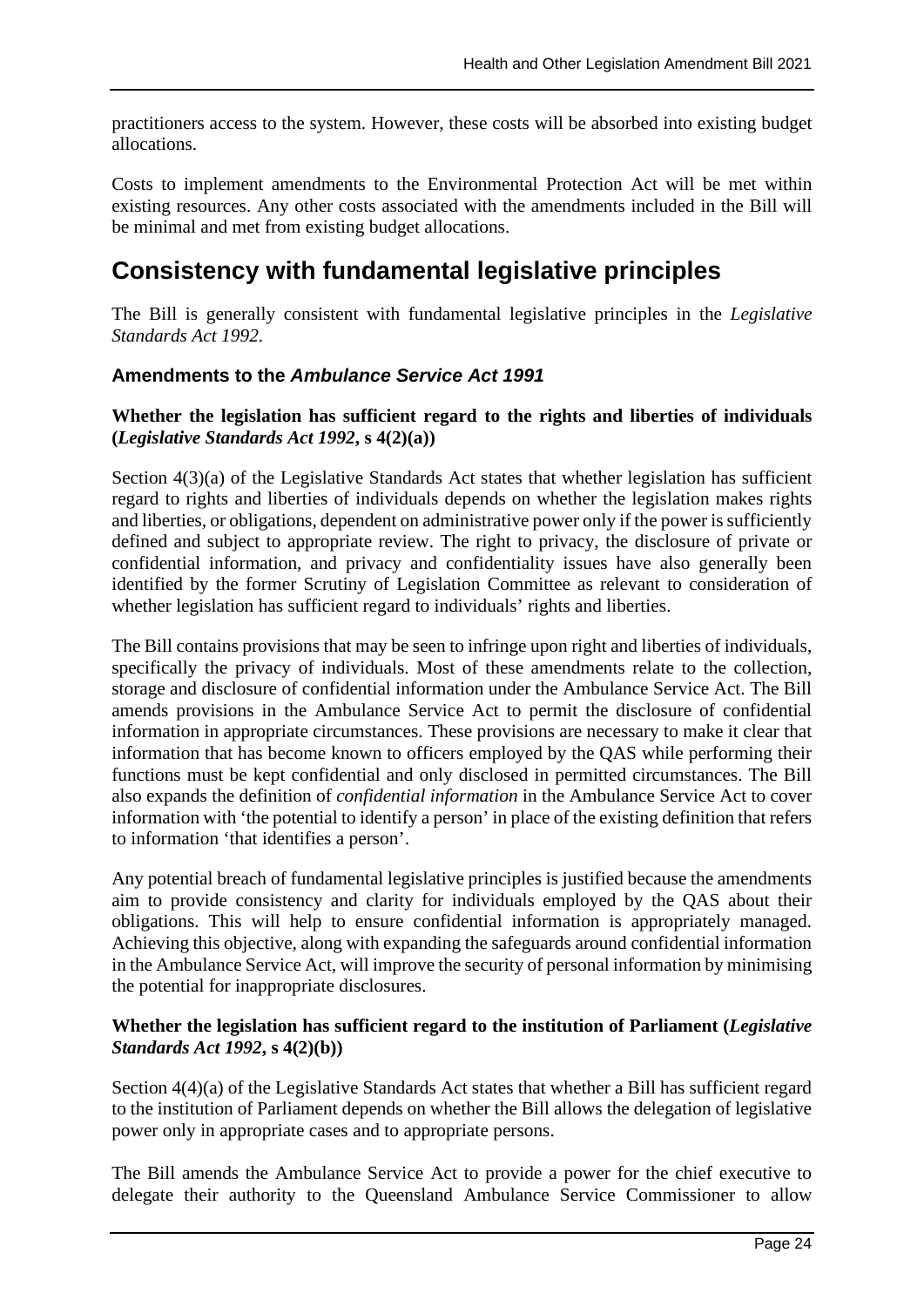practitioners access to the system. However, these costs will be absorbed into existing budget allocations.

Costs to implement amendments to the Environmental Protection Act will be met within existing resources. Any other costs associated with the amendments included in the Bill will be minimal and met from existing budget allocations.

# Consistency with fundamental legislative principles

The Bill is generally consistent with fundamental legislative principles in the *Legislative Standards Act 1992*.

### Amendments to the *Ambulance Service Act 1991*

**Whether the legislation has sufficient regard to the rights and liberties of individuals (*Legislative Standards Act 1992*, s 4(2)(a))**

Section 4(3)(a) of the Legislative Standards Act states that whether legislation has sufficient regard to rights and liberties of individuals depends on whether the legislation makes rights and liberties, or obligations, dependent on administrative power only if the power is sufficiently defined and subject to appropriate review. The right to privacy, the disclosure of private or confidential information, and privacy and confidentiality issues have also generally been identified by the former Scrutiny of Legislation Committee as relevant to consideration of whether legislation has sufficient regard to individuals' rights and liberties.

The Bill contains provisions that may be seen to infringe upon right and liberties of individuals, specifically the privacy of individuals. Most of these amendments relate to the collection, storage and disclosure of confidential information under the Ambulance Service Act. The Bill amends provisions in the Ambulance Service Act to permit the disclosure of confidential information in appropriate circumstances. These provisions are necessary to make it clear that information that has become known to officers employed by the QAS while performing their functions must be kept confidential and only disclosed in permitted circumstances. The Bill also expands the definition of *confidential information* in the Ambulance Service Act to cover information with 'the potential to identify a person' in place of the existing definition that refers to information 'that identifies a person'.

Any potential breach of fundamental legislative principles is justified because the amendments aim to provide consistency and clarity for individuals employed by the QAS about their obligations. This will help to ensure confidential information is appropriately managed. Achieving this objective, along with expanding the safeguards around confidential information in the Ambulance Service Act, will improve the security of personal information by minimising the potential for inappropriate disclosures.

**Whether the legislation has sufficient regard to the institution of Parliament (*Legislative Standards Act 1992*, s 4(2)(b))**

Section 4(4)(a) of the Legislative Standards Act states that whether a Bill has sufficient regard to the institution of Parliament depends on whether the Bill allows the delegation of legislative power only in appropriate cases and to appropriate persons.

The Bill amends the Ambulance Service Act to provide a power for the chief executive to delegate their authority to the Queensland Ambulance Service Commissioner to allow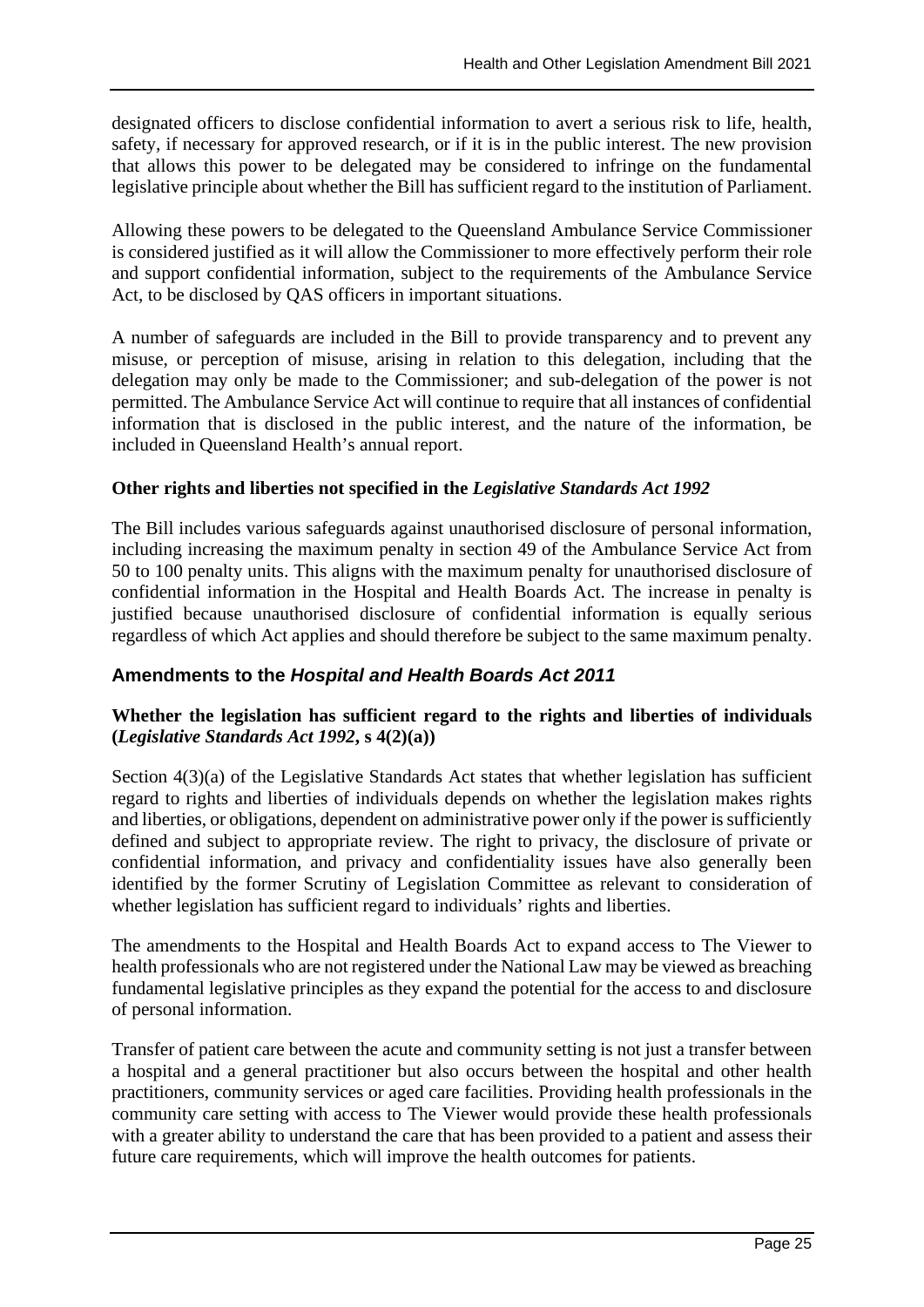designated officers to disclose confidential information to avert a serious risk to life, health, safety, if necessary for approved research, or if it is in the public interest. The new provision that allows this power to be delegated may be considered to infringe on the fundamental legislative principle about whether the Bill has sufficient regard to the institution of Parliament.

Allowing these powers to be delegated to the Queensland Ambulance Service Commissioner is considered justified as it will allow the Commissioner to more effectively perform their role and support confidential information, subject to the requirements of the Ambulance Service Act, to be disclosed by QAS officers in important situations.

A number of safeguards are included in the Bill to provide transparency and to prevent any misuse, or perception of misuse, arising in relation to this delegation, including that the delegation may only be made to the Commissioner; and sub-delegation of the power is not permitted. The Ambulance Service Act will continue to require that all instances of confidential information that is disclosed in the public interest, and the nature of the information, be included in Queensland Health's annual report.

**Other rights and liberties not specified in the *Legislative Standards Act 1992***

The Bill includes various safeguards against unauthorised disclosure of personal information, including increasing the maximum penalty in section 49 of the Ambulance Service Act from 50 to 100 penalty units. This aligns with the maximum penalty for unauthorised disclosure of confidential information in the Hospital and Health Boards Act. The increase in penalty is justified because unauthorised disclosure of confidential information is equally serious regardless of which Act applies and should therefore be subject to the same maximum penalty.

### Amendments to the *Hospital and Health Boards Act 2011*

**Whether the legislation has sufficient regard to the rights and liberties of individuals (*Legislative Standards Act 1992*, s 4(2)(a))**

Section 4(3)(a) of the Legislative Standards Act states that whether legislation has sufficient regard to rights and liberties of individuals depends on whether the legislation makes rights and liberties, or obligations, dependent on administrative power only if the power is sufficiently defined and subject to appropriate review. The right to privacy, the disclosure of private or confidential information, and privacy and confidentiality issues have also generally been identified by the former Scrutiny of Legislation Committee as relevant to consideration of whether legislation has sufficient regard to individuals' rights and liberties.

The amendments to the Hospital and Health Boards Act to expand access to The Viewer to health professionals who are not registered under the National Law may be viewed as breaching fundamental legislative principles as they expand the potential for the access to and disclosure of personal information.

Transfer of patient care between the acute and community setting is not just a transfer between a hospital and a general practitioner but also occurs between the hospital and other health practitioners, community services or aged care facilities. Providing health professionals in the community care setting with access to The Viewer would provide these health professionals with a greater ability to understand the care that has been provided to a patient and assess their future care requirements, which will improve the health outcomes for patients.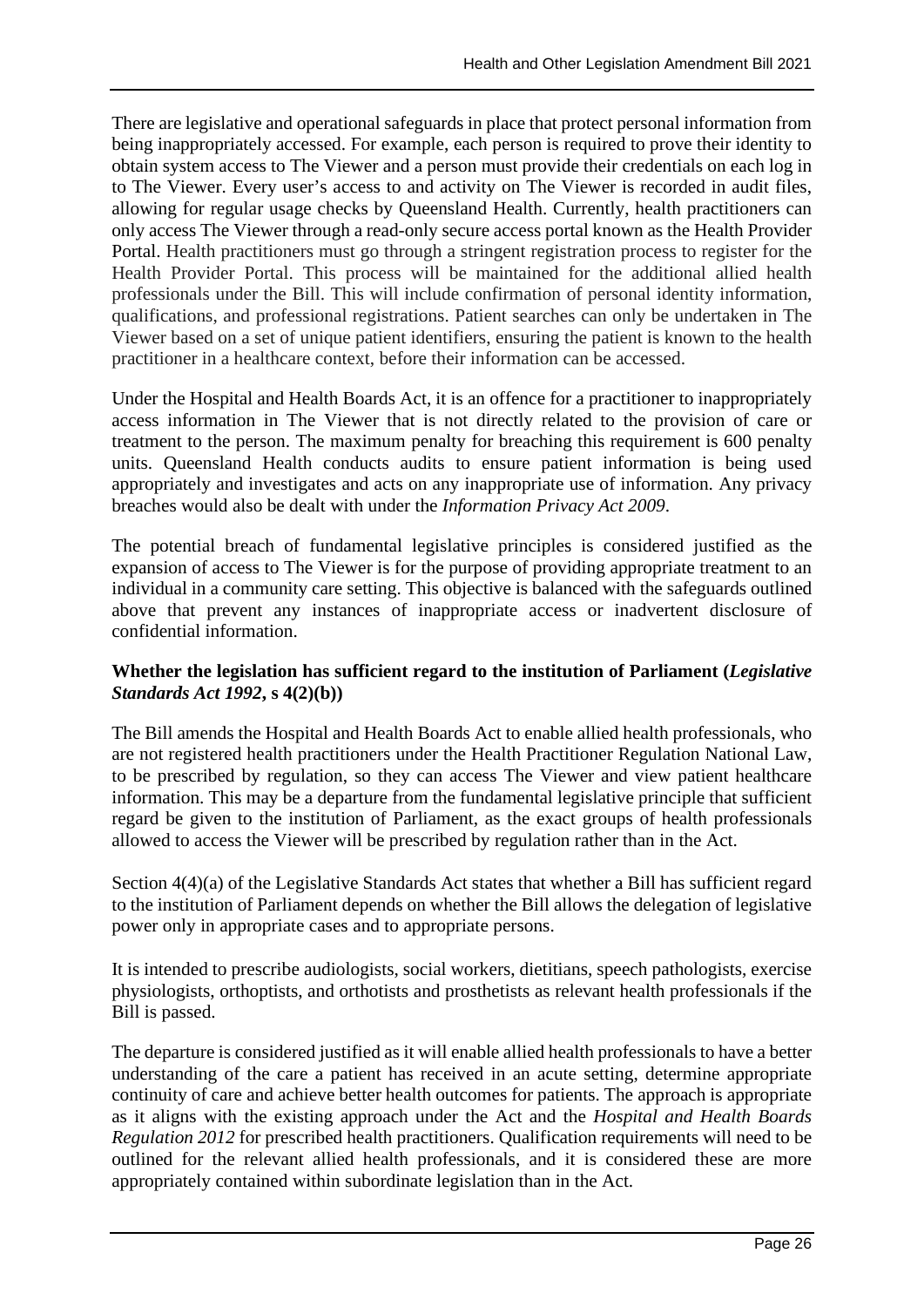There are legislative and operational safeguards in place that protect personal information from being inappropriately accessed. For example, each person is required to prove their identity to obtain system access to The Viewer and a person must provide their credentials on each log in to The Viewer. Every user's access to and activity on The Viewer is recorded in audit files, allowing for regular usage checks by Queensland Health. Currently, health practitioners can only access The Viewer through a read-only secure access portal known as the Health Provider Portal. Health practitioners must go through a stringent registration process to register for the Health Provider Portal. This process will be maintained for the additional allied health professionals under the Bill. This will include confirmation of personal identity information, qualifications, and professional registrations. Patient searches can only be undertaken in The Viewer based on a set of unique patient identifiers, ensuring the patient is known to the health practitioner in a healthcare context, before their information can be accessed.

Under the Hospital and Health Boards Act, it is an offence for a practitioner to inappropriately access information in The Viewer that is not directly related to the provision of care or treatment to the person. The maximum penalty for breaching this requirement is 600 penalty units. Queensland Health conducts audits to ensure patient information is being used appropriately and investigates and acts on any inappropriate use of information. Any privacy breaches would also be dealt with under the *Information Privacy Act 2009*.

The potential breach of fundamental legislative principles is considered justified as the expansion of access to The Viewer is for the purpose of providing appropriate treatment to an individual in a community care setting. This objective is balanced with the safeguards outlined above that prevent any instances of inappropriate access or inadvertent disclosure of confidential information.

### Whether the legislation has sufficient regard to the institution of Parliament (*Legislative Standards Act 1992*, s 4(2)(b))

The Bill amends the Hospital and Health Boards Act to enable allied health professionals, who are not registered health practitioners under the Health Practitioner Regulation National Law, to be prescribed by regulation, so they can access The Viewer and view patient healthcare information. This may be a departure from the fundamental legislative principle that sufficient regard be given to the institution of Parliament, as the exact groups of health professionals allowed to access the Viewer will be prescribed by regulation rather than in the Act.

Section 4(4)(a) of the Legislative Standards Act states that whether a Bill has sufficient regard to the institution of Parliament depends on whether the Bill allows the delegation of legislative power only in appropriate cases and to appropriate persons.

It is intended to prescribe audiologists, social workers, dietitians, speech pathologists, exercise physiologists, orthoptists, and orthotists and prosthetists as relevant health professionals if the Bill is passed.

The departure is considered justified as it will enable allied health professionals to have a better understanding of the care a patient has received in an acute setting, determine appropriate continuity of care and achieve better health outcomes for patients. The approach is appropriate as it aligns with the existing approach under the Act and the *Hospital and Health Boards Regulation 2012* for prescribed health practitioners. Qualification requirements will need to be outlined for the relevant allied health professionals, and it is considered these are more appropriately contained within subordinate legislation than in the Act.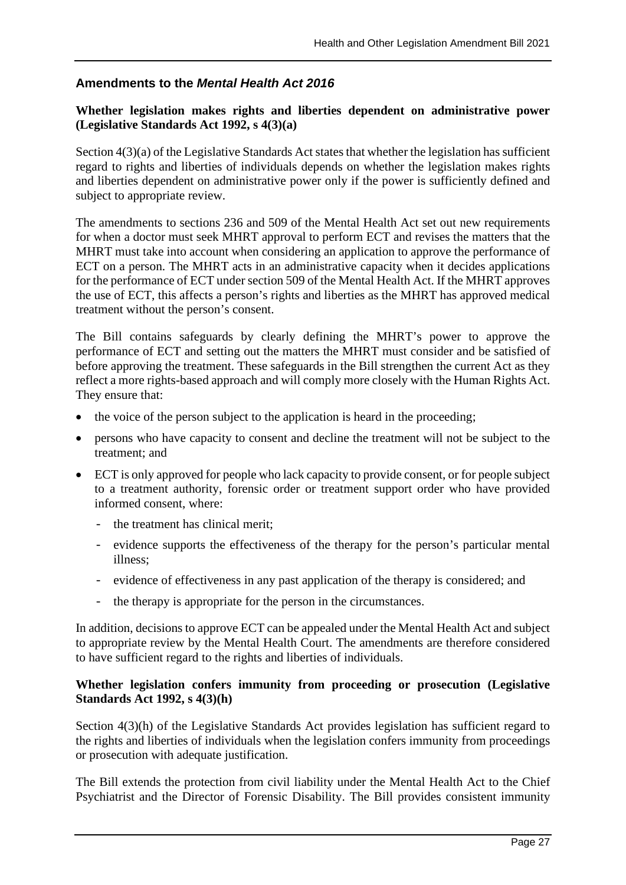## Amendments to the *Mental Health Act 2016*

**Whether legislation makes rights and liberties dependent on administrative power (Legislative Standards Act 1992, s 4(3)(a)**

Section 4(3)(a) of the Legislative Standards Act states that whether the legislation has sufficient regard to rights and liberties of individuals depends on whether the legislation makes rights and liberties dependent on administrative power only if the power is sufficiently defined and subject to appropriate review.

The amendments to sections 236 and 509 of the Mental Health Act set out new requirements for when a doctor must seek MHRT approval to perform ECT and revises the matters that the MHRT must take into account when considering an application to approve the performance of ECT on a person. The MHRT acts in an administrative capacity when it decides applications for the performance of ECT under section 509 of the Mental Health Act. If the MHRT approves the use of ECT, this affects a person's rights and liberties as the MHRT has approved medical treatment without the person's consent.

The Bill contains safeguards by clearly defining the MHRT's power to approve the performance of ECT and setting out the matters the MHRT must consider and be satisfied of before approving the treatment. These safeguards in the Bill strengthen the current Act as they reflect a more rights-based approach and will comply more closely with the Human Rights Act. They ensure that:

- the voice of the person subject to the application is heard in the proceeding;
- persons who have capacity to consent and decline the treatment will not be subject to the treatment; and
- ECT is only approved for people who lack capacity to provide consent, or for people subject to a treatment authority, forensic order or treatment support order who have provided informed consent, where:
  - the treatment has clinical merit;
  - evidence supports the effectiveness of the therapy for the person's particular mental illness;
  - evidence of effectiveness in any past application of the therapy is considered; and
  - the therapy is appropriate for the person in the circumstances.

In addition, decisions to approve ECT can be appealed under the Mental Health Act and subject to appropriate review by the Mental Health Court. The amendments are therefore considered to have sufficient regard to the rights and liberties of individuals.

**Whether legislation confers immunity from proceeding or prosecution (Legislative Standards Act 1992, s 4(3)(h)**

Section 4(3)(h) of the Legislative Standards Act provides legislation has sufficient regard to the rights and liberties of individuals when the legislation confers immunity from proceedings or prosecution with adequate justification.

The Bill extends the protection from civil liability under the Mental Health Act to the Chief Psychiatrist and the Director of Forensic Disability. The Bill provides consistent immunity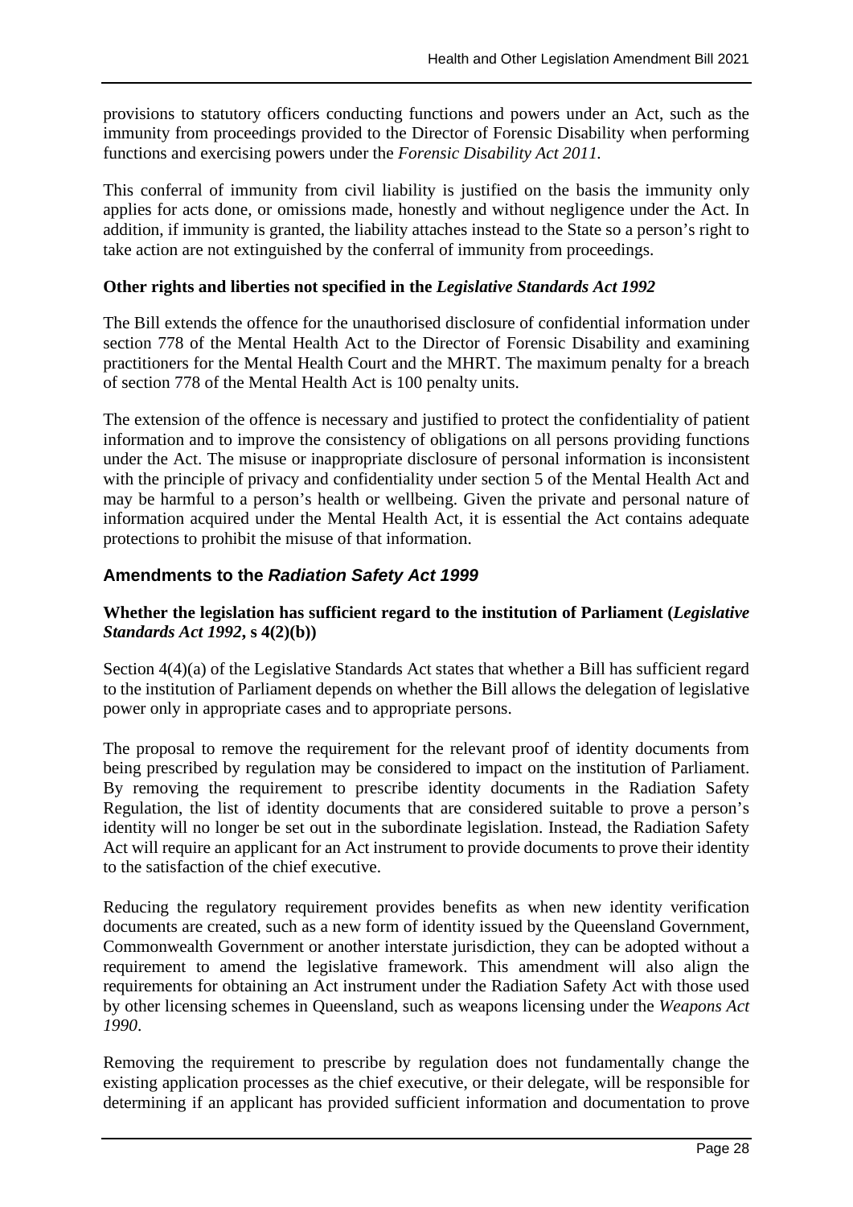provisions to statutory officers conducting functions and powers under an Act, such as the immunity from proceedings provided to the Director of Forensic Disability when performing functions and exercising powers under the *Forensic Disability Act 2011.*

This conferral of immunity from civil liability is justified on the basis the immunity only applies for acts done, or omissions made, honestly and without negligence under the Act. In addition, if immunity is granted, the liability attaches instead to the State so a person's right to take action are not extinguished by the conferral of immunity from proceedings.

**Other rights and liberties not specified in the *Legislative Standards Act 1992***

The Bill extends the offence for the unauthorised disclosure of confidential information under section 778 of the Mental Health Act to the Director of Forensic Disability and examining practitioners for the Mental Health Court and the MHRT. The maximum penalty for a breach of section 778 of the Mental Health Act is 100 penalty units.

The extension of the offence is necessary and justified to protect the confidentiality of patient information and to improve the consistency of obligations on all persons providing functions under the Act. The misuse or inappropriate disclosure of personal information is inconsistent with the principle of privacy and confidentiality under section 5 of the Mental Health Act and may be harmful to a person's health or wellbeing. Given the private and personal nature of information acquired under the Mental Health Act, it is essential the Act contains adequate protections to prohibit the misuse of that information.

## Amendments to the *Radiation Safety Act 1999*

**Whether the legislation has sufficient regard to the institution of Parliament (*Legislative Standards Act 1992*, s 4(2)(b))**

Section 4(4)(a) of the Legislative Standards Act states that whether a Bill has sufficient regard to the institution of Parliament depends on whether the Bill allows the delegation of legislative power only in appropriate cases and to appropriate persons.

The proposal to remove the requirement for the relevant proof of identity documents from being prescribed by regulation may be considered to impact on the institution of Parliament. By removing the requirement to prescribe identity documents in the Radiation Safety Regulation, the list of identity documents that are considered suitable to prove a person's identity will no longer be set out in the subordinate legislation. Instead, the Radiation Safety Act will require an applicant for an Act instrument to provide documents to prove their identity to the satisfaction of the chief executive.

Reducing the regulatory requirement provides benefits as when new identity verification documents are created, such as a new form of identity issued by the Queensland Government, Commonwealth Government or another interstate jurisdiction, they can be adopted without a requirement to amend the legislative framework. This amendment will also align the requirements for obtaining an Act instrument under the Radiation Safety Act with those used by other licensing schemes in Queensland, such as weapons licensing under the *Weapons Act 1990*.

Removing the requirement to prescribe by regulation does not fundamentally change the existing application processes as the chief executive, or their delegate, will be responsible for determining if an applicant has provided sufficient information and documentation to prove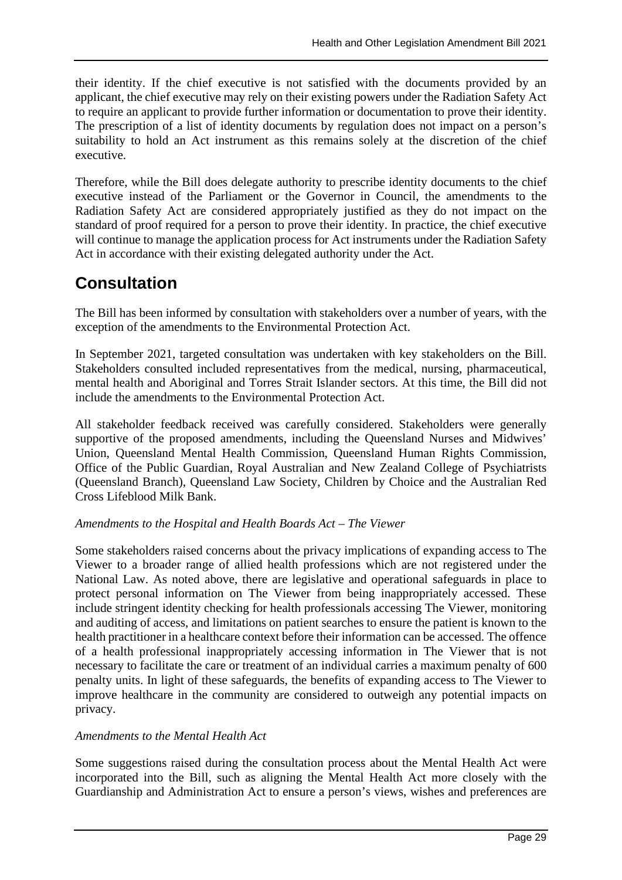their identity. If the chief executive is not satisfied with the documents provided by an applicant, the chief executive may rely on their existing powers under the Radiation Safety Act to require an applicant to provide further information or documentation to prove their identity. The prescription of a list of identity documents by regulation does not impact on a person's suitability to hold an Act instrument as this remains solely at the discretion of the chief executive.

Therefore, while the Bill does delegate authority to prescribe identity documents to the chief executive instead of the Parliament or the Governor in Council, the amendments to the Radiation Safety Act are considered appropriately justified as they do not impact on the standard of proof required for a person to prove their identity. In practice, the chief executive will continue to manage the application process for Act instruments under the Radiation Safety Act in accordance with their existing delegated authority under the Act.

## Consultation

The Bill has been informed by consultation with stakeholders over a number of years, with the exception of the amendments to the Environmental Protection Act.

In September 2021, targeted consultation was undertaken with key stakeholders on the Bill. Stakeholders consulted included representatives from the medical, nursing, pharmaceutical, mental health and Aboriginal and Torres Strait Islander sectors. At this time, the Bill did not include the amendments to the Environmental Protection Act.

All stakeholder feedback received was carefully considered. Stakeholders were generally supportive of the proposed amendments, including the Queensland Nurses and Midwives' Union, Queensland Mental Health Commission, Queensland Human Rights Commission, Office of the Public Guardian, Royal Australian and New Zealand College of Psychiatrists (Queensland Branch), Queensland Law Society, Children by Choice and the Australian Red Cross Lifeblood Milk Bank.

*Amendments to the Hospital and Health Boards Act – The Viewer*

Some stakeholders raised concerns about the privacy implications of expanding access to The Viewer to a broader range of allied health professions which are not registered under the National Law. As noted above, there are legislative and operational safeguards in place to protect personal information on The Viewer from being inappropriately accessed. These include stringent identity checking for health professionals accessing The Viewer, monitoring and auditing of access, and limitations on patient searches to ensure the patient is known to the health practitioner in a healthcare context before their information can be accessed. The offence of a health professional inappropriately accessing information in The Viewer that is not necessary to facilitate the care or treatment of an individual carries a maximum penalty of 600 penalty units. In light of these safeguards, the benefits of expanding access to The Viewer to improve healthcare in the community are considered to outweigh any potential impacts on privacy.

*Amendments to the Mental Health Act*

Some suggestions raised during the consultation process about the Mental Health Act were incorporated into the Bill, such as aligning the Mental Health Act more closely with the Guardianship and Administration Act to ensure a person's views, wishes and preferences are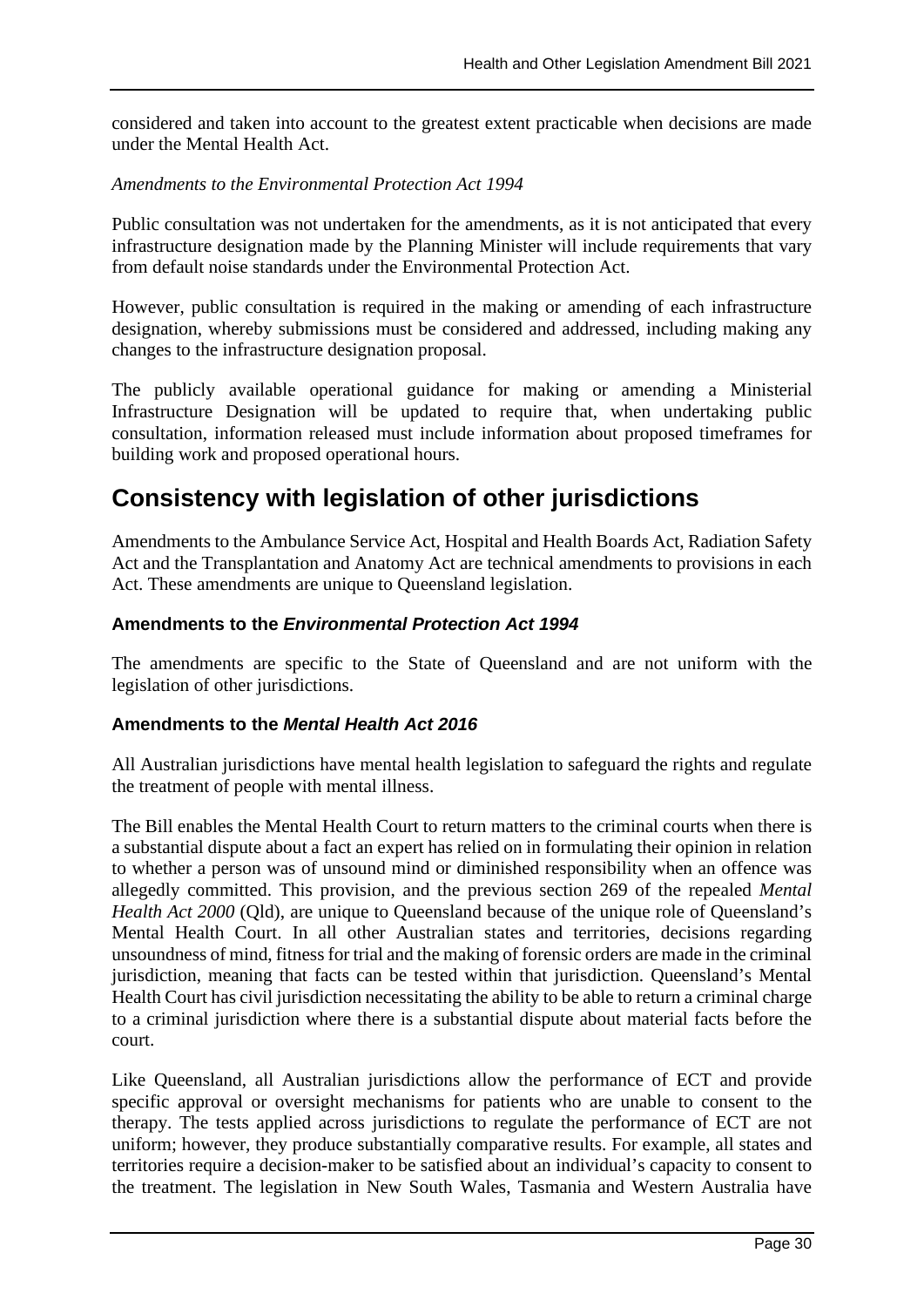considered and taken into account to the greatest extent practicable when decisions are made under the Mental Health Act.

*Amendments to the Environmental Protection Act 1994*

Public consultation was not undertaken for the amendments, as it is not anticipated that every infrastructure designation made by the Planning Minister will include requirements that vary from default noise standards under the Environmental Protection Act.

However, public consultation is required in the making or amending of each infrastructure designation, whereby submissions must be considered and addressed, including making any changes to the infrastructure designation proposal.

The publicly available operational guidance for making or amending a Ministerial Infrastructure Designation will be updated to require that, when undertaking public consultation, information released must include information about proposed timeframes for building work and proposed operational hours.

# Consistency with legislation of other jurisdictions

Amendments to the Ambulance Service Act, Hospital and Health Boards Act, Radiation Safety Act and the Transplantation and Anatomy Act are technical amendments to provisions in each Act. These amendments are unique to Queensland legislation.

### Amendments to the *Environmental Protection Act 1994*

The amendments are specific to the State of Queensland and are not uniform with the legislation of other jurisdictions.

### Amendments to the *Mental Health Act 2016*

All Australian jurisdictions have mental health legislation to safeguard the rights and regulate the treatment of people with mental illness.

The Bill enables the Mental Health Court to return matters to the criminal courts when there is a substantial dispute about a fact an expert has relied on in formulating their opinion in relation to whether a person was of unsound mind or diminished responsibility when an offence was allegedly committed. This provision, and the previous section 269 of the repealed *Mental Health Act 2000* (Qld), are unique to Queensland because of the unique role of Queensland's Mental Health Court. In all other Australian states and territories, decisions regarding unsoundness of mind, fitness for trial and the making of forensic orders are made in the criminal jurisdiction, meaning that facts can be tested within that jurisdiction. Queensland's Mental Health Court has civil jurisdiction necessitating the ability to be able to return a criminal charge to a criminal jurisdiction where there is a substantial dispute about material facts before the court.

Like Queensland, all Australian jurisdictions allow the performance of ECT and provide specific approval or oversight mechanisms for patients who are unable to consent to the therapy. The tests applied across jurisdictions to regulate the performance of ECT are not uniform; however, they produce substantially comparative results. For example, all states and territories require a decision-maker to be satisfied about an individual's capacity to consent to the treatment. The legislation in New South Wales, Tasmania and Western Australia have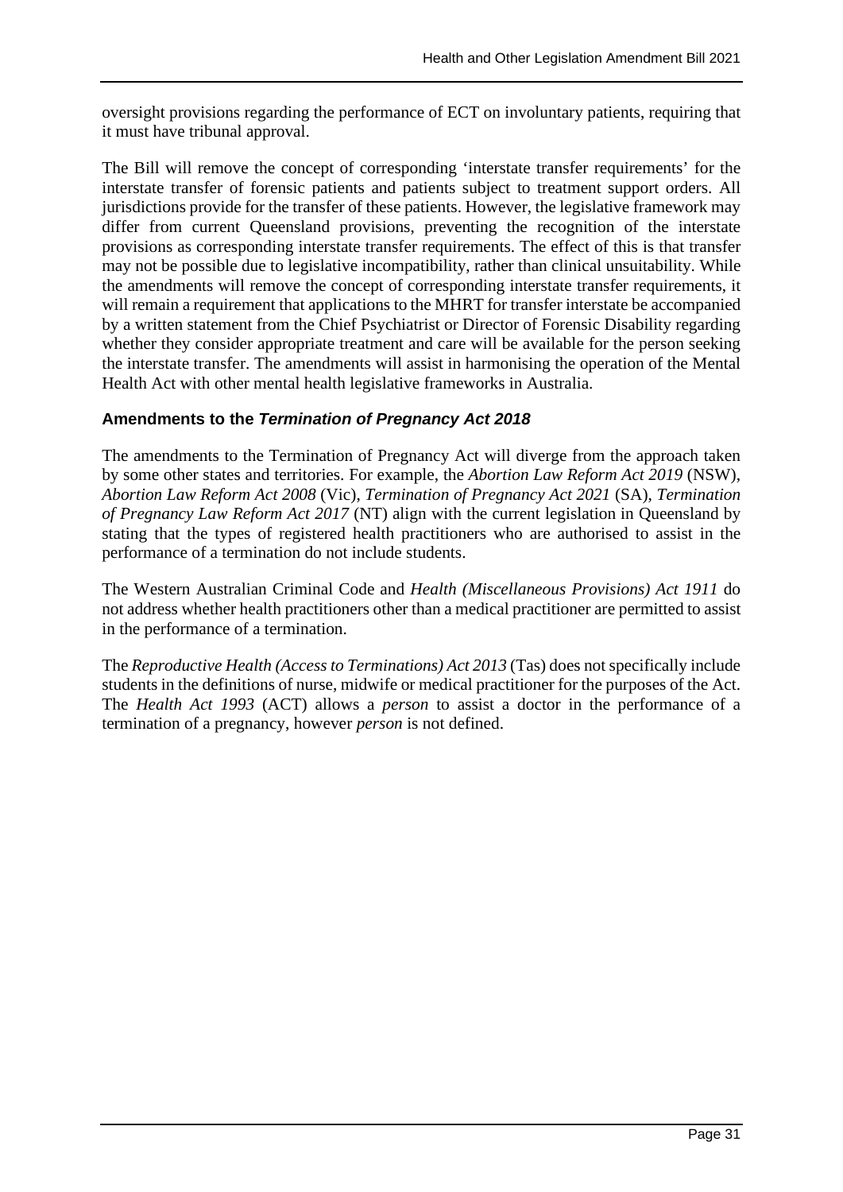oversight provisions regarding the performance of ECT on involuntary patients, requiring that it must have tribunal approval.

The Bill will remove the concept of corresponding 'interstate transfer requirements' for the interstate transfer of forensic patients and patients subject to treatment support orders. All jurisdictions provide for the transfer of these patients. However, the legislative framework may differ from current Queensland provisions, preventing the recognition of the interstate provisions as corresponding interstate transfer requirements. The effect of this is that transfer may not be possible due to legislative incompatibility, rather than clinical unsuitability. While the amendments will remove the concept of corresponding interstate transfer requirements, it will remain a requirement that applications to the MHRT for transfer interstate be accompanied by a written statement from the Chief Psychiatrist or Director of Forensic Disability regarding whether they consider appropriate treatment and care will be available for the person seeking the interstate transfer. The amendments will assist in harmonising the operation of the Mental Health Act with other mental health legislative frameworks in Australia.

### Amendments to the *Termination of Pregnancy Act 2018*

The amendments to the Termination of Pregnancy Act will diverge from the approach taken by some other states and territories. For example, the *Abortion Law Reform Act 2019* (NSW), *Abortion Law Reform Act 2008* (Vic), *Termination of Pregnancy Act 2021* (SA), *Termination of Pregnancy Law Reform Act 2017* (NT) align with the current legislation in Queensland by stating that the types of registered health practitioners who are authorised to assist in the performance of a termination do not include students.

The Western Australian Criminal Code and *Health (Miscellaneous Provisions) Act 1911* do not address whether health practitioners other than a medical practitioner are permitted to assist in the performance of a termination.

The *Reproductive Health (Access to Terminations) Act 2013* (Tas) does not specifically include students in the definitions of nurse, midwife or medical practitioner for the purposes of the Act. The *Health Act 1993* (ACT) allows a *person* to assist a doctor in the performance of a termination of a pregnancy, however *person* is not defined.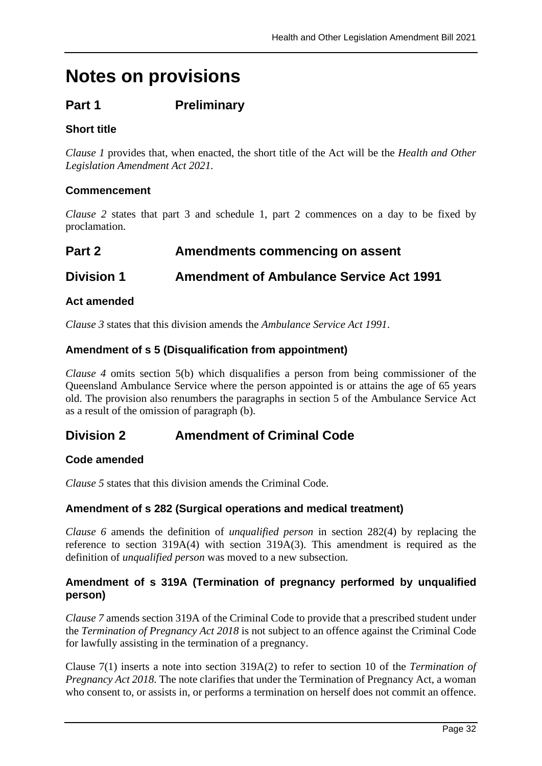# Notes on provisions

## Part 1 Preliminary

### Short title

*Clause 1* provides that, when enacted, the short title of the Act will be the *Health and Other Legislation Amendment Act 2021*.

### Commencement

*Clause 2* states that part 3 and schedule 1, part 2 commences on a day to be fixed by proclamation.

## Part 2 Amendments commencing on assent

## Division 1 Amendment of Ambulance Service Act 1991

### Act amended

*Clause 3* states that this division amends the *Ambulance Service Act 1991*.

### Amendment of s 5 (Disqualification from appointment)

*Clause 4* omits section 5(b) which disqualifies a person from being commissioner of the Queensland Ambulance Service where the person appointed is or attains the age of 65 years old. The provision also renumbers the paragraphs in section 5 of the Ambulance Service Act as a result of the omission of paragraph (b).

## Division 2 Amendment of Criminal Code

### Code amended

*Clause 5* states that this division amends the Criminal Code.

### Amendment of s 282 (Surgical operations and medical treatment)

*Clause 6* amends the definition of *unqualified person* in section 282(4) by replacing the reference to section 319A(4) with section 319A(3). This amendment is required as the definition of *unqualified person* was moved to a new subsection.

### Amendment of s 319A (Termination of pregnancy performed by unqualified person)

*Clause 7* amends section 319A of the Criminal Code to provide that a prescribed student under the *Termination of Pregnancy Act 2018* is not subject to an offence against the Criminal Code for lawfully assisting in the termination of a pregnancy.

Clause 7(1) inserts a note into section 319A(2) to refer to section 10 of the *Termination of Pregnancy Act 2018*. The note clarifies that under the Termination of Pregnancy Act, a woman who consent to, or assists in, or performs a termination on herself does not commit an offence.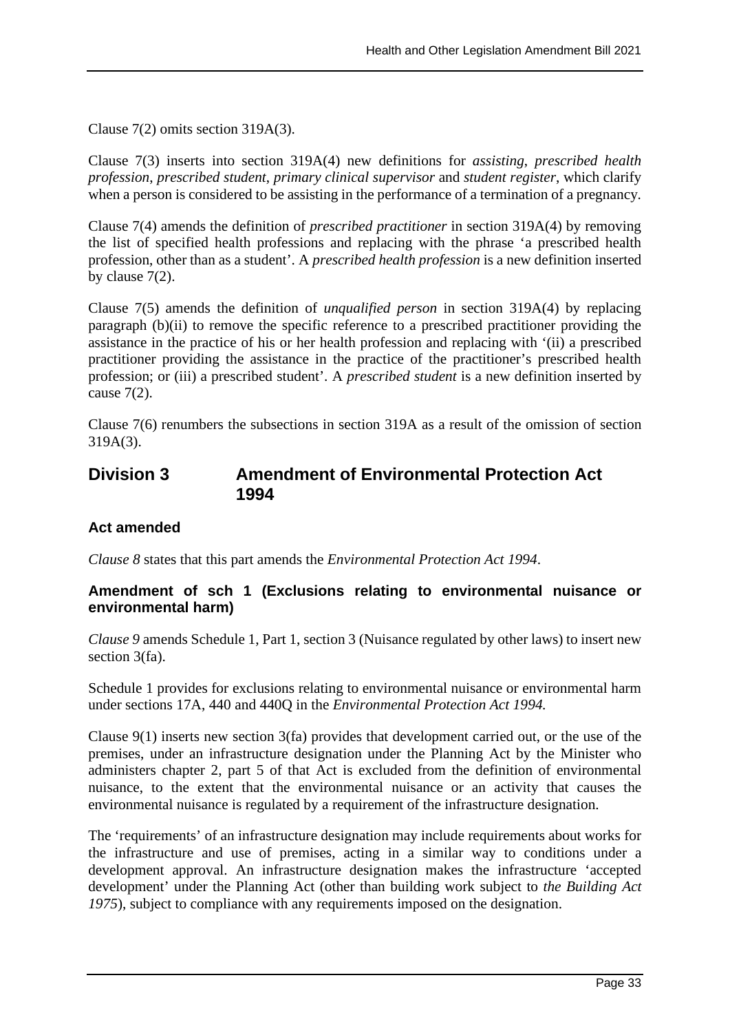Clause 7(2) omits section 319A(3).

Clause 7(3) inserts into section 319A(4) new definitions for *assisting*, *prescribed health profession*, *prescribed student*, *primary clinical supervisor* and *student register*, which clarify when a person is considered to be assisting in the performance of a termination of a pregnancy.

Clause 7(4) amends the definition of *prescribed practitioner* in section 319A(4) by removing the list of specified health professions and replacing with the phrase 'a prescribed health profession, other than as a student'. A *prescribed health profession* is a new definition inserted by clause 7(2).

Clause 7(5) amends the definition of *unqualified person* in section 319A(4) by replacing paragraph (b)(ii) to remove the specific reference to a prescribed practitioner providing the assistance in the practice of his or her health profession and replacing with '(ii) a prescribed practitioner providing the assistance in the practice of the practitioner's prescribed health profession; or (iii) a prescribed student'. A *prescribed student* is a new definition inserted by cause 7(2).

Clause 7(6) renumbers the subsections in section 319A as a result of the omission of section 319A(3).

## Division 3 Amendment of Environmental Protection Act 1994

### Act amended

*Clause 8* states that this part amends the *Environmental Protection Act 1994*.

### Amendment of sch 1 (Exclusions relating to environmental nuisance or environmental harm)

*Clause 9* amends Schedule 1, Part 1, section 3 (Nuisance regulated by other laws) to insert new section 3(fa).

Schedule 1 provides for exclusions relating to environmental nuisance or environmental harm under sections 17A, 440 and 440Q in the *Environmental Protection Act 1994.*

Clause 9(1) inserts new section 3(fa) provides that development carried out, or the use of the premises, under an infrastructure designation under the Planning Act by the Minister who administers chapter 2, part 5 of that Act is excluded from the definition of environmental nuisance, to the extent that the environmental nuisance or an activity that causes the environmental nuisance is regulated by a requirement of the infrastructure designation.

The 'requirements' of an infrastructure designation may include requirements about works for the infrastructure and use of premises, acting in a similar way to conditions under a development approval. An infrastructure designation makes the infrastructure 'accepted development' under the Planning Act (other than building work subject to *the Building Act 1975*), subject to compliance with any requirements imposed on the designation.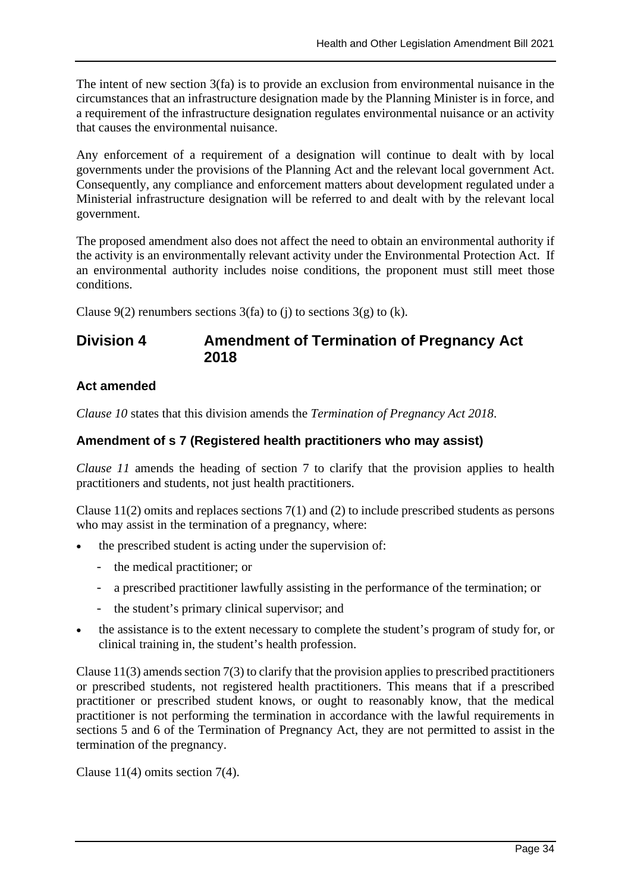The intent of new section 3(fa) is to provide an exclusion from environmental nuisance in the circumstances that an infrastructure designation made by the Planning Minister is in force, and a requirement of the infrastructure designation regulates environmental nuisance or an activity that causes the environmental nuisance.

Any enforcement of a requirement of a designation will continue to dealt with by local governments under the provisions of the Planning Act and the relevant local government Act. Consequently, any compliance and enforcement matters about development regulated under a Ministerial infrastructure designation will be referred to and dealt with by the relevant local government.

The proposed amendment also does not affect the need to obtain an environmental authority if the activity is an environmentally relevant activity under the Environmental Protection Act. If an environmental authority includes noise conditions, the proponent must still meet those conditions.

Clause 9(2) renumbers sections 3(fa) to (j) to sections 3(g) to (k).

## Division 4 Amendment of Termination of Pregnancy Act 2018

### Act amended

*Clause 10* states that this division amends the *Termination of Pregnancy Act 2018*.

### Amendment of s 7 (Registered health practitioners who may assist)

*Clause 11* amends the heading of section 7 to clarify that the provision applies to health practitioners and students, not just health practitioners.

Clause 11(2) omits and replaces sections 7(1) and (2) to include prescribed students as persons who may assist in the termination of a pregnancy, where:

- the prescribed student is acting under the supervision of:
  - the medical practitioner; or
  - a prescribed practitioner lawfully assisting in the performance of the termination; or
  - the student's primary clinical supervisor; and
- the assistance is to the extent necessary to complete the student's program of study for, or clinical training in, the student's health profession.

Clause 11(3) amends section 7(3) to clarify that the provision applies to prescribed practitioners or prescribed students, not registered health practitioners. This means that if a prescribed practitioner or prescribed student knows, or ought to reasonably know, that the medical practitioner is not performing the termination in accordance with the lawful requirements in sections 5 and 6 of the Termination of Pregnancy Act, they are not permitted to assist in the termination of the pregnancy.

Clause 11(4) omits section 7(4).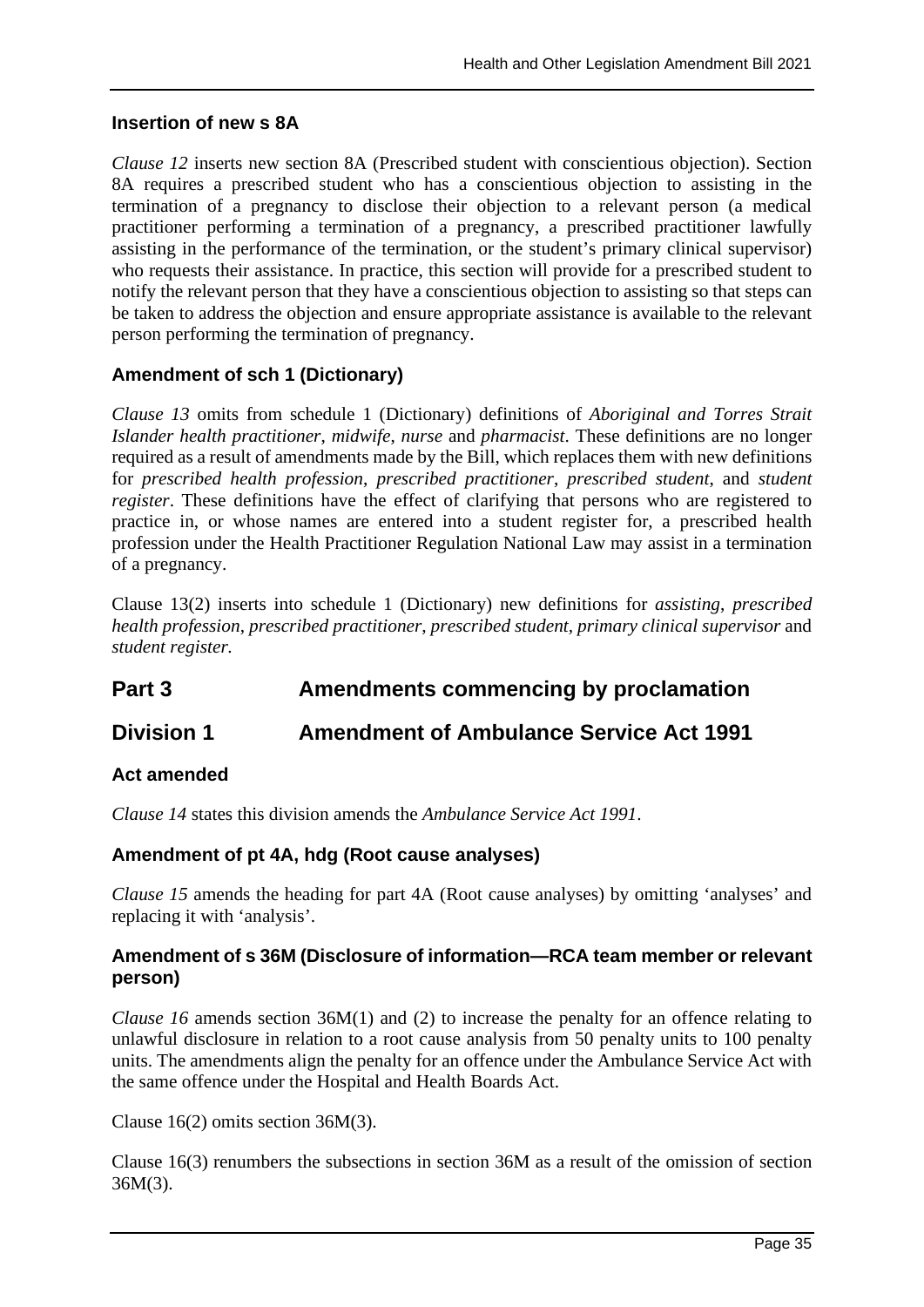### Insertion of new s 8A

*Clause 12* inserts new section 8A (Prescribed student with conscientious objection). Section 8A requires a prescribed student who has a conscientious objection to assisting in the termination of a pregnancy to disclose their objection to a relevant person (a medical practitioner performing a termination of a pregnancy, a prescribed practitioner lawfully assisting in the performance of the termination, or the student's primary clinical supervisor) who requests their assistance. In practice, this section will provide for a prescribed student to notify the relevant person that they have a conscientious objection to assisting so that steps can be taken to address the objection and ensure appropriate assistance is available to the relevant person performing the termination of pregnancy.

### Amendment of sch 1 (Dictionary)

*Clause 13* omits from schedule 1 (Dictionary) definitions of *Aboriginal and Torres Strait Islander health practitioner*, *midwife*, *nurse* and *pharmacist*. These definitions are no longer required as a result of amendments made by the Bill, which replaces them with new definitions for *prescribed health profession*, *prescribed practitioner*, *prescribed student*, and *student register*. These definitions have the effect of clarifying that persons who are registered to practice in, or whose names are entered into a student register for, a prescribed health profession under the Health Practitioner Regulation National Law may assist in a termination of a pregnancy.

Clause 13(2) inserts into schedule 1 (Dictionary) new definitions for *assisting*, *prescribed health profession*, *prescribed practitioner*, *prescribed student*, *primary clinical supervisor* and *student register.*

## Part 3 Amendments commencing by proclamation

## Division 1 Amendment of Ambulance Service Act 1991

### Act amended

*Clause 14* states this division amends the *Ambulance Service Act 1991*.

### Amendment of pt 4A, hdg (Root cause analyses)

*Clause 15* amends the heading for part 4A (Root cause analyses) by omitting 'analyses' and replacing it with 'analysis'.

### Amendment of s 36M (Disclosure of information—RCA team member or relevant person)

*Clause 16* amends section 36M(1) and (2) to increase the penalty for an offence relating to unlawful disclosure in relation to a root cause analysis from 50 penalty units to 100 penalty units. The amendments align the penalty for an offence under the Ambulance Service Act with the same offence under the Hospital and Health Boards Act.

Clause 16(2) omits section 36M(3).

Clause 16(3) renumbers the subsections in section 36M as a result of the omission of section 36M(3).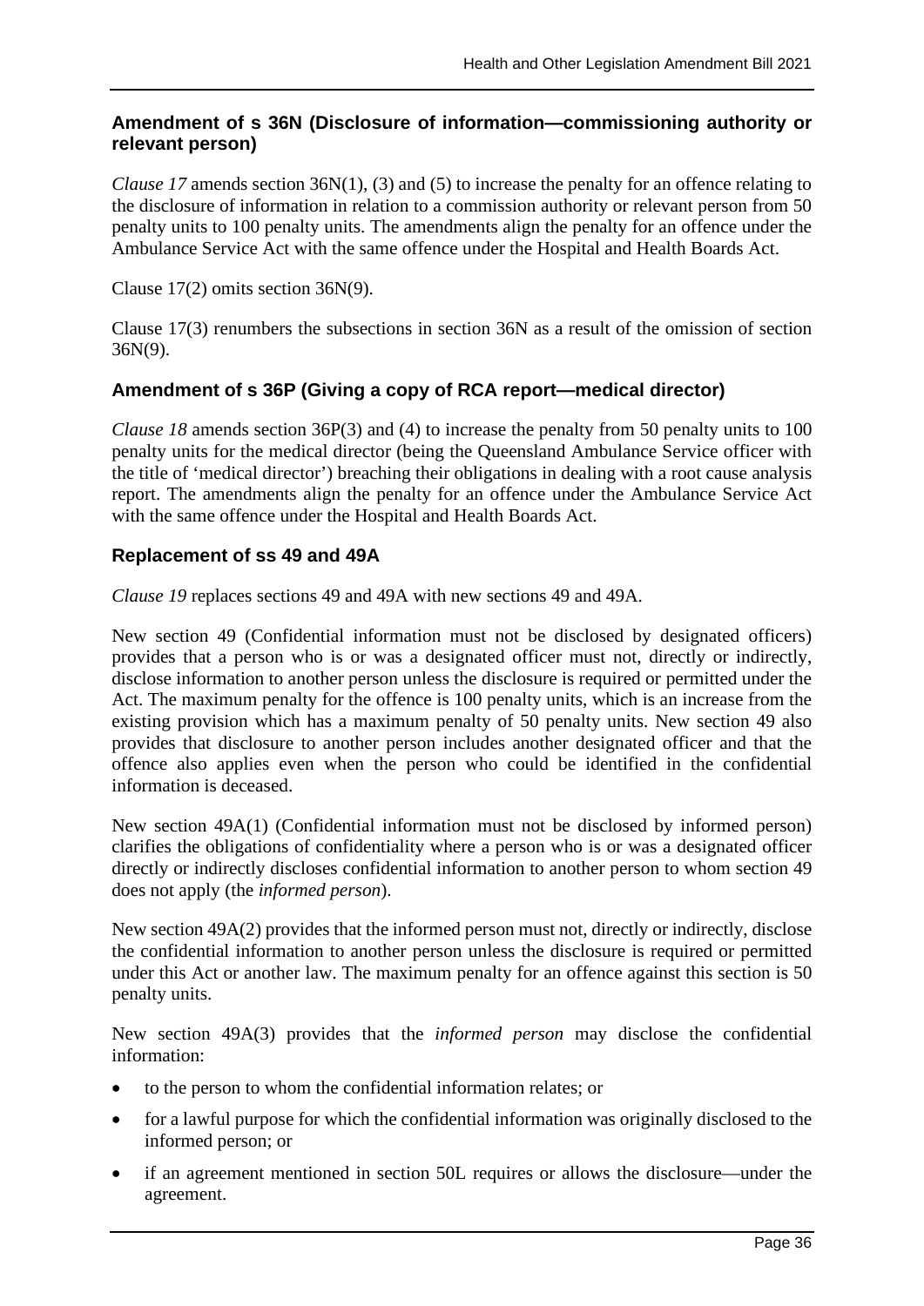### Amendment of s 36N (Disclosure of information—commissioning authority or relevant person)

*Clause 17* amends section 36N(1), (3) and (5) to increase the penalty for an offence relating to the disclosure of information in relation to a commission authority or relevant person from 50 penalty units to 100 penalty units. The amendments align the penalty for an offence under the Ambulance Service Act with the same offence under the Hospital and Health Boards Act.

Clause 17(2) omits section 36N(9).

Clause 17(3) renumbers the subsections in section 36N as a result of the omission of section 36N(9).

### Amendment of s 36P (Giving a copy of RCA report—medical director)

*Clause 18* amends section 36P(3) and (4) to increase the penalty from 50 penalty units to 100 penalty units for the medical director (being the Queensland Ambulance Service officer with the title of 'medical director') breaching their obligations in dealing with a root cause analysis report. The amendments align the penalty for an offence under the Ambulance Service Act with the same offence under the Hospital and Health Boards Act.

### Replacement of ss 49 and 49A

*Clause 19* replaces sections 49 and 49A with new sections 49 and 49A.

New section 49 (Confidential information must not be disclosed by designated officers) provides that a person who is or was a designated officer must not, directly or indirectly, disclose information to another person unless the disclosure is required or permitted under the Act. The maximum penalty for the offence is 100 penalty units, which is an increase from the existing provision which has a maximum penalty of 50 penalty units. New section 49 also provides that disclosure to another person includes another designated officer and that the offence also applies even when the person who could be identified in the confidential information is deceased.

New section 49A(1) (Confidential information must not be disclosed by informed person) clarifies the obligations of confidentiality where a person who is or was a designated officer directly or indirectly discloses confidential information to another person to whom section 49 does not apply (the *informed person*).

New section 49A(2) provides that the informed person must not, directly or indirectly, disclose the confidential information to another person unless the disclosure is required or permitted under this Act or another law. The maximum penalty for an offence against this section is 50 penalty units.

New section 49A(3) provides that the *informed person* may disclose the confidential information:

- to the person to whom the confidential information relates; or
- for a lawful purpose for which the confidential information was originally disclosed to the informed person; or
- if an agreement mentioned in section 50L requires or allows the disclosure—under the agreement.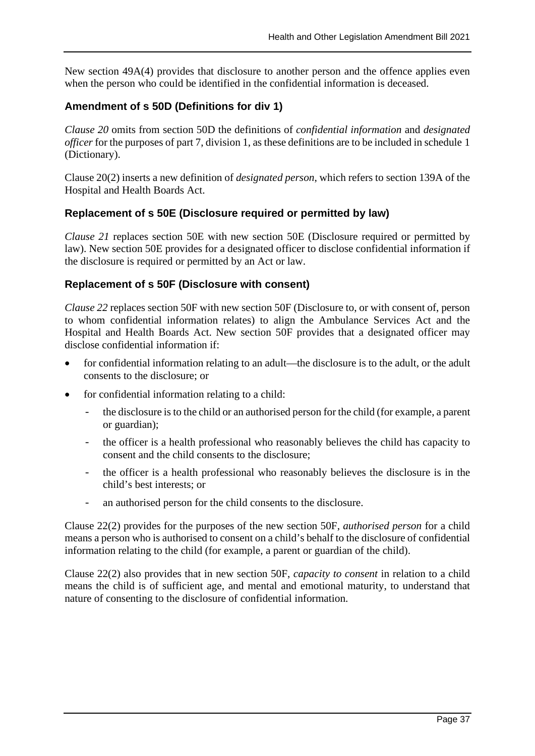New section 49A(4) provides that disclosure to another person and the offence applies even when the person who could be identified in the confidential information is deceased.

### Amendment of s 50D (Definitions for div 1)

*Clause 20* omits from section 50D the definitions of *confidential information* and *designated officer* for the purposes of part 7, division 1, as these definitions are to be included in schedule 1 (Dictionary).

Clause 20(2) inserts a new definition of *designated person*, which refers to section 139A of the Hospital and Health Boards Act.

### Replacement of s 50E (Disclosure required or permitted by law)

*Clause 21* replaces section 50E with new section 50E (Disclosure required or permitted by law). New section 50E provides for a designated officer to disclose confidential information if the disclosure is required or permitted by an Act or law.

### Replacement of s 50F (Disclosure with consent)

*Clause 22* replaces section 50F with new section 50F (Disclosure to, or with consent of, person to whom confidential information relates) to align the Ambulance Services Act and the Hospital and Health Boards Act. New section 50F provides that a designated officer may disclose confidential information if:

- for confidential information relating to an adult—the disclosure is to the adult, or the adult consents to the disclosure; or
- for confidential information relating to a child:
  - the disclosure is to the child or an authorised person for the child (for example, a parent or guardian);
  - the officer is a health professional who reasonably believes the child has capacity to consent and the child consents to the disclosure;
  - the officer is a health professional who reasonably believes the disclosure is in the child's best interests; or
  - an authorised person for the child consents to the disclosure.

Clause 22(2) provides for the purposes of the new section 50F, *authorised person* for a child means a person who is authorised to consent on a child's behalf to the disclosure of confidential information relating to the child (for example, a parent or guardian of the child).

Clause 22(2) also provides that in new section 50F, *capacity to consent* in relation to a child means the child is of sufficient age, and mental and emotional maturity, to understand that nature of consenting to the disclosure of confidential information.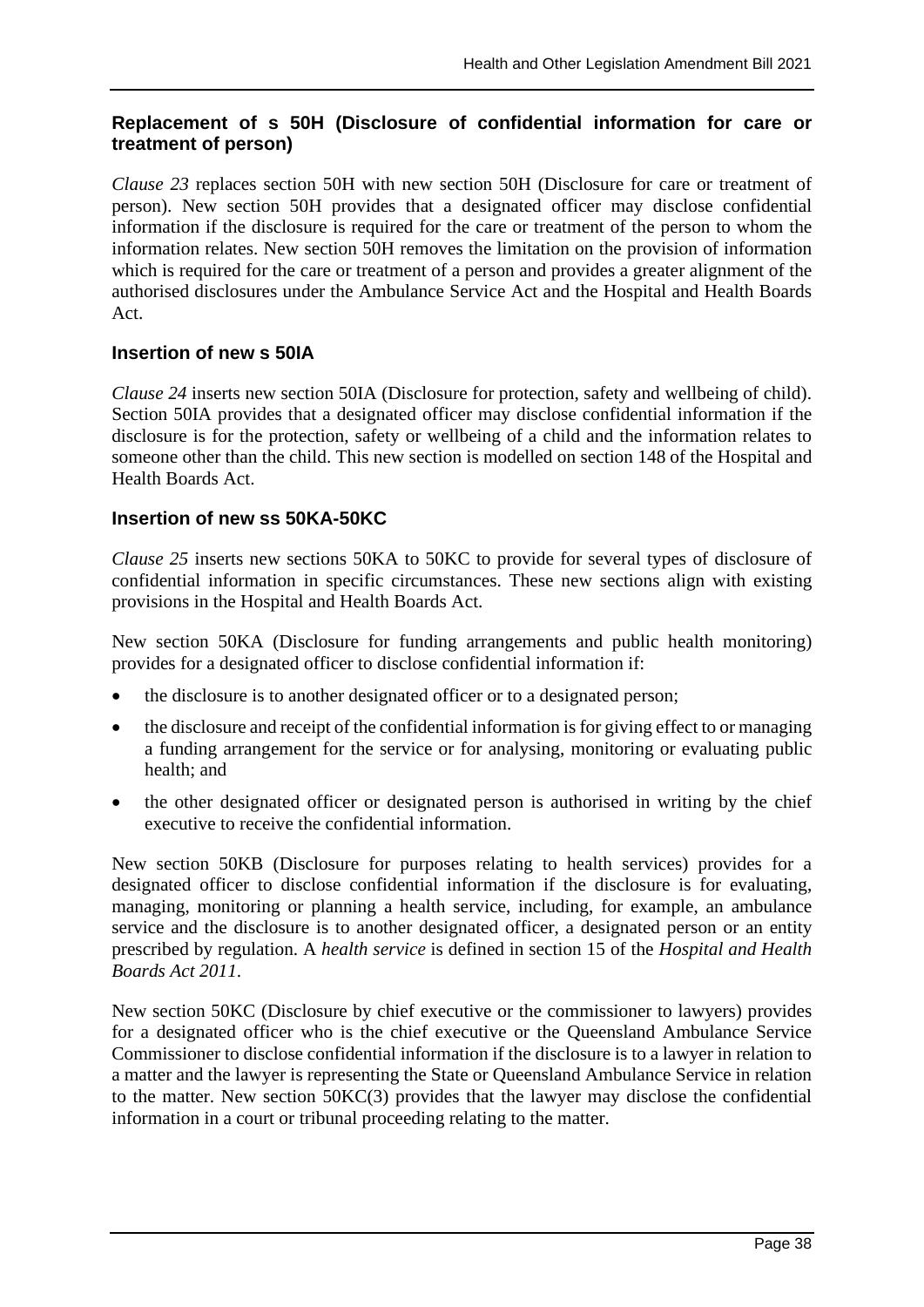### Replacement of s 50H (Disclosure of confidential information for care or treatment of person)

*Clause 23* replaces section 50H with new section 50H (Disclosure for care or treatment of person). New section 50H provides that a designated officer may disclose confidential information if the disclosure is required for the care or treatment of the person to whom the information relates. New section 50H removes the limitation on the provision of information which is required for the care or treatment of a person and provides a greater alignment of the authorised disclosures under the Ambulance Service Act and the Hospital and Health Boards Act.

### Insertion of new s 50IA

*Clause 24* inserts new section 50IA (Disclosure for protection, safety and wellbeing of child). Section 50IA provides that a designated officer may disclose confidential information if the disclosure is for the protection, safety or wellbeing of a child and the information relates to someone other than the child. This new section is modelled on section 148 of the Hospital and Health Boards Act.

### Insertion of new ss 50KA-50KC

*Clause 25* inserts new sections 50KA to 50KC to provide for several types of disclosure of confidential information in specific circumstances. These new sections align with existing provisions in the Hospital and Health Boards Act.

New section 50KA (Disclosure for funding arrangements and public health monitoring) provides for a designated officer to disclose confidential information if:

- the disclosure is to another designated officer or to a designated person;
- the disclosure and receipt of the confidential information is for giving effect to or managing a funding arrangement for the service or for analysing, monitoring or evaluating public health; and
- the other designated officer or designated person is authorised in writing by the chief executive to receive the confidential information.

New section 50KB (Disclosure for purposes relating to health services) provides for a designated officer to disclose confidential information if the disclosure is for evaluating, managing, monitoring or planning a health service, including, for example, an ambulance service and the disclosure is to another designated officer, a designated person or an entity prescribed by regulation. A *health service* is defined in section 15 of the *Hospital and Health Boards Act 2011*.

New section 50KC (Disclosure by chief executive or the commissioner to lawyers) provides for a designated officer who is the chief executive or the Queensland Ambulance Service Commissioner to disclose confidential information if the disclosure is to a lawyer in relation to a matter and the lawyer is representing the State or Queensland Ambulance Service in relation to the matter. New section 50KC(3) provides that the lawyer may disclose the confidential information in a court or tribunal proceeding relating to the matter.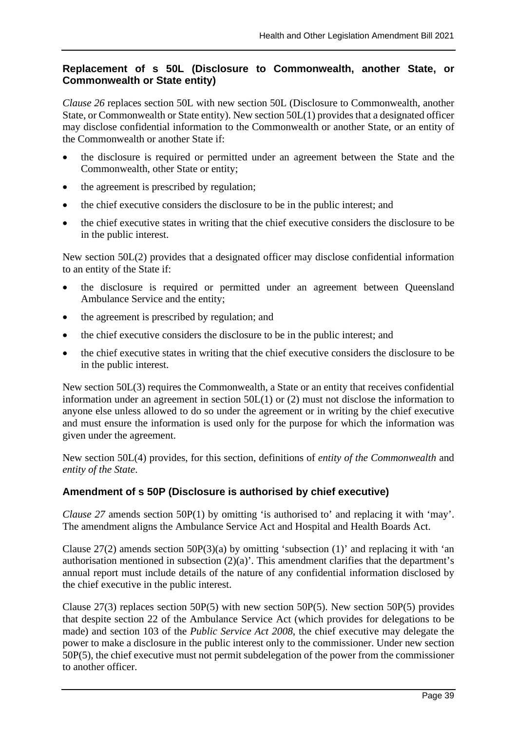### Replacement of s 50L (Disclosure to Commonwealth, another State, or Commonwealth or State entity)

*Clause 26* replaces section 50L with new section 50L (Disclosure to Commonwealth, another State, or Commonwealth or State entity). New section 50L(1) provides that a designated officer may disclose confidential information to the Commonwealth or another State, or an entity of the Commonwealth or another State if:

- the disclosure is required or permitted under an agreement between the State and the Commonwealth, other State or entity;
- the agreement is prescribed by regulation;
- the chief executive considers the disclosure to be in the public interest; and
- the chief executive states in writing that the chief executive considers the disclosure to be in the public interest.

New section 50L(2) provides that a designated officer may disclose confidential information to an entity of the State if:

- the disclosure is required or permitted under an agreement between Queensland Ambulance Service and the entity;
- the agreement is prescribed by regulation; and
- the chief executive considers the disclosure to be in the public interest; and
- the chief executive states in writing that the chief executive considers the disclosure to be in the public interest.

New section 50L(3) requires the Commonwealth, a State or an entity that receives confidential information under an agreement in section 50L(1) or (2) must not disclose the information to anyone else unless allowed to do so under the agreement or in writing by the chief executive and must ensure the information is used only for the purpose for which the information was given under the agreement.

New section 50L(4) provides, for this section, definitions of *entity of the Commonwealth* and *entity of the State*.

### Amendment of s 50P (Disclosure is authorised by chief executive)

*Clause 27* amends section 50P(1) by omitting 'is authorised to' and replacing it with 'may'. The amendment aligns the Ambulance Service Act and Hospital and Health Boards Act.

Clause 27(2) amends section 50P(3)(a) by omitting 'subsection (1)' and replacing it with 'an authorisation mentioned in subsection (2)(a)'. This amendment clarifies that the department's annual report must include details of the nature of any confidential information disclosed by the chief executive in the public interest.

Clause 27(3) replaces section 50P(5) with new section 50P(5). New section 50P(5) provides that despite section 22 of the Ambulance Service Act (which provides for delegations to be made) and section 103 of the *Public Service Act 2008*, the chief executive may delegate the power to make a disclosure in the public interest only to the commissioner. Under new section 50P(5), the chief executive must not permit subdelegation of the power from the commissioner to another officer.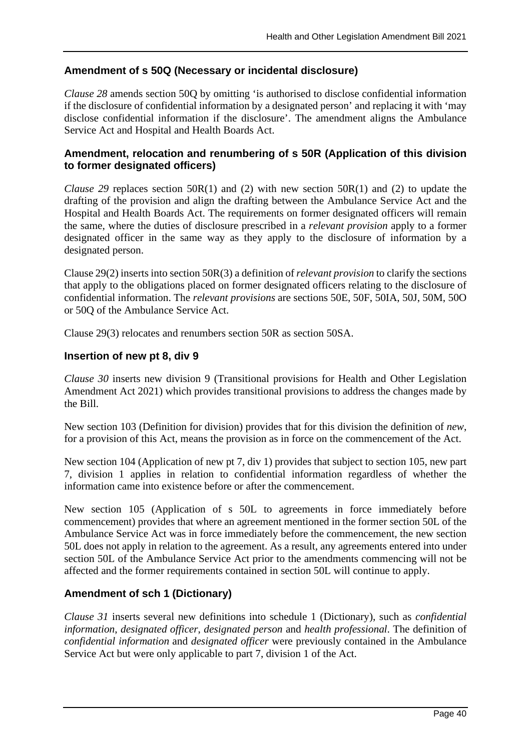### Amendment of s 50Q (Necessary or incidental disclosure)

*Clause 28* amends section 50Q by omitting 'is authorised to disclose confidential information if the disclosure of confidential information by a designated person' and replacing it with 'may disclose confidential information if the disclosure'. The amendment aligns the Ambulance Service Act and Hospital and Health Boards Act.

### Amendment, relocation and renumbering of s 50R (Application of this division to former designated officers)

*Clause 29* replaces section 50R(1) and (2) with new section 50R(1) and (2) to update the drafting of the provision and align the drafting between the Ambulance Service Act and the Hospital and Health Boards Act. The requirements on former designated officers will remain the same, where the duties of disclosure prescribed in a *relevant provision* apply to a former designated officer in the same way as they apply to the disclosure of information by a designated person.

Clause 29(2) inserts into section 50R(3) a definition of *relevant provision* to clarify the sections that apply to the obligations placed on former designated officers relating to the disclosure of confidential information. The *relevant provisions* are sections 50E, 50F, 50IA, 50J, 50M, 50O or 50Q of the Ambulance Service Act.

Clause 29(3) relocates and renumbers section 50R as section 50SA.

### Insertion of new pt 8, div 9

*Clause 30* inserts new division 9 (Transitional provisions for Health and Other Legislation Amendment Act 2021) which provides transitional provisions to address the changes made by the Bill.

New section 103 (Definition for division) provides that for this division the definition of *new*, for a provision of this Act, means the provision as in force on the commencement of the Act.

New section 104 (Application of new pt 7, div 1) provides that subject to section 105, new part 7, division 1 applies in relation to confidential information regardless of whether the information came into existence before or after the commencement.

New section 105 (Application of s 50L to agreements in force immediately before commencement) provides that where an agreement mentioned in the former section 50L of the Ambulance Service Act was in force immediately before the commencement, the new section 50L does not apply in relation to the agreement. As a result, any agreements entered into under section 50L of the Ambulance Service Act prior to the amendments commencing will not be affected and the former requirements contained in section 50L will continue to apply.

### Amendment of sch 1 (Dictionary)

*Clause 31* inserts several new definitions into schedule 1 (Dictionary), such as *confidential information*, *designated officer*, *designated person* and *health professional*. The definition of *confidential information* and *designated officer* were previously contained in the Ambulance Service Act but were only applicable to part 7, division 1 of the Act.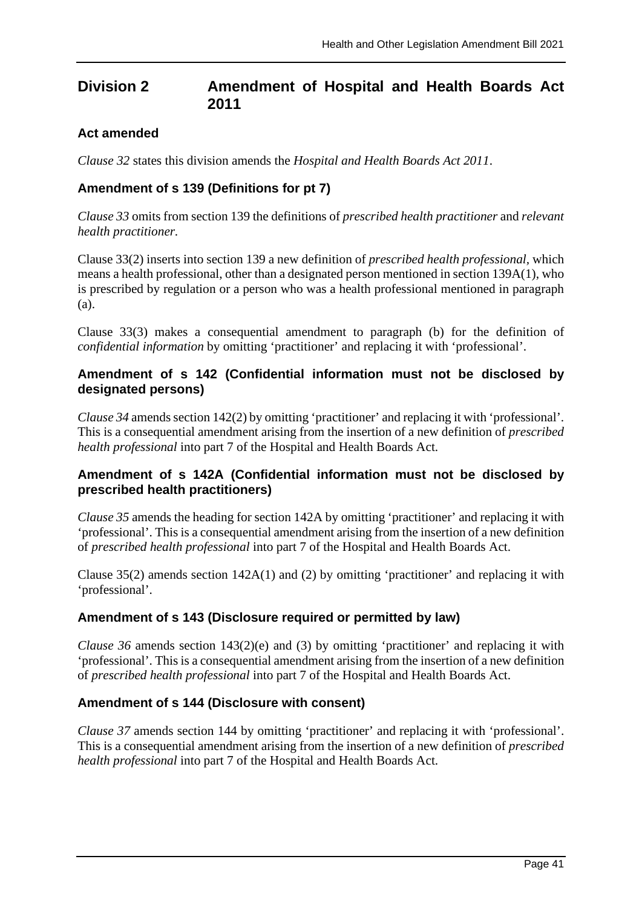## Division 2 Amendment of Hospital and Health Boards Act 2011

### Act amended

*Clause 32* states this division amends the *Hospital and Health Boards Act 2011*.

### Amendment of s 139 (Definitions for pt 7)

*Clause 33* omits from section 139 the definitions of *prescribed health practitioner* and *relevant health practitioner.*

Clause 33(2) inserts into section 139 a new definition of *prescribed health professional*, which means a health professional, other than a designated person mentioned in section 139A(1), who is prescribed by regulation or a person who was a health professional mentioned in paragraph (a).

Clause 33(3) makes a consequential amendment to paragraph (b) for the definition of *confidential information* by omitting 'practitioner' and replacing it with 'professional'.

### Amendment of s 142 (Confidential information must not be disclosed by designated persons)

*Clause 34* amends section 142(2) by omitting 'practitioner' and replacing it with 'professional'. This is a consequential amendment arising from the insertion of a new definition of *prescribed health professional* into part 7 of the Hospital and Health Boards Act.

### Amendment of s 142A (Confidential information must not be disclosed by prescribed health practitioners)

*Clause 35* amends the heading for section 142A by omitting 'practitioner' and replacing it with 'professional'. This is a consequential amendment arising from the insertion of a new definition of *prescribed health professional* into part 7 of the Hospital and Health Boards Act.

Clause 35(2) amends section 142A(1) and (2) by omitting 'practitioner' and replacing it with 'professional'.

### Amendment of s 143 (Disclosure required or permitted by law)

*Clause 36* amends section 143(2)(e) and (3) by omitting 'practitioner' and replacing it with 'professional'. This is a consequential amendment arising from the insertion of a new definition of *prescribed health professional* into part 7 of the Hospital and Health Boards Act.

### Amendment of s 144 (Disclosure with consent)

*Clause 37* amends section 144 by omitting 'practitioner' and replacing it with 'professional'. This is a consequential amendment arising from the insertion of a new definition of *prescribed health professional* into part 7 of the Hospital and Health Boards Act.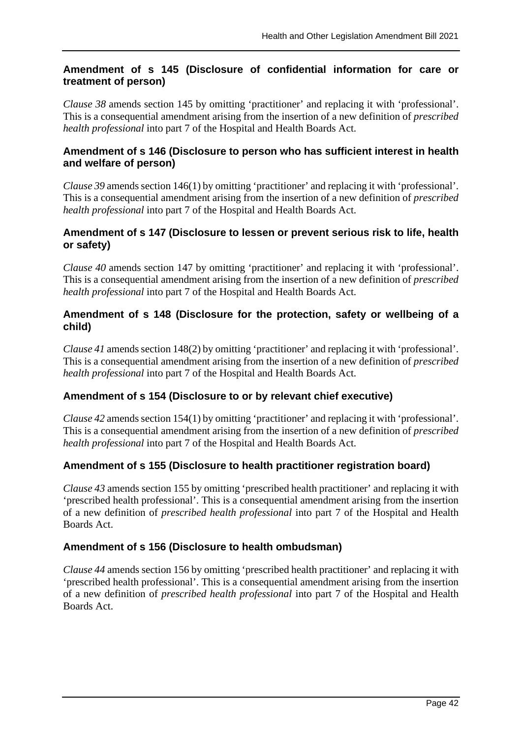### Amendment of s 145 (Disclosure of confidential information for care or treatment of person)

*Clause 38* amends section 145 by omitting 'practitioner' and replacing it with 'professional'. This is a consequential amendment arising from the insertion of a new definition of *prescribed health professional* into part 7 of the Hospital and Health Boards Act.

### Amendment of s 146 (Disclosure to person who has sufficient interest in health and welfare of person)

*Clause 39* amends section 146(1) by omitting 'practitioner' and replacing it with 'professional'. This is a consequential amendment arising from the insertion of a new definition of *prescribed health professional* into part 7 of the Hospital and Health Boards Act.

### Amendment of s 147 (Disclosure to lessen or prevent serious risk to life, health or safety)

*Clause 40* amends section 147 by omitting 'practitioner' and replacing it with 'professional'. This is a consequential amendment arising from the insertion of a new definition of *prescribed health professional* into part 7 of the Hospital and Health Boards Act.

### Amendment of s 148 (Disclosure for the protection, safety or wellbeing of a child)

*Clause 41* amends section 148(2) by omitting 'practitioner' and replacing it with 'professional'. This is a consequential amendment arising from the insertion of a new definition of *prescribed health professional* into part 7 of the Hospital and Health Boards Act.

### Amendment of s 154 (Disclosure to or by relevant chief executive)

*Clause 42* amends section 154(1) by omitting 'practitioner' and replacing it with 'professional'. This is a consequential amendment arising from the insertion of a new definition of *prescribed health professional* into part 7 of the Hospital and Health Boards Act.

### Amendment of s 155 (Disclosure to health practitioner registration board)

*Clause 43* amends section 155 by omitting 'prescribed health practitioner' and replacing it with 'prescribed health professional'. This is a consequential amendment arising from the insertion of a new definition of *prescribed health professional* into part 7 of the Hospital and Health Boards Act.

### Amendment of s 156 (Disclosure to health ombudsman)

*Clause 44* amends section 156 by omitting 'prescribed health practitioner' and replacing it with 'prescribed health professional'. This is a consequential amendment arising from the insertion of a new definition of *prescribed health professional* into part 7 of the Hospital and Health Boards Act.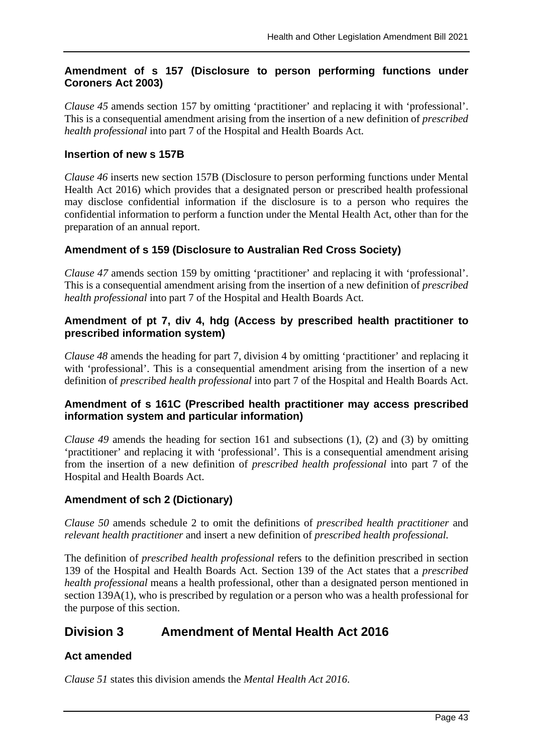### Amendment of s 157 (Disclosure to person performing functions under Coroners Act 2003)

*Clause 45* amends section 157 by omitting 'practitioner' and replacing it with 'professional'. This is a consequential amendment arising from the insertion of a new definition of *prescribed health professional* into part 7 of the Hospital and Health Boards Act.

### Insertion of new s 157B

*Clause 46* inserts new section 157B (Disclosure to person performing functions under Mental Health Act 2016) which provides that a designated person or prescribed health professional may disclose confidential information if the disclosure is to a person who requires the confidential information to perform a function under the Mental Health Act, other than for the preparation of an annual report.

### Amendment of s 159 (Disclosure to Australian Red Cross Society)

*Clause 47* amends section 159 by omitting 'practitioner' and replacing it with 'professional'. This is a consequential amendment arising from the insertion of a new definition of *prescribed health professional* into part 7 of the Hospital and Health Boards Act.

### Amendment of pt 7, div 4, hdg (Access by prescribed health practitioner to prescribed information system)

*Clause 48* amends the heading for part 7, division 4 by omitting 'practitioner' and replacing it with 'professional'. This is a consequential amendment arising from the insertion of a new definition of *prescribed health professional* into part 7 of the Hospital and Health Boards Act.

### Amendment of s 161C (Prescribed health practitioner may access prescribed information system and particular information)

*Clause 49* amends the heading for section 161 and subsections (1), (2) and (3) by omitting 'practitioner' and replacing it with 'professional'. This is a consequential amendment arising from the insertion of a new definition of *prescribed health professional* into part 7 of the Hospital and Health Boards Act.

### Amendment of sch 2 (Dictionary)

*Clause 50* amends schedule 2 to omit the definitions of *prescribed health practitioner* and *relevant health practitioner* and insert a new definition of *prescribed health professional.*

The definition of *prescribed health professional* refers to the definition prescribed in section 139 of the Hospital and Health Boards Act. Section 139 of the Act states that a *prescribed health professional* means a health professional, other than a designated person mentioned in section 139A(1), who is prescribed by regulation or a person who was a health professional for the purpose of this section.

## Division 3 Amendment of Mental Health Act 2016

### Act amended

*Clause 51* states this division amends the *Mental Health Act 2016*.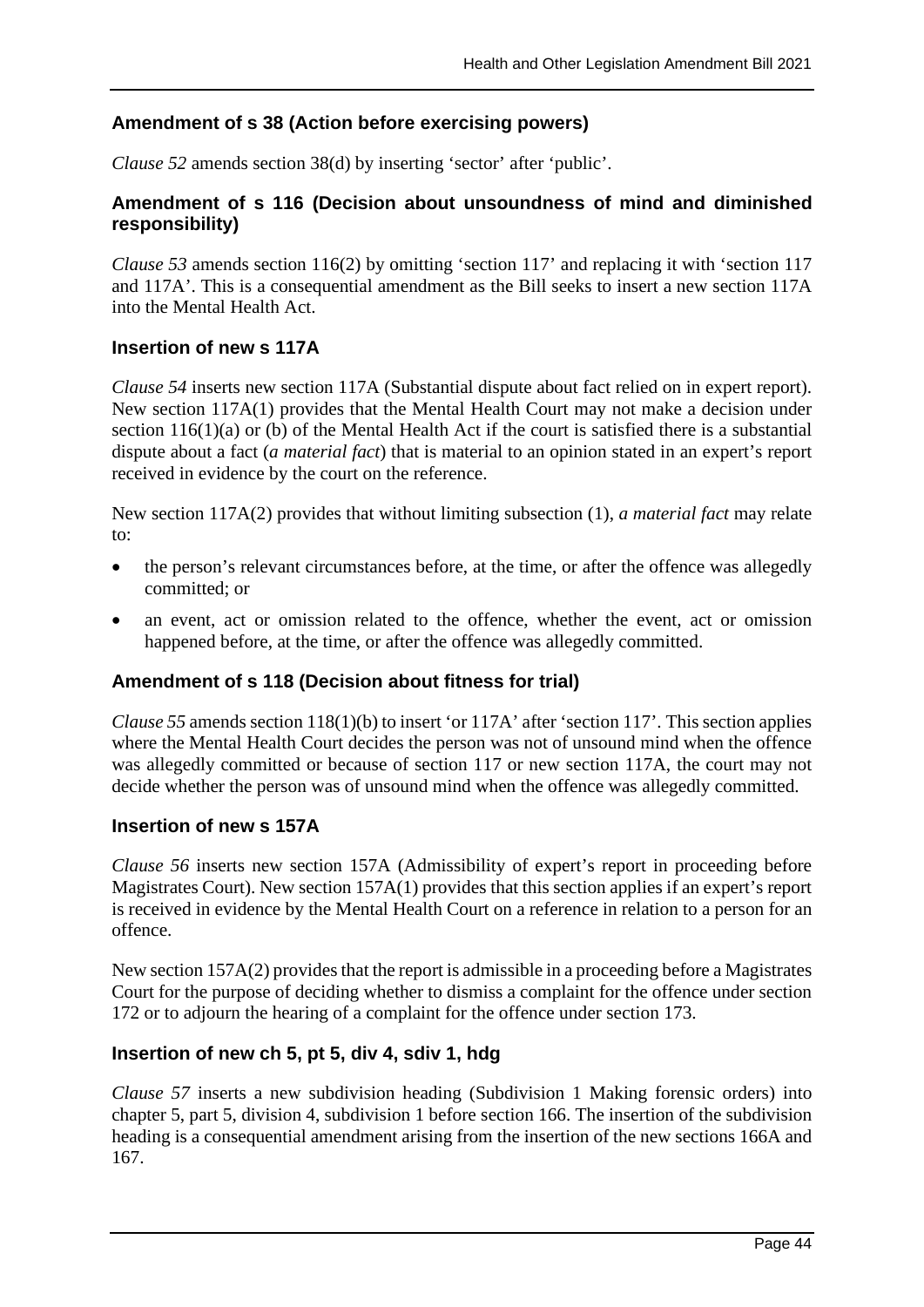### Amendment of s 38 (Action before exercising powers)

*Clause 52* amends section 38(d) by inserting 'sector' after 'public'.

### Amendment of s 116 (Decision about unsoundness of mind and diminished responsibility)

*Clause 53* amends section 116(2) by omitting 'section 117' and replacing it with 'section 117 and 117A'. This is a consequential amendment as the Bill seeks to insert a new section 117A into the Mental Health Act.

### Insertion of new s 117A

*Clause 54* inserts new section 117A (Substantial dispute about fact relied on in expert report). New section 117A(1) provides that the Mental Health Court may not make a decision under section 116(1)(a) or (b) of the Mental Health Act if the court is satisfied there is a substantial dispute about a fact (*a material fact*) that is material to an opinion stated in an expert's report received in evidence by the court on the reference.

New section 117A(2) provides that without limiting subsection (1), *a material fact* may relate to:

- the person's relevant circumstances before, at the time, or after the offence was allegedly committed; or
- an event, act or omission related to the offence, whether the event, act or omission happened before, at the time, or after the offence was allegedly committed.

### Amendment of s 118 (Decision about fitness for trial)

*Clause 55* amends section 118(1)(b) to insert 'or 117A' after 'section 117'. This section applies where the Mental Health Court decides the person was not of unsound mind when the offence was allegedly committed or because of section 117 or new section 117A, the court may not decide whether the person was of unsound mind when the offence was allegedly committed.

### Insertion of new s 157A

*Clause 56* inserts new section 157A (Admissibility of expert's report in proceeding before Magistrates Court). New section 157A(1) provides that this section applies if an expert's report is received in evidence by the Mental Health Court on a reference in relation to a person for an offence.

New section 157A(2) provides that the report is admissible in a proceeding before a Magistrates Court for the purpose of deciding whether to dismiss a complaint for the offence under section 172 or to adjourn the hearing of a complaint for the offence under section 173.

### Insertion of new ch 5, pt 5, div 4, sdiv 1, hdg

*Clause 57* inserts a new subdivision heading (Subdivision 1 Making forensic orders) into chapter 5, part 5, division 4, subdivision 1 before section 166. The insertion of the subdivision heading is a consequential amendment arising from the insertion of the new sections 166A and 167.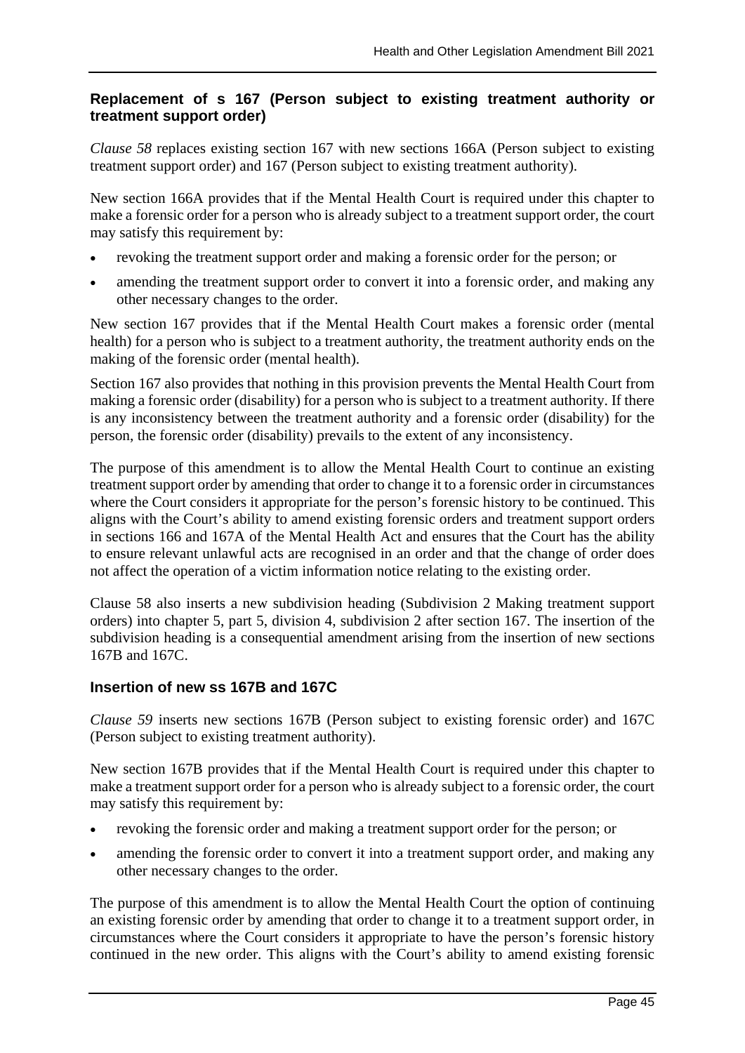### Replacement of s 167 (Person subject to existing treatment authority or treatment support order)

*Clause 58* replaces existing section 167 with new sections 166A (Person subject to existing treatment support order) and 167 (Person subject to existing treatment authority).

New section 166A provides that if the Mental Health Court is required under this chapter to make a forensic order for a person who is already subject to a treatment support order, the court may satisfy this requirement by:

- revoking the treatment support order and making a forensic order for the person; or
- amending the treatment support order to convert it into a forensic order, and making any other necessary changes to the order.

New section 167 provides that if the Mental Health Court makes a forensic order (mental health) for a person who is subject to a treatment authority, the treatment authority ends on the making of the forensic order (mental health).

Section 167 also provides that nothing in this provision prevents the Mental Health Court from making a forensic order (disability) for a person who is subject to a treatment authority. If there is any inconsistency between the treatment authority and a forensic order (disability) for the person, the forensic order (disability) prevails to the extent of any inconsistency.

The purpose of this amendment is to allow the Mental Health Court to continue an existing treatment support order by amending that order to change it to a forensic order in circumstances where the Court considers it appropriate for the person's forensic history to be continued. This aligns with the Court's ability to amend existing forensic orders and treatment support orders in sections 166 and 167A of the Mental Health Act and ensures that the Court has the ability to ensure relevant unlawful acts are recognised in an order and that the change of order does not affect the operation of a victim information notice relating to the existing order.

Clause 58 also inserts a new subdivision heading (Subdivision 2 Making treatment support orders) into chapter 5, part 5, division 4, subdivision 2 after section 167. The insertion of the subdivision heading is a consequential amendment arising from the insertion of new sections 167B and 167C.

### Insertion of new ss 167B and 167C

*Clause 59* inserts new sections 167B (Person subject to existing forensic order) and 167C (Person subject to existing treatment authority).

New section 167B provides that if the Mental Health Court is required under this chapter to make a treatment support order for a person who is already subject to a forensic order, the court may satisfy this requirement by:

- revoking the forensic order and making a treatment support order for the person; or
- amending the forensic order to convert it into a treatment support order, and making any other necessary changes to the order.

The purpose of this amendment is to allow the Mental Health Court the option of continuing an existing forensic order by amending that order to change it to a treatment support order, in circumstances where the Court considers it appropriate to have the person's forensic history continued in the new order. This aligns with the Court's ability to amend existing forensic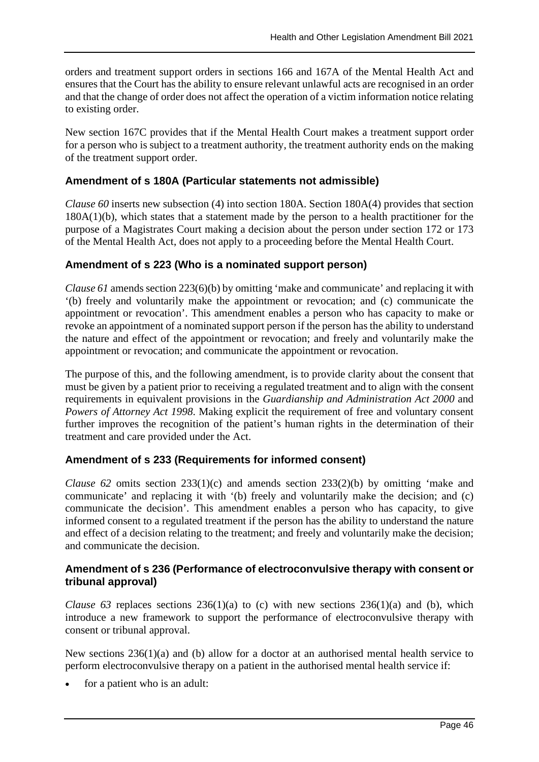orders and treatment support orders in sections 166 and 167A of the Mental Health Act and ensures that the Court has the ability to ensure relevant unlawful acts are recognised in an order and that the change of order does not affect the operation of a victim information notice relating to existing order.

New section 167C provides that if the Mental Health Court makes a treatment support order for a person who is subject to a treatment authority, the treatment authority ends on the making of the treatment support order.

### Amendment of s 180A (Particular statements not admissible)

*Clause 60* inserts new subsection (4) into section 180A. Section 180A(4) provides that section 180A(1)(b), which states that a statement made by the person to a health practitioner for the purpose of a Magistrates Court making a decision about the person under section 172 or 173 of the Mental Health Act, does not apply to a proceeding before the Mental Health Court.

### Amendment of s 223 (Who is a nominated support person)

*Clause 61* amends section 223(6)(b) by omitting 'make and communicate' and replacing it with '(b) freely and voluntarily make the appointment or revocation; and (c) communicate the appointment or revocation'. This amendment enables a person who has capacity to make or revoke an appointment of a nominated support person if the person has the ability to understand the nature and effect of the appointment or revocation; and freely and voluntarily make the appointment or revocation; and communicate the appointment or revocation.

The purpose of this, and the following amendment, is to provide clarity about the consent that must be given by a patient prior to receiving a regulated treatment and to align with the consent requirements in equivalent provisions in the *Guardianship and Administration Act 2000* and *Powers of Attorney Act 1998*. Making explicit the requirement of free and voluntary consent further improves the recognition of the patient's human rights in the determination of their treatment and care provided under the Act.

### Amendment of s 233 (Requirements for informed consent)

*Clause 62* omits section 233(1)(c) and amends section 233(2)(b) by omitting 'make and communicate' and replacing it with '(b) freely and voluntarily make the decision; and (c) communicate the decision'. This amendment enables a person who has capacity, to give informed consent to a regulated treatment if the person has the ability to understand the nature and effect of a decision relating to the treatment; and freely and voluntarily make the decision; and communicate the decision.

### Amendment of s 236 (Performance of electroconvulsive therapy with consent or tribunal approval)

*Clause 63* replaces sections 236(1)(a) to (c) with new sections 236(1)(a) and (b), which introduce a new framework to support the performance of electroconvulsive therapy with consent or tribunal approval.

New sections 236(1)(a) and (b) allow for a doctor at an authorised mental health service to perform electroconvulsive therapy on a patient in the authorised mental health service if:

- for a patient who is an adult: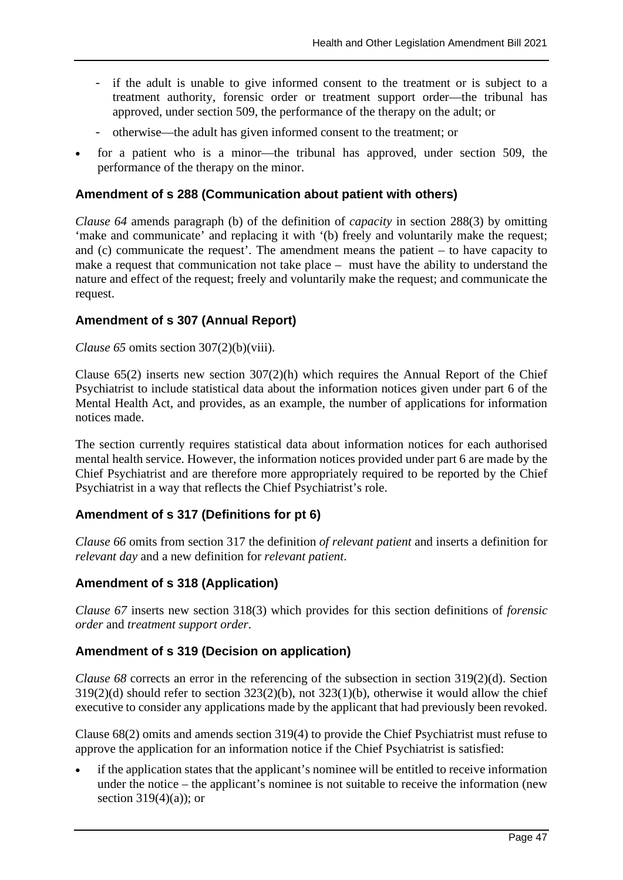- if the adult is unable to give informed consent to the treatment or is subject to a treatment authority, forensic order or treatment support order—the tribunal has approved, under section 509, the performance of the therapy on the adult; or
- otherwise—the adult has given informed consent to the treatment; or

- for a patient who is a minor—the tribunal has approved, under section 509, the performance of the therapy on the minor.

### Amendment of s 288 (Communication about patient with others)

*Clause 64* amends paragraph (b) of the definition of *capacity* in section 288(3) by omitting 'make and communicate' and replacing it with '(b) freely and voluntarily make the request; and (c) communicate the request'. The amendment means the patient – to have capacity to make a request that communication not take place – must have the ability to understand the nature and effect of the request; freely and voluntarily make the request; and communicate the request.

### Amendment of s 307 (Annual Report)

*Clause 65* omits section 307(2)(b)(viii).

Clause 65(2) inserts new section 307(2)(h) which requires the Annual Report of the Chief Psychiatrist to include statistical data about the information notices given under part 6 of the Mental Health Act, and provides, as an example, the number of applications for information notices made.

The section currently requires statistical data about information notices for each authorised mental health service. However, the information notices provided under part 6 are made by the Chief Psychiatrist and are therefore more appropriately required to be reported by the Chief Psychiatrist in a way that reflects the Chief Psychiatrist's role.

### Amendment of s 317 (Definitions for pt 6)

*Clause 66* omits from section 317 the definition *of relevant patient* and inserts a definition for *relevant day* and a new definition for *relevant patient*.

### Amendment of s 318 (Application)

*Clause 67* inserts new section 318(3) which provides for this section definitions of *forensic order* and *treatment support order*.

### Amendment of s 319 (Decision on application)

*Clause 68* corrects an error in the referencing of the subsection in section 319(2)(d). Section 319(2)(d) should refer to section 323(2)(b), not 323(1)(b), otherwise it would allow the chief executive to consider any applications made by the applicant that had previously been revoked.

Clause 68(2) omits and amends section 319(4) to provide the Chief Psychiatrist must refuse to approve the application for an information notice if the Chief Psychiatrist is satisfied:

- if the application states that the applicant's nominee will be entitled to receive information under the notice – the applicant's nominee is not suitable to receive the information (new section 319(4)(a)); or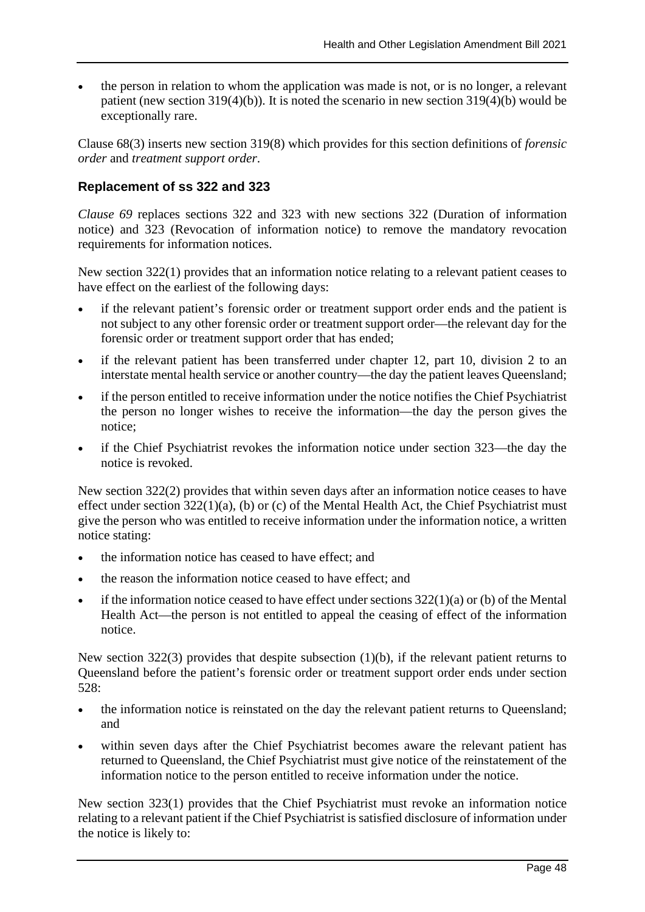- the person in relation to whom the application was made is not, or is no longer, a relevant patient (new section 319(4)(b)). It is noted the scenario in new section 319(4)(b) would be exceptionally rare.

Clause 68(3) inserts new section 319(8) which provides for this section definitions of *forensic order* and *treatment support order*.

### Replacement of ss 322 and 323

*Clause 69* replaces sections 322 and 323 with new sections 322 (Duration of information notice) and 323 (Revocation of information notice) to remove the mandatory revocation requirements for information notices.

New section 322(1) provides that an information notice relating to a relevant patient ceases to have effect on the earliest of the following days:

- if the relevant patient's forensic order or treatment support order ends and the patient is not subject to any other forensic order or treatment support order—the relevant day for the forensic order or treatment support order that has ended;
- if the relevant patient has been transferred under chapter 12, part 10, division 2 to an interstate mental health service or another country—the day the patient leaves Queensland;
- if the person entitled to receive information under the notice notifies the Chief Psychiatrist the person no longer wishes to receive the information—the day the person gives the notice;
- if the Chief Psychiatrist revokes the information notice under section 323—the day the notice is revoked.

New section 322(2) provides that within seven days after an information notice ceases to have effect under section 322(1)(a), (b) or (c) of the Mental Health Act, the Chief Psychiatrist must give the person who was entitled to receive information under the information notice, a written notice stating:

- the information notice has ceased to have effect; and
- the reason the information notice ceased to have effect; and
- if the information notice ceased to have effect under sections 322(1)(a) or (b) of the Mental Health Act—the person is not entitled to appeal the ceasing of effect of the information notice.

New section 322(3) provides that despite subsection (1)(b), if the relevant patient returns to Queensland before the patient's forensic order or treatment support order ends under section 528:

- the information notice is reinstated on the day the relevant patient returns to Queensland; and
- within seven days after the Chief Psychiatrist becomes aware the relevant patient has returned to Queensland, the Chief Psychiatrist must give notice of the reinstatement of the information notice to the person entitled to receive information under the notice.

New section 323(1) provides that the Chief Psychiatrist must revoke an information notice relating to a relevant patient if the Chief Psychiatrist is satisfied disclosure of information under the notice is likely to: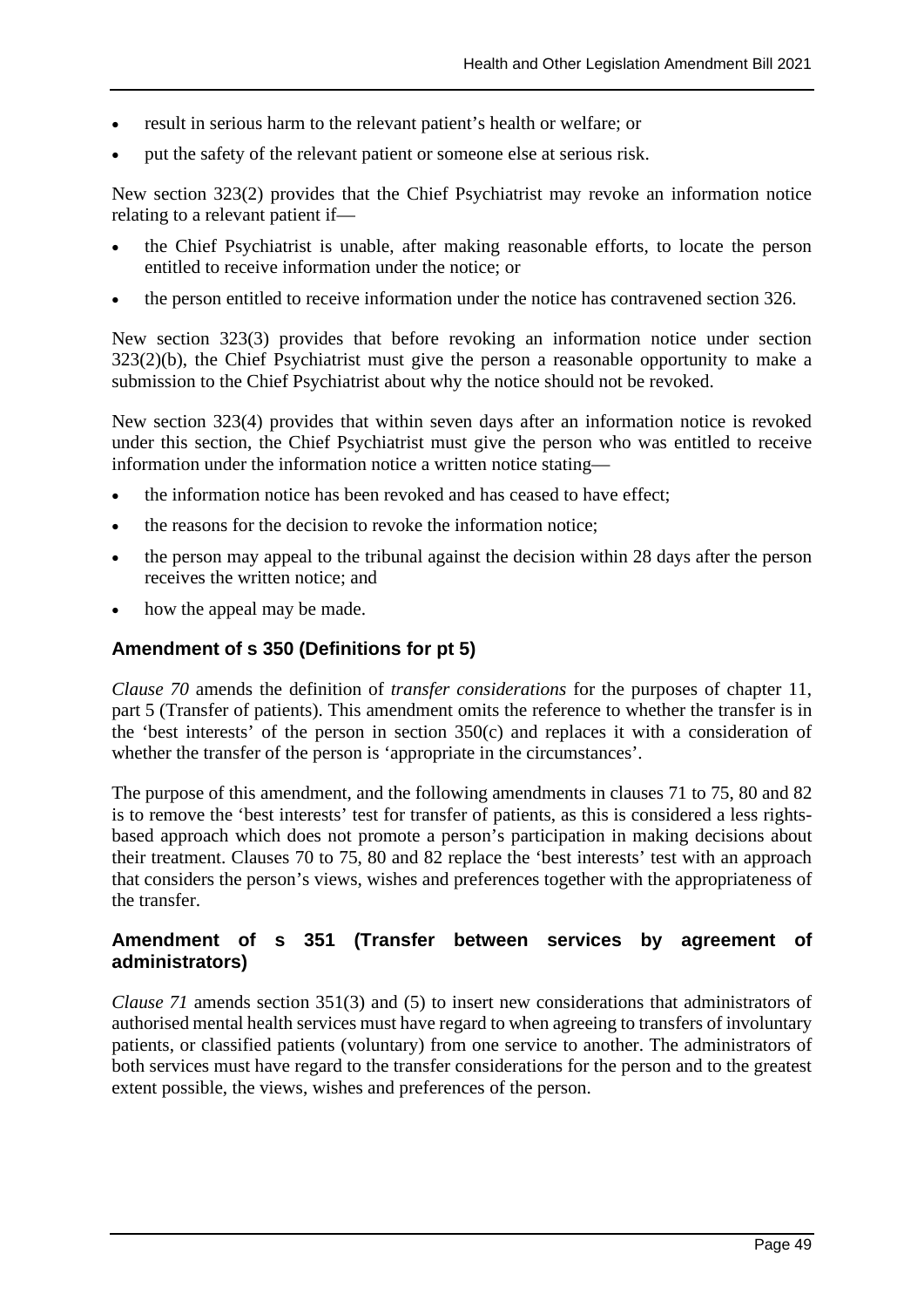- result in serious harm to the relevant patient's health or welfare; or
- put the safety of the relevant patient or someone else at serious risk.

New section 323(2) provides that the Chief Psychiatrist may revoke an information notice relating to a relevant patient if—

- the Chief Psychiatrist is unable, after making reasonable efforts, to locate the person entitled to receive information under the notice; or
- the person entitled to receive information under the notice has contravened section 326.

New section 323(3) provides that before revoking an information notice under section 323(2)(b), the Chief Psychiatrist must give the person a reasonable opportunity to make a submission to the Chief Psychiatrist about why the notice should not be revoked.

New section 323(4) provides that within seven days after an information notice is revoked under this section, the Chief Psychiatrist must give the person who was entitled to receive information under the information notice a written notice stating—

- the information notice has been revoked and has ceased to have effect;
- the reasons for the decision to revoke the information notice;
- the person may appeal to the tribunal against the decision within 28 days after the person receives the written notice; and
- how the appeal may be made.

### Amendment of s 350 (Definitions for pt 5)

*Clause 70* amends the definition of *transfer considerations* for the purposes of chapter 11, part 5 (Transfer of patients). This amendment omits the reference to whether the transfer is in the 'best interests' of the person in section 350(c) and replaces it with a consideration of whether the transfer of the person is 'appropriate in the circumstances'.

The purpose of this amendment, and the following amendments in clauses 71 to 75, 80 and 82 is to remove the 'best interests' test for transfer of patients, as this is considered a less rights-based approach which does not promote a person's participation in making decisions about their treatment. Clauses 70 to 75, 80 and 82 replace the 'best interests' test with an approach that considers the person's views, wishes and preferences together with the appropriateness of the transfer.

### Amendment of s 351 (Transfer between services by agreement of administrators)

*Clause 71* amends section 351(3) and (5) to insert new considerations that administrators of authorised mental health services must have regard to when agreeing to transfers of involuntary patients, or classified patients (voluntary) from one service to another. The administrators of both services must have regard to the transfer considerations for the person and to the greatest extent possible, the views, wishes and preferences of the person.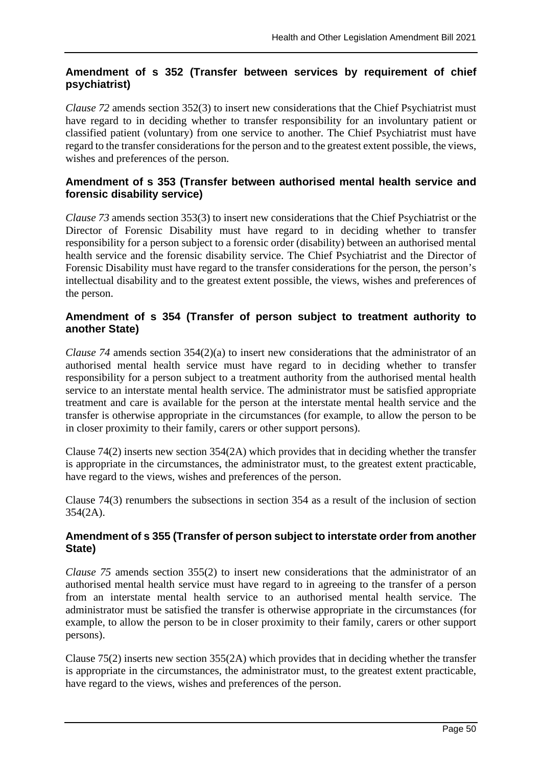### Amendment of s 352 (Transfer between services by requirement of chief psychiatrist)

*Clause 72* amends section 352(3) to insert new considerations that the Chief Psychiatrist must have regard to in deciding whether to transfer responsibility for an involuntary patient or classified patient (voluntary) from one service to another. The Chief Psychiatrist must have regard to the transfer considerations for the person and to the greatest extent possible, the views, wishes and preferences of the person.

### Amendment of s 353 (Transfer between authorised mental health service and forensic disability service)

*Clause 73* amends section 353(3) to insert new considerations that the Chief Psychiatrist or the Director of Forensic Disability must have regard to in deciding whether to transfer responsibility for a person subject to a forensic order (disability) between an authorised mental health service and the forensic disability service. The Chief Psychiatrist and the Director of Forensic Disability must have regard to the transfer considerations for the person, the person's intellectual disability and to the greatest extent possible, the views, wishes and preferences of the person.

### Amendment of s 354 (Transfer of person subject to treatment authority to another State)

*Clause 74* amends section 354(2)(a) to insert new considerations that the administrator of an authorised mental health service must have regard to in deciding whether to transfer responsibility for a person subject to a treatment authority from the authorised mental health service to an interstate mental health service. The administrator must be satisfied appropriate treatment and care is available for the person at the interstate mental health service and the transfer is otherwise appropriate in the circumstances (for example, to allow the person to be in closer proximity to their family, carers or other support persons).

Clause 74(2) inserts new section 354(2A) which provides that in deciding whether the transfer is appropriate in the circumstances, the administrator must, to the greatest extent practicable, have regard to the views, wishes and preferences of the person.

Clause 74(3) renumbers the subsections in section 354 as a result of the inclusion of section 354(2A).

### Amendment of s 355 (Transfer of person subject to interstate order from another State)

*Clause 75* amends section 355(2) to insert new considerations that the administrator of an authorised mental health service must have regard to in agreeing to the transfer of a person from an interstate mental health service to an authorised mental health service. The administrator must be satisfied the transfer is otherwise appropriate in the circumstances (for example, to allow the person to be in closer proximity to their family, carers or other support persons).

Clause 75(2) inserts new section 355(2A) which provides that in deciding whether the transfer is appropriate in the circumstances, the administrator must, to the greatest extent practicable, have regard to the views, wishes and preferences of the person.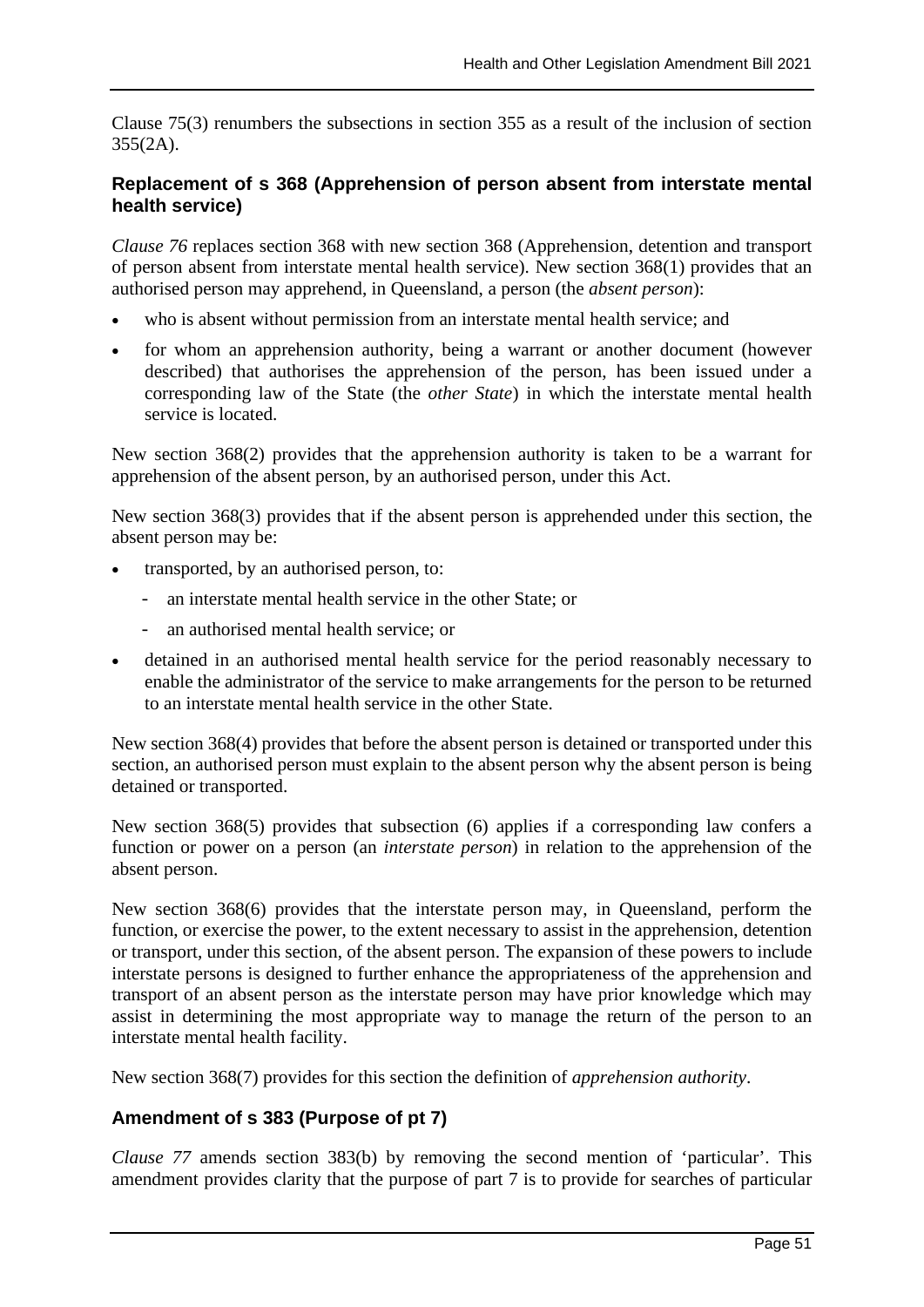Clause 75(3) renumbers the subsections in section 355 as a result of the inclusion of section 355(2A).

### Replacement of s 368 (Apprehension of person absent from interstate mental health service)

*Clause 76* replaces section 368 with new section 368 (Apprehension, detention and transport of person absent from interstate mental health service). New section 368(1) provides that an authorised person may apprehend, in Queensland, a person (the *absent person*):

- who is absent without permission from an interstate mental health service; and
- for whom an apprehension authority, being a warrant or another document (however described) that authorises the apprehension of the person, has been issued under a corresponding law of the State (the *other State*) in which the interstate mental health service is located.

New section 368(2) provides that the apprehension authority is taken to be a warrant for apprehension of the absent person, by an authorised person, under this Act.

New section 368(3) provides that if the absent person is apprehended under this section, the absent person may be:

- transported, by an authorised person, to:
  - an interstate mental health service in the other State; or
  - an authorised mental health service; or
- detained in an authorised mental health service for the period reasonably necessary to enable the administrator of the service to make arrangements for the person to be returned to an interstate mental health service in the other State.

New section 368(4) provides that before the absent person is detained or transported under this section, an authorised person must explain to the absent person why the absent person is being detained or transported.

New section 368(5) provides that subsection (6) applies if a corresponding law confers a function or power on a person (an *interstate person*) in relation to the apprehension of the absent person.

New section 368(6) provides that the interstate person may, in Queensland, perform the function, or exercise the power, to the extent necessary to assist in the apprehension, detention or transport, under this section, of the absent person. The expansion of these powers to include interstate persons is designed to further enhance the appropriateness of the apprehension and transport of an absent person as the interstate person may have prior knowledge which may assist in determining the most appropriate way to manage the return of the person to an interstate mental health facility.

New section 368(7) provides for this section the definition of *apprehension authority*.

### Amendment of s 383 (Purpose of pt 7)

*Clause 77* amends section 383(b) by removing the second mention of 'particular'. This amendment provides clarity that the purpose of part 7 is to provide for searches of particular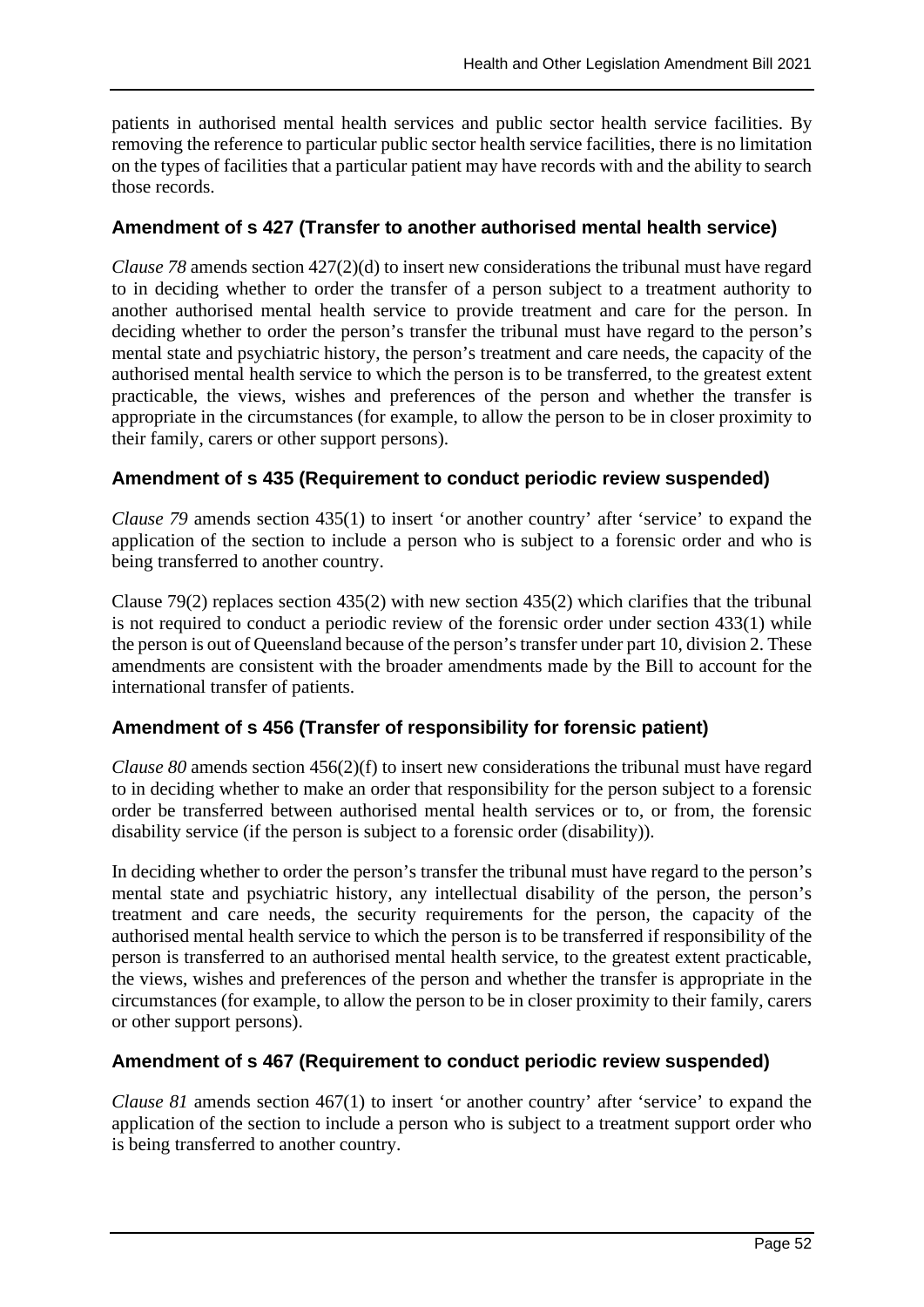patients in authorised mental health services and public sector health service facilities. By removing the reference to particular public sector health service facilities, there is no limitation on the types of facilities that a particular patient may have records with and the ability to search those records.

### Amendment of s 427 (Transfer to another authorised mental health service)

*Clause 78* amends section 427(2)(d) to insert new considerations the tribunal must have regard to in deciding whether to order the transfer of a person subject to a treatment authority to another authorised mental health service to provide treatment and care for the person. In deciding whether to order the person's transfer the tribunal must have regard to the person's mental state and psychiatric history, the person's treatment and care needs, the capacity of the authorised mental health service to which the person is to be transferred, to the greatest extent practicable, the views, wishes and preferences of the person and whether the transfer is appropriate in the circumstances (for example, to allow the person to be in closer proximity to their family, carers or other support persons).

### Amendment of s 435 (Requirement to conduct periodic review suspended)

*Clause 79* amends section 435(1) to insert 'or another country' after 'service' to expand the application of the section to include a person who is subject to a forensic order and who is being transferred to another country.

Clause 79(2) replaces section 435(2) with new section 435(2) which clarifies that the tribunal is not required to conduct a periodic review of the forensic order under section 433(1) while the person is out of Queensland because of the person's transfer under part 10, division 2. These amendments are consistent with the broader amendments made by the Bill to account for the international transfer of patients.

### Amendment of s 456 (Transfer of responsibility for forensic patient)

*Clause 80* amends section 456(2)(f) to insert new considerations the tribunal must have regard to in deciding whether to make an order that responsibility for the person subject to a forensic order be transferred between authorised mental health services or to, or from, the forensic disability service (if the person is subject to a forensic order (disability)).

In deciding whether to order the person's transfer the tribunal must have regard to the person's mental state and psychiatric history, any intellectual disability of the person, the person's treatment and care needs, the security requirements for the person, the capacity of the authorised mental health service to which the person is to be transferred if responsibility of the person is transferred to an authorised mental health service, to the greatest extent practicable, the views, wishes and preferences of the person and whether the transfer is appropriate in the circumstances (for example, to allow the person to be in closer proximity to their family, carers or other support persons).

### Amendment of s 467 (Requirement to conduct periodic review suspended)

*Clause 81* amends section 467(1) to insert 'or another country' after 'service' to expand the application of the section to include a person who is subject to a treatment support order who is being transferred to another country.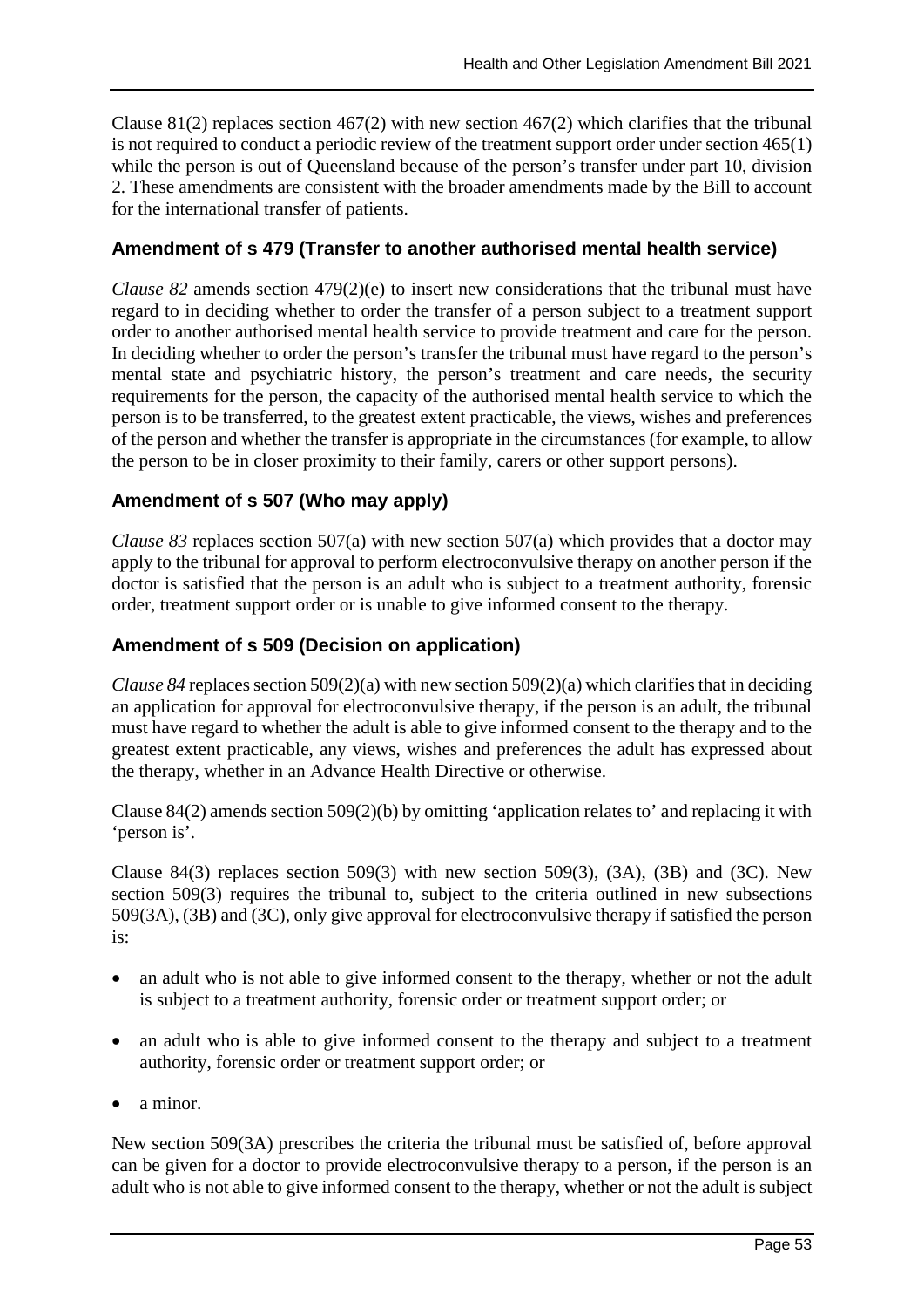Clause 81(2) replaces section 467(2) with new section 467(2) which clarifies that the tribunal is not required to conduct a periodic review of the treatment support order under section 465(1) while the person is out of Queensland because of the person's transfer under part 10, division 2. These amendments are consistent with the broader amendments made by the Bill to account for the international transfer of patients.

### Amendment of s 479 (Transfer to another authorised mental health service)

*Clause 82* amends section 479(2)(e) to insert new considerations that the tribunal must have regard to in deciding whether to order the transfer of a person subject to a treatment support order to another authorised mental health service to provide treatment and care for the person. In deciding whether to order the person's transfer the tribunal must have regard to the person's mental state and psychiatric history, the person's treatment and care needs, the security requirements for the person, the capacity of the authorised mental health service to which the person is to be transferred, to the greatest extent practicable, the views, wishes and preferences of the person and whether the transfer is appropriate in the circumstances (for example, to allow the person to be in closer proximity to their family, carers or other support persons).

### Amendment of s 507 (Who may apply)

*Clause 83* replaces section 507(a) with new section 507(a) which provides that a doctor may apply to the tribunal for approval to perform electroconvulsive therapy on another person if the doctor is satisfied that the person is an adult who is subject to a treatment authority, forensic order, treatment support order or is unable to give informed consent to the therapy.

### Amendment of s 509 (Decision on application)

*Clause 84* replaces section 509(2)(a) with new section 509(2)(a) which clarifies that in deciding an application for approval for electroconvulsive therapy, if the person is an adult, the tribunal must have regard to whether the adult is able to give informed consent to the therapy and to the greatest extent practicable, any views, wishes and preferences the adult has expressed about the therapy, whether in an Advance Health Directive or otherwise.

Clause 84(2) amends section 509(2)(b) by omitting 'application relates to' and replacing it with 'person is'.

Clause 84(3) replaces section 509(3) with new section 509(3), (3A), (3B) and (3C). New section 509(3) requires the tribunal to, subject to the criteria outlined in new subsections 509(3A), (3B) and (3C), only give approval for electroconvulsive therapy if satisfied the person is:

- an adult who is not able to give informed consent to the therapy, whether or not the adult is subject to a treatment authority, forensic order or treatment support order; or
- an adult who is able to give informed consent to the therapy and subject to a treatment authority, forensic order or treatment support order; or
- a minor.

New section 509(3A) prescribes the criteria the tribunal must be satisfied of, before approval can be given for a doctor to provide electroconvulsive therapy to a person, if the person is an adult who is not able to give informed consent to the therapy, whether or not the adult is subject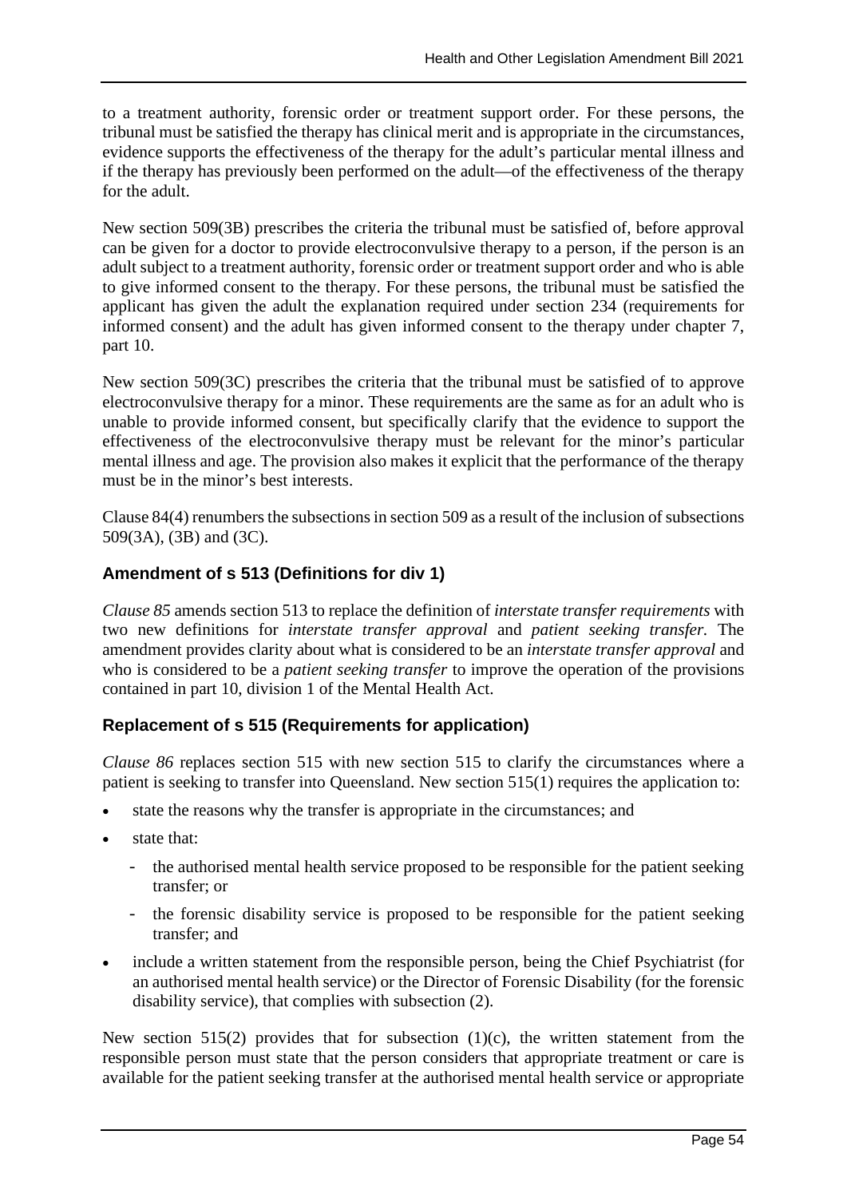to a treatment authority, forensic order or treatment support order. For these persons, the tribunal must be satisfied the therapy has clinical merit and is appropriate in the circumstances, evidence supports the effectiveness of the therapy for the adult's particular mental illness and if the therapy has previously been performed on the adult—of the effectiveness of the therapy for the adult.

New section 509(3B) prescribes the criteria the tribunal must be satisfied of, before approval can be given for a doctor to provide electroconvulsive therapy to a person, if the person is an adult subject to a treatment authority, forensic order or treatment support order and who is able to give informed consent to the therapy. For these persons, the tribunal must be satisfied the applicant has given the adult the explanation required under section 234 (requirements for informed consent) and the adult has given informed consent to the therapy under chapter 7, part 10.

New section 509(3C) prescribes the criteria that the tribunal must be satisfied of to approve electroconvulsive therapy for a minor. These requirements are the same as for an adult who is unable to provide informed consent, but specifically clarify that the evidence to support the effectiveness of the electroconvulsive therapy must be relevant for the minor's particular mental illness and age. The provision also makes it explicit that the performance of the therapy must be in the minor's best interests.

Clause 84(4) renumbers the subsections in section 509 as a result of the inclusion of subsections 509(3A), (3B) and (3C).

### Amendment of s 513 (Definitions for div 1)

*Clause 85* amends section 513 to replace the definition of *interstate transfer requirements* with two new definitions for *interstate transfer approval* and *patient seeking transfer.* The amendment provides clarity about what is considered to be an *interstate transfer approval* and who is considered to be a *patient seeking transfer* to improve the operation of the provisions contained in part 10, division 1 of the Mental Health Act.

### Replacement of s 515 (Requirements for application)

*Clause 86* replaces section 515 with new section 515 to clarify the circumstances where a patient is seeking to transfer into Queensland. New section 515(1) requires the application to:

- state the reasons why the transfer is appropriate in the circumstances; and
- state that:
  - the authorised mental health service proposed to be responsible for the patient seeking transfer; or
  - the forensic disability service is proposed to be responsible for the patient seeking transfer; and
- include a written statement from the responsible person, being the Chief Psychiatrist (for an authorised mental health service) or the Director of Forensic Disability (for the forensic disability service), that complies with subsection (2).

New section 515(2) provides that for subsection (1)(c), the written statement from the responsible person must state that the person considers that appropriate treatment or care is available for the patient seeking transfer at the authorised mental health service or appropriate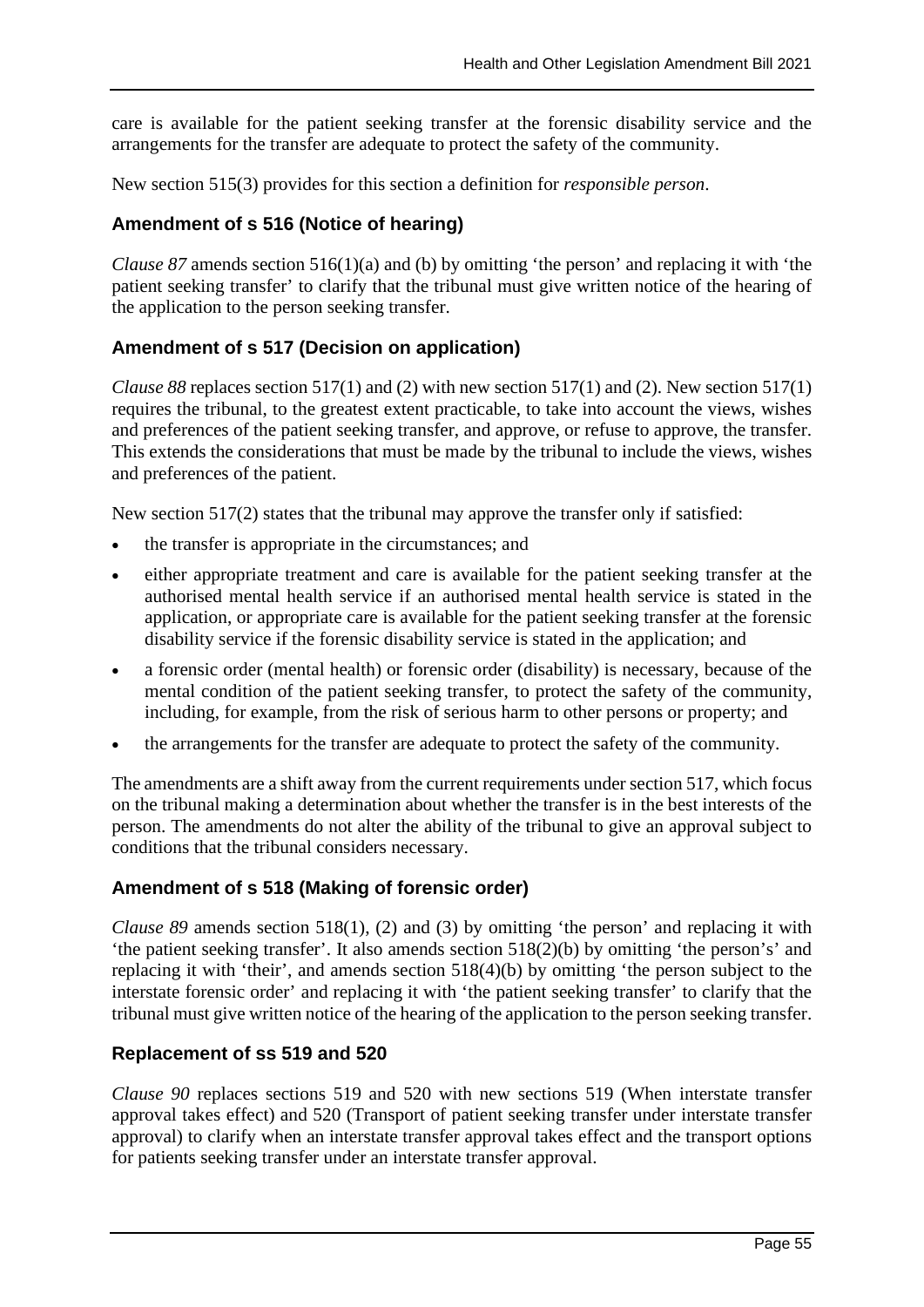care is available for the patient seeking transfer at the forensic disability service and the arrangements for the transfer are adequate to protect the safety of the community.

New section 515(3) provides for this section a definition for *responsible person*.

### Amendment of s 516 (Notice of hearing)

*Clause 87* amends section 516(1)(a) and (b) by omitting 'the person' and replacing it with 'the patient seeking transfer' to clarify that the tribunal must give written notice of the hearing of the application to the person seeking transfer.

### Amendment of s 517 (Decision on application)

*Clause 88* replaces section 517(1) and (2) with new section 517(1) and (2). New section 517(1) requires the tribunal, to the greatest extent practicable, to take into account the views, wishes and preferences of the patient seeking transfer, and approve, or refuse to approve, the transfer. This extends the considerations that must be made by the tribunal to include the views, wishes and preferences of the patient.

New section 517(2) states that the tribunal may approve the transfer only if satisfied:

- the transfer is appropriate in the circumstances; and
- either appropriate treatment and care is available for the patient seeking transfer at the authorised mental health service if an authorised mental health service is stated in the application, or appropriate care is available for the patient seeking transfer at the forensic disability service if the forensic disability service is stated in the application; and
- a forensic order (mental health) or forensic order (disability) is necessary, because of the mental condition of the patient seeking transfer, to protect the safety of the community, including, for example, from the risk of serious harm to other persons or property; and
- the arrangements for the transfer are adequate to protect the safety of the community.

The amendments are a shift away from the current requirements under section 517, which focus on the tribunal making a determination about whether the transfer is in the best interests of the person. The amendments do not alter the ability of the tribunal to give an approval subject to conditions that the tribunal considers necessary.

### Amendment of s 518 (Making of forensic order)

*Clause 89* amends section 518(1), (2) and (3) by omitting 'the person' and replacing it with 'the patient seeking transfer'. It also amends section 518(2)(b) by omitting 'the person's' and replacing it with 'their', and amends section 518(4)(b) by omitting 'the person subject to the interstate forensic order' and replacing it with 'the patient seeking transfer' to clarify that the tribunal must give written notice of the hearing of the application to the person seeking transfer.

### Replacement of ss 519 and 520

*Clause 90* replaces sections 519 and 520 with new sections 519 (When interstate transfer approval takes effect) and 520 (Transport of patient seeking transfer under interstate transfer approval) to clarify when an interstate transfer approval takes effect and the transport options for patients seeking transfer under an interstate transfer approval.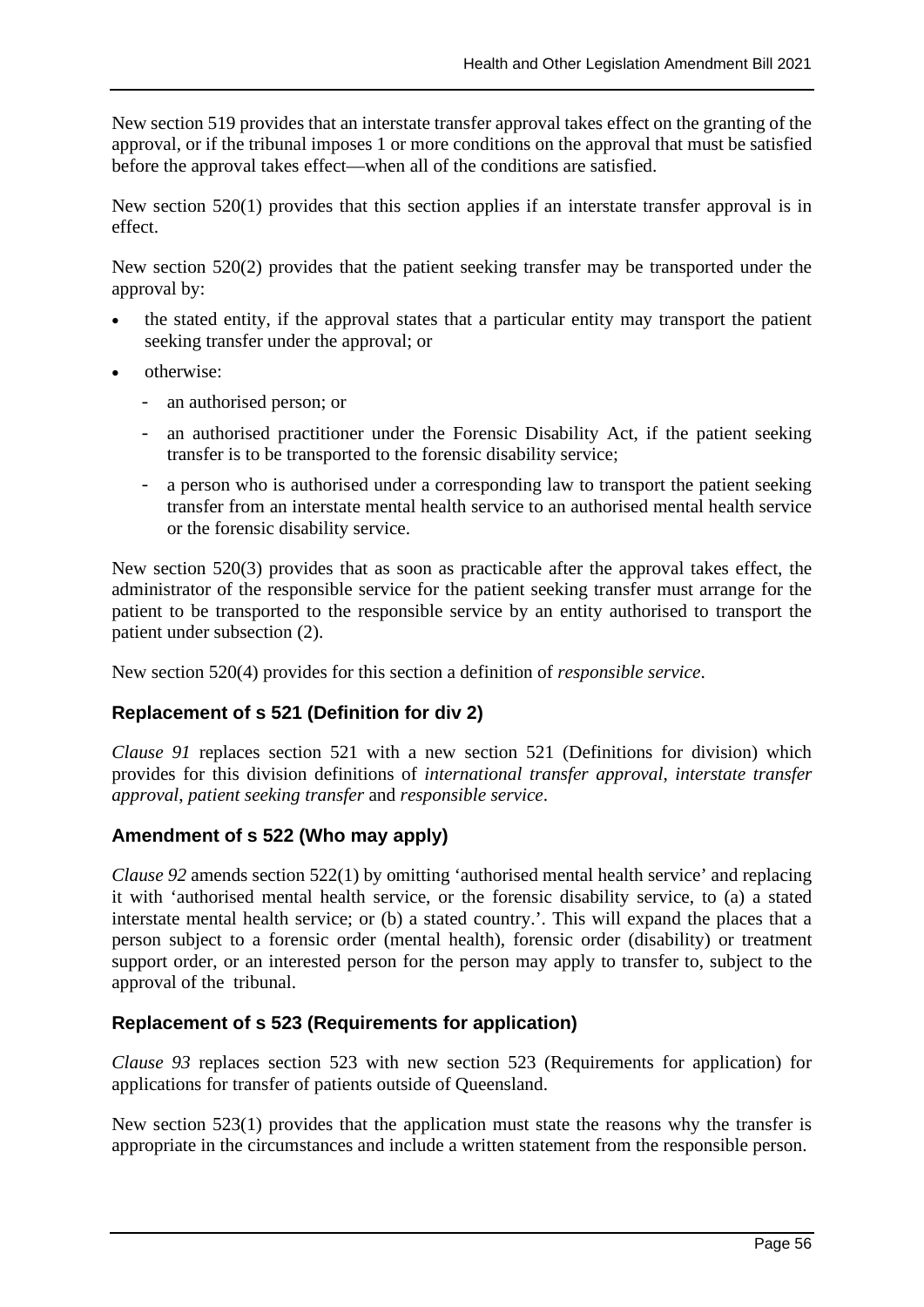New section 519 provides that an interstate transfer approval takes effect on the granting of the approval, or if the tribunal imposes 1 or more conditions on the approval that must be satisfied before the approval takes effect—when all of the conditions are satisfied.

New section 520(1) provides that this section applies if an interstate transfer approval is in effect.

New section 520(2) provides that the patient seeking transfer may be transported under the approval by:

- the stated entity, if the approval states that a particular entity may transport the patient seeking transfer under the approval; or
- otherwise:
  - an authorised person; or
  - an authorised practitioner under the Forensic Disability Act, if the patient seeking transfer is to be transported to the forensic disability service;
  - a person who is authorised under a corresponding law to transport the patient seeking transfer from an interstate mental health service to an authorised mental health service or the forensic disability service.

New section 520(3) provides that as soon as practicable after the approval takes effect, the administrator of the responsible service for the patient seeking transfer must arrange for the patient to be transported to the responsible service by an entity authorised to transport the patient under subsection (2).

New section 520(4) provides for this section a definition of *responsible service*.

### Replacement of s 521 (Definition for div 2)

*Clause 91* replaces section 521 with a new section 521 (Definitions for division) which provides for this division definitions of *international transfer approval*, *interstate transfer approval, patient seeking transfer* and *responsible service*.

### Amendment of s 522 (Who may apply)

*Clause 92* amends section 522(1) by omitting 'authorised mental health service' and replacing it with 'authorised mental health service, or the forensic disability service, to (a) a stated interstate mental health service; or (b) a stated country.'. This will expand the places that a person subject to a forensic order (mental health), forensic order (disability) or treatment support order, or an interested person for the person may apply to transfer to, subject to the approval of the tribunal.

### Replacement of s 523 (Requirements for application)

*Clause 93* replaces section 523 with new section 523 (Requirements for application) for applications for transfer of patients outside of Queensland.

New section 523(1) provides that the application must state the reasons why the transfer is appropriate in the circumstances and include a written statement from the responsible person.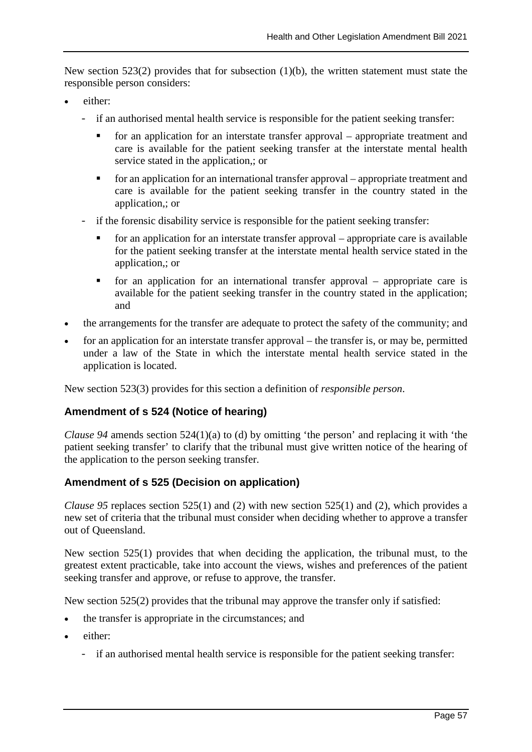New section 523(2) provides that for subsection (1)(b), the written statement must state the responsible person considers:

- either:
  - if an authorised mental health service is responsible for the patient seeking transfer:
    - for an application for an interstate transfer approval – appropriate treatment and care is available for the patient seeking transfer at the interstate mental health service stated in the application,; or
    - for an application for an international transfer approval – appropriate treatment and care is available for the patient seeking transfer in the country stated in the application,; or
  - if the forensic disability service is responsible for the patient seeking transfer:
    - for an application for an interstate transfer approval – appropriate care is available for the patient seeking transfer at the interstate mental health service stated in the application,; or
    - for an application for an international transfer approval – appropriate care is available for the patient seeking transfer in the country stated in the application; and
- the arrangements for the transfer are adequate to protect the safety of the community; and
- for an application for an interstate transfer approval – the transfer is, or may be, permitted under a law of the State in which the interstate mental health service stated in the application is located.

New section 523(3) provides for this section a definition of *responsible person*.

### Amendment of s 524 (Notice of hearing)

*Clause 94* amends section 524(1)(a) to (d) by omitting 'the person' and replacing it with 'the patient seeking transfer' to clarify that the tribunal must give written notice of the hearing of the application to the person seeking transfer.

### Amendment of s 525 (Decision on application)

*Clause 95* replaces section 525(1) and (2) with new section 525(1) and (2), which provides a new set of criteria that the tribunal must consider when deciding whether to approve a transfer out of Queensland.

New section 525(1) provides that when deciding the application, the tribunal must, to the greatest extent practicable, take into account the views, wishes and preferences of the patient seeking transfer and approve, or refuse to approve, the transfer.

New section 525(2) provides that the tribunal may approve the transfer only if satisfied:

- the transfer is appropriate in the circumstances; and
- either:
  - if an authorised mental health service is responsible for the patient seeking transfer: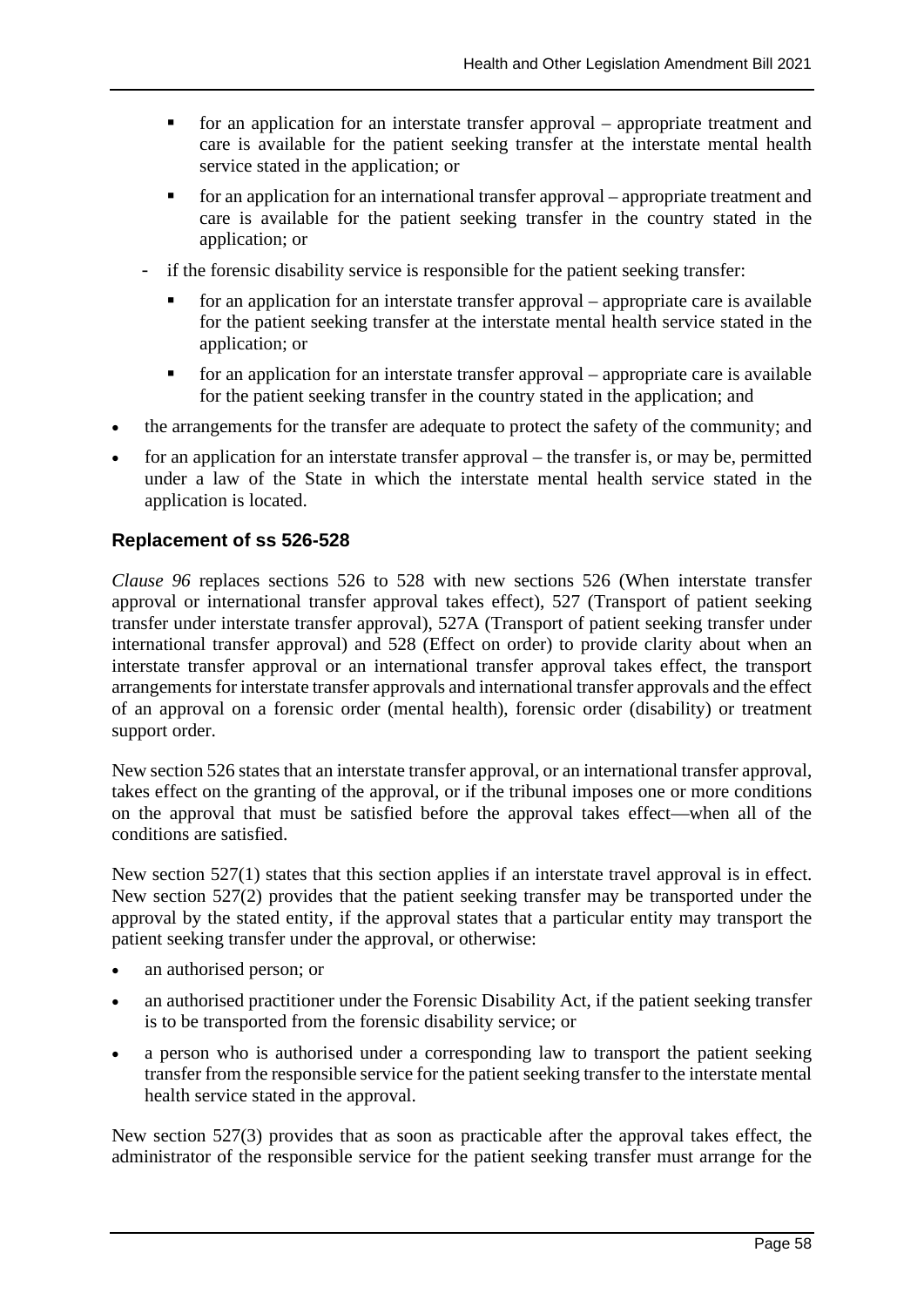- for an application for an interstate transfer approval – appropriate treatment and care is available for the patient seeking transfer at the interstate mental health service stated in the application; or
    - for an application for an international transfer approval – appropriate treatment and care is available for the patient seeking transfer in the country stated in the application; or
  - if the forensic disability service is responsible for the patient seeking transfer:
    - for an application for an interstate transfer approval – appropriate care is available for the patient seeking transfer at the interstate mental health service stated in the application; or
    - for an application for an interstate transfer approval – appropriate care is available for the patient seeking transfer in the country stated in the application; and
- the arrangements for the transfer are adequate to protect the safety of the community; and
- for an application for an interstate transfer approval – the transfer is, or may be, permitted under a law of the State in which the interstate mental health service stated in the application is located.

### Replacement of ss 526-528

*Clause 96* replaces sections 526 to 528 with new sections 526 (When interstate transfer approval or international transfer approval takes effect), 527 (Transport of patient seeking transfer under interstate transfer approval), 527A (Transport of patient seeking transfer under international transfer approval) and 528 (Effect on order) to provide clarity about when an interstate transfer approval or an international transfer approval takes effect, the transport arrangements for interstate transfer approvals and international transfer approvals and the effect of an approval on a forensic order (mental health), forensic order (disability) or treatment support order.

New section 526 states that an interstate transfer approval, or an international transfer approval, takes effect on the granting of the approval, or if the tribunal imposes one or more conditions on the approval that must be satisfied before the approval takes effect—when all of the conditions are satisfied.

New section 527(1) states that this section applies if an interstate travel approval is in effect. New section 527(2) provides that the patient seeking transfer may be transported under the approval by the stated entity, if the approval states that a particular entity may transport the patient seeking transfer under the approval, or otherwise:

- an authorised person; or
- an authorised practitioner under the Forensic Disability Act, if the patient seeking transfer is to be transported from the forensic disability service; or
- a person who is authorised under a corresponding law to transport the patient seeking transfer from the responsible service for the patient seeking transfer to the interstate mental health service stated in the approval.

New section 527(3) provides that as soon as practicable after the approval takes effect, the administrator of the responsible service for the patient seeking transfer must arrange for the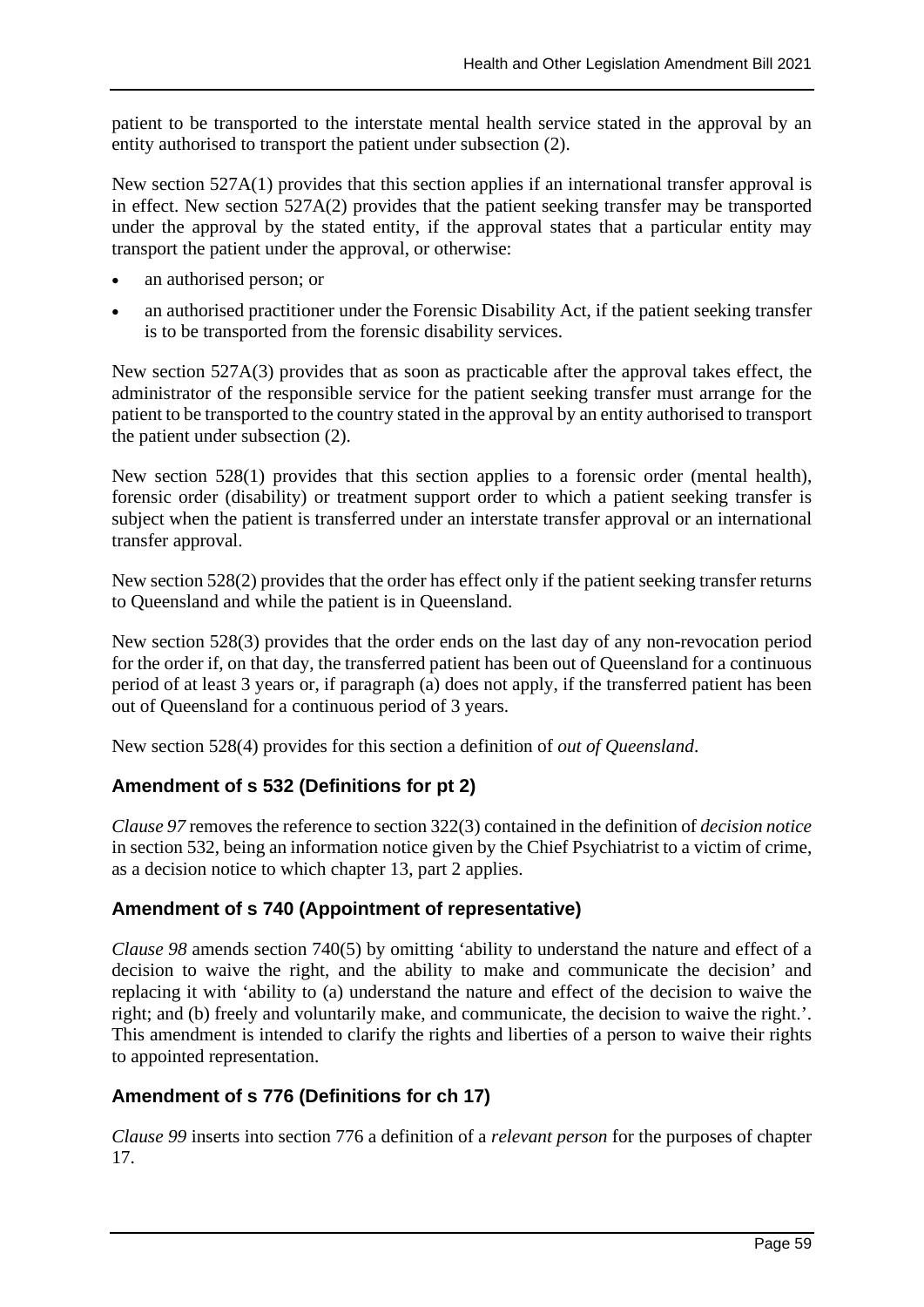patient to be transported to the interstate mental health service stated in the approval by an entity authorised to transport the patient under subsection (2).

New section 527A(1) provides that this section applies if an international transfer approval is in effect. New section 527A(2) provides that the patient seeking transfer may be transported under the approval by the stated entity, if the approval states that a particular entity may transport the patient under the approval, or otherwise:

- an authorised person; or
- an authorised practitioner under the Forensic Disability Act, if the patient seeking transfer is to be transported from the forensic disability services.

New section 527A(3) provides that as soon as practicable after the approval takes effect, the administrator of the responsible service for the patient seeking transfer must arrange for the patient to be transported to the country stated in the approval by an entity authorised to transport the patient under subsection (2).

New section 528(1) provides that this section applies to a forensic order (mental health), forensic order (disability) or treatment support order to which a patient seeking transfer is subject when the patient is transferred under an interstate transfer approval or an international transfer approval.

New section 528(2) provides that the order has effect only if the patient seeking transfer returns to Queensland and while the patient is in Queensland.

New section 528(3) provides that the order ends on the last day of any non-revocation period for the order if, on that day, the transferred patient has been out of Queensland for a continuous period of at least 3 years or, if paragraph (a) does not apply, if the transferred patient has been out of Queensland for a continuous period of 3 years.

New section 528(4) provides for this section a definition of *out of Queensland*.

### Amendment of s 532 (Definitions for pt 2)

*Clause 97* removes the reference to section 322(3) contained in the definition of *decision notice* in section 532, being an information notice given by the Chief Psychiatrist to a victim of crime, as a decision notice to which chapter 13, part 2 applies.

### Amendment of s 740 (Appointment of representative)

*Clause 98* amends section 740(5) by omitting 'ability to understand the nature and effect of a decision to waive the right, and the ability to make and communicate the decision' and replacing it with 'ability to (a) understand the nature and effect of the decision to waive the right; and (b) freely and voluntarily make, and communicate, the decision to waive the right.'. This amendment is intended to clarify the rights and liberties of a person to waive their rights to appointed representation.

### Amendment of s 776 (Definitions for ch 17)

*Clause 99* inserts into section 776 a definition of a *relevant person* for the purposes of chapter 17.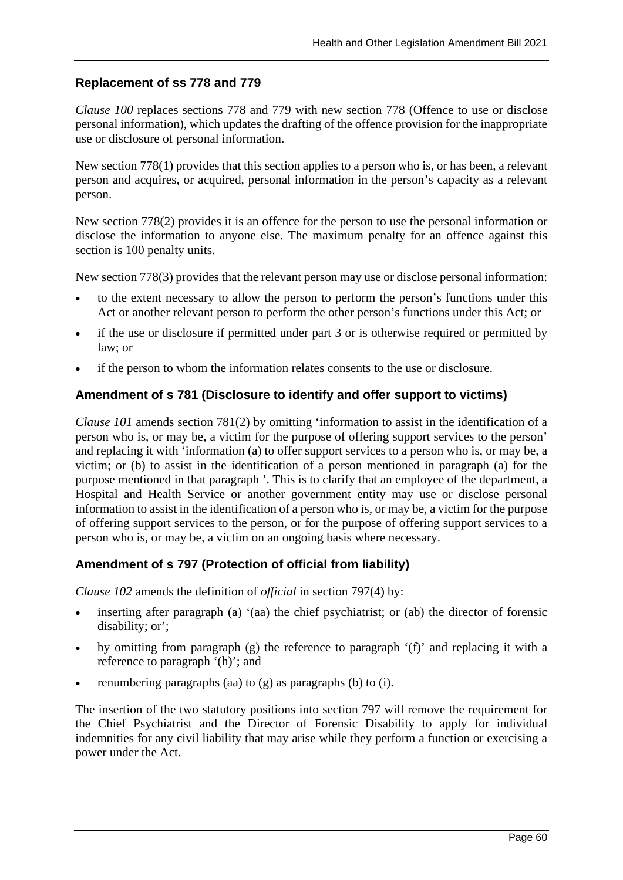### Replacement of ss 778 and 779

*Clause 100* replaces sections 778 and 779 with new section 778 (Offence to use or disclose personal information), which updates the drafting of the offence provision for the inappropriate use or disclosure of personal information.

New section 778(1) provides that this section applies to a person who is, or has been, a relevant person and acquires, or acquired, personal information in the person's capacity as a relevant person.

New section 778(2) provides it is an offence for the person to use the personal information or disclose the information to anyone else. The maximum penalty for an offence against this section is 100 penalty units.

New section 778(3) provides that the relevant person may use or disclose personal information:

- to the extent necessary to allow the person to perform the person's functions under this Act or another relevant person to perform the other person's functions under this Act; or
- if the use or disclosure if permitted under part 3 or is otherwise required or permitted by law; or
- if the person to whom the information relates consents to the use or disclosure.

### Amendment of s 781 (Disclosure to identify and offer support to victims)

*Clause 101* amends section 781(2) by omitting 'information to assist in the identification of a person who is, or may be, a victim for the purpose of offering support services to the person' and replacing it with 'information (a) to offer support services to a person who is, or may be, a victim; or (b) to assist in the identification of a person mentioned in paragraph (a) for the purpose mentioned in that paragraph '. This is to clarify that an employee of the department, a Hospital and Health Service or another government entity may use or disclose personal information to assist in the identification of a person who is, or may be, a victim for the purpose of offering support services to the person, or for the purpose of offering support services to a person who is, or may be, a victim on an ongoing basis where necessary.

### Amendment of s 797 (Protection of official from liability)

*Clause 102* amends the definition of *official* in section 797(4) by:

- inserting after paragraph (a) '(aa) the chief psychiatrist; or (ab) the director of forensic disability; or';
- by omitting from paragraph (g) the reference to paragraph '(f)' and replacing it with a reference to paragraph '(h)'; and
- renumbering paragraphs (aa) to (g) as paragraphs (b) to (i).

The insertion of the two statutory positions into section 797 will remove the requirement for the Chief Psychiatrist and the Director of Forensic Disability to apply for individual indemnities for any civil liability that may arise while they perform a function or exercising a power under the Act.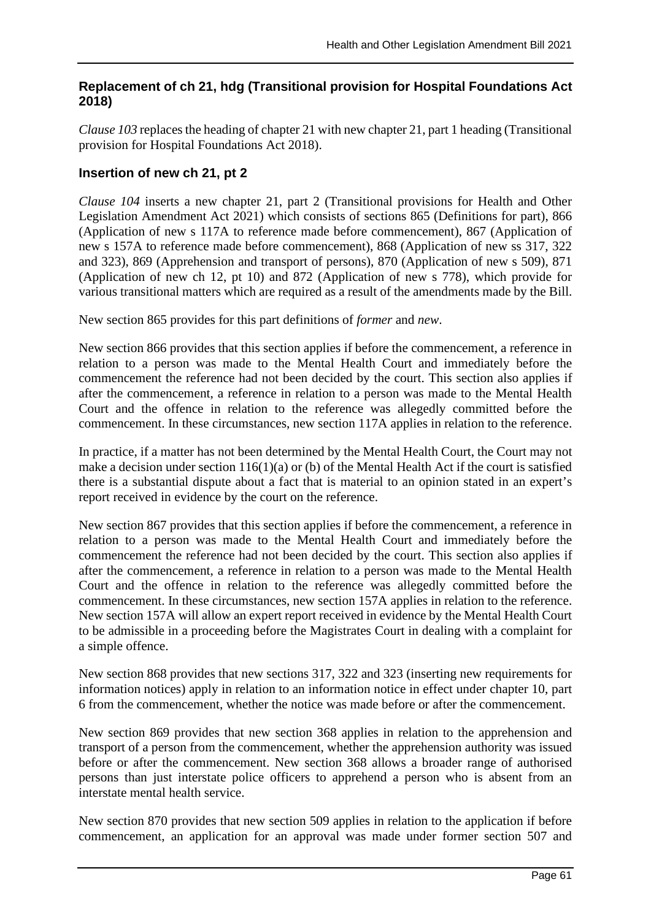### Replacement of ch 21, hdg (Transitional provision for Hospital Foundations Act 2018)

*Clause 103* replaces the heading of chapter 21 with new chapter 21, part 1 heading (Transitional provision for Hospital Foundations Act 2018).

### Insertion of new ch 21, pt 2

*Clause 104* inserts a new chapter 21, part 2 (Transitional provisions for Health and Other Legislation Amendment Act 2021) which consists of sections 865 (Definitions for part), 866 (Application of new s 117A to reference made before commencement), 867 (Application of new s 157A to reference made before commencement), 868 (Application of new ss 317, 322 and 323), 869 (Apprehension and transport of persons), 870 (Application of new s 509), 871 (Application of new ch 12, pt 10) and 872 (Application of new s 778), which provide for various transitional matters which are required as a result of the amendments made by the Bill.

New section 865 provides for this part definitions of *former* and *new*.

New section 866 provides that this section applies if before the commencement, a reference in relation to a person was made to the Mental Health Court and immediately before the commencement the reference had not been decided by the court. This section also applies if after the commencement, a reference in relation to a person was made to the Mental Health Court and the offence in relation to the reference was allegedly committed before the commencement. In these circumstances, new section 117A applies in relation to the reference.

In practice, if a matter has not been determined by the Mental Health Court, the Court may not make a decision under section 116(1)(a) or (b) of the Mental Health Act if the court is satisfied there is a substantial dispute about a fact that is material to an opinion stated in an expert's report received in evidence by the court on the reference.

New section 867 provides that this section applies if before the commencement, a reference in relation to a person was made to the Mental Health Court and immediately before the commencement the reference had not been decided by the court. This section also applies if after the commencement, a reference in relation to a person was made to the Mental Health Court and the offence in relation to the reference was allegedly committed before the commencement. In these circumstances, new section 157A applies in relation to the reference. New section 157A will allow an expert report received in evidence by the Mental Health Court to be admissible in a proceeding before the Magistrates Court in dealing with a complaint for a simple offence.

New section 868 provides that new sections 317, 322 and 323 (inserting new requirements for information notices) apply in relation to an information notice in effect under chapter 10, part 6 from the commencement, whether the notice was made before or after the commencement.

New section 869 provides that new section 368 applies in relation to the apprehension and transport of a person from the commencement, whether the apprehension authority was issued before or after the commencement. New section 368 allows a broader range of authorised persons than just interstate police officers to apprehend a person who is absent from an interstate mental health service.

New section 870 provides that new section 509 applies in relation to the application if before commencement, an application for an approval was made under former section 507 and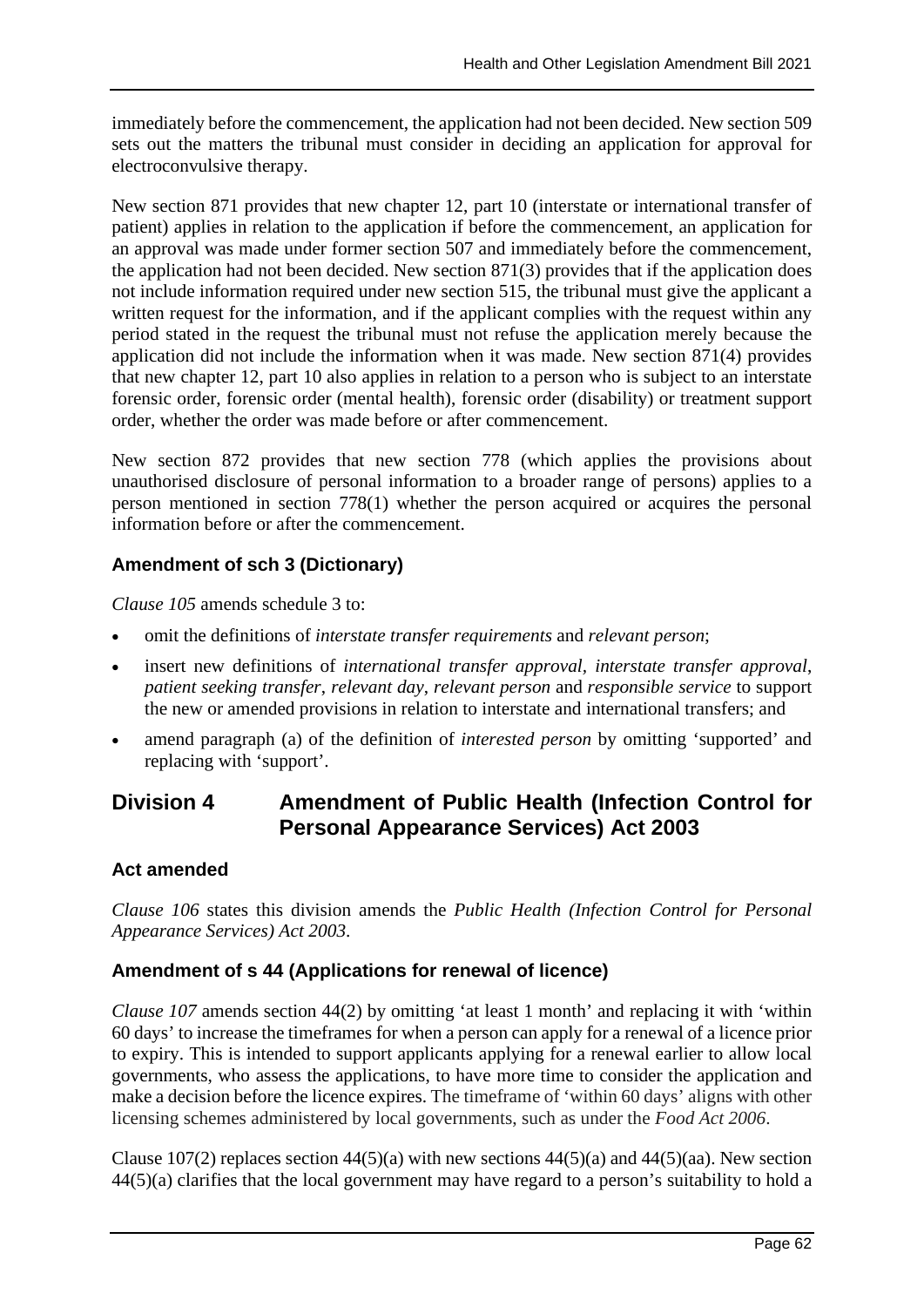immediately before the commencement, the application had not been decided. New section 509 sets out the matters the tribunal must consider in deciding an application for approval for electroconvulsive therapy.

New section 871 provides that new chapter 12, part 10 (interstate or international transfer of patient) applies in relation to the application if before the commencement, an application for an approval was made under former section 507 and immediately before the commencement, the application had not been decided. New section 871(3) provides that if the application does not include information required under new section 515, the tribunal must give the applicant a written request for the information, and if the applicant complies with the request within any period stated in the request the tribunal must not refuse the application merely because the application did not include the information when it was made. New section 871(4) provides that new chapter 12, part 10 also applies in relation to a person who is subject to an interstate forensic order, forensic order (mental health), forensic order (disability) or treatment support order, whether the order was made before or after commencement.

New section 872 provides that new section 778 (which applies the provisions about unauthorised disclosure of personal information to a broader range of persons) applies to a person mentioned in section 778(1) whether the person acquired or acquires the personal information before or after the commencement.

### Amendment of sch 3 (Dictionary)

*Clause 105* amends schedule 3 to:

- omit the definitions of *interstate transfer requirements* and *relevant person*;
- insert new definitions of *international transfer approval*, *interstate transfer approval*, *patient seeking transfer*, *relevant day*, *relevant person* and *responsible service* to support the new or amended provisions in relation to interstate and international transfers; and
- amend paragraph (a) of the definition of *interested person* by omitting 'supported' and replacing with 'support'.

## Division 4 Amendment of Public Health (Infection Control for Personal Appearance Services) Act 2003

### Act amended

*Clause 106* states this division amends the *Public Health (Infection Control for Personal Appearance Services) Act 2003*.

### Amendment of s 44 (Applications for renewal of licence)

*Clause 107* amends section 44(2) by omitting 'at least 1 month' and replacing it with 'within 60 days' to increase the timeframes for when a person can apply for a renewal of a licence prior to expiry. This is intended to support applicants applying for a renewal earlier to allow local governments, who assess the applications, to have more time to consider the application and make a decision before the licence expires. The timeframe of 'within 60 days' aligns with other licensing schemes administered by local governments, such as under the *Food Act 2006*.

Clause 107(2) replaces section 44(5)(a) with new sections 44(5)(a) and 44(5)(aa). New section 44(5)(a) clarifies that the local government may have regard to a person's suitability to hold a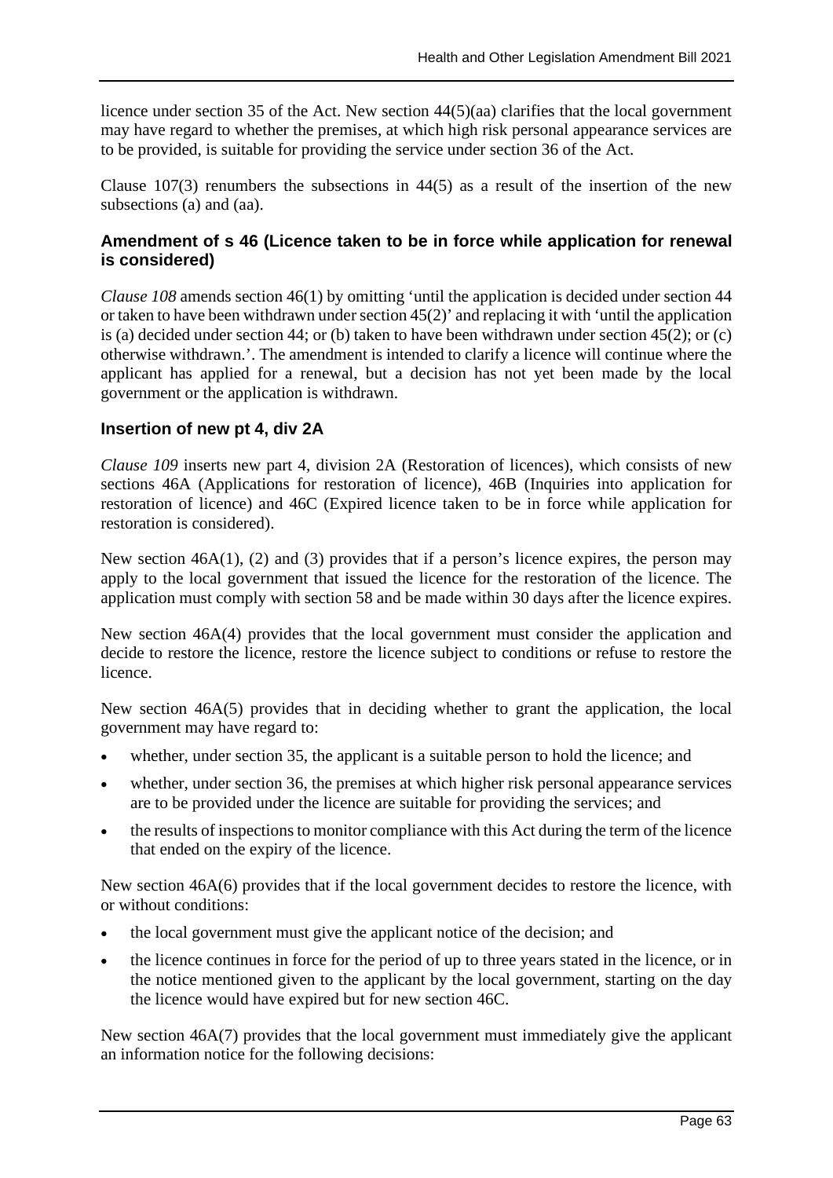licence under section 35 of the Act. New section 44(5)(aa) clarifies that the local government may have regard to whether the premises, at which high risk personal appearance services are to be provided, is suitable for providing the service under section 36 of the Act.

Clause 107(3) renumbers the subsections in 44(5) as a result of the insertion of the new subsections (a) and (aa).

### Amendment of s 46 (Licence taken to be in force while application for renewal is considered)

*Clause 108* amends section 46(1) by omitting 'until the application is decided under section 44 or taken to have been withdrawn under section 45(2)' and replacing it with 'until the application is (a) decided under section 44; or (b) taken to have been withdrawn under section 45(2); or (c) otherwise withdrawn.'. The amendment is intended to clarify a licence will continue where the applicant has applied for a renewal, but a decision has not yet been made by the local government or the application is withdrawn.

### Insertion of new pt 4, div 2A

*Clause 109* inserts new part 4, division 2A (Restoration of licences), which consists of new sections 46A (Applications for restoration of licence), 46B (Inquiries into application for restoration of licence) and 46C (Expired licence taken to be in force while application for restoration is considered).

New section 46A(1), (2) and (3) provides that if a person's licence expires, the person may apply to the local government that issued the licence for the restoration of the licence. The application must comply with section 58 and be made within 30 days after the licence expires.

New section 46A(4) provides that the local government must consider the application and decide to restore the licence, restore the licence subject to conditions or refuse to restore the licence.

New section 46A(5) provides that in deciding whether to grant the application, the local government may have regard to:

- whether, under section 35, the applicant is a suitable person to hold the licence; and
- whether, under section 36, the premises at which higher risk personal appearance services are to be provided under the licence are suitable for providing the services; and
- the results of inspections to monitor compliance with this Act during the term of the licence that ended on the expiry of the licence.

New section 46A(6) provides that if the local government decides to restore the licence, with or without conditions:

- the local government must give the applicant notice of the decision; and
- the licence continues in force for the period of up to three years stated in the licence, or in the notice mentioned given to the applicant by the local government, starting on the day the licence would have expired but for new section 46C.

New section 46A(7) provides that the local government must immediately give the applicant an information notice for the following decisions: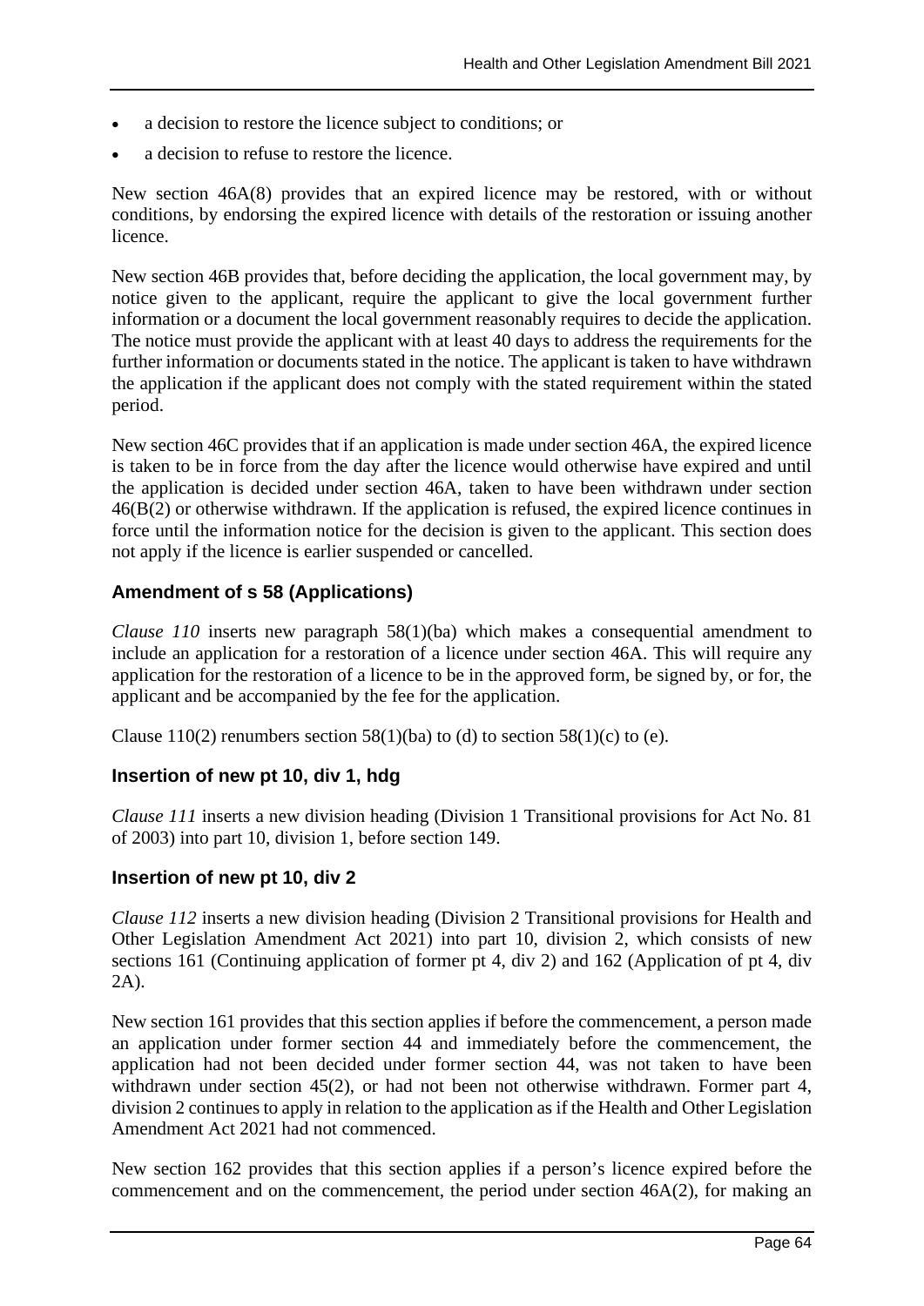- a decision to restore the licence subject to conditions; or
- a decision to refuse to restore the licence.

New section 46A(8) provides that an expired licence may be restored, with or without conditions, by endorsing the expired licence with details of the restoration or issuing another licence.

New section 46B provides that, before deciding the application, the local government may, by notice given to the applicant, require the applicant to give the local government further information or a document the local government reasonably requires to decide the application. The notice must provide the applicant with at least 40 days to address the requirements for the further information or documents stated in the notice. The applicant is taken to have withdrawn the application if the applicant does not comply with the stated requirement within the stated period.

New section 46C provides that if an application is made under section 46A, the expired licence is taken to be in force from the day after the licence would otherwise have expired and until the application is decided under section 46A, taken to have been withdrawn under section 46(B(2) or otherwise withdrawn. If the application is refused, the expired licence continues in force until the information notice for the decision is given to the applicant. This section does not apply if the licence is earlier suspended or cancelled.

### Amendment of s 58 (Applications)

*Clause 110* inserts new paragraph 58(1)(ba) which makes a consequential amendment to include an application for a restoration of a licence under section 46A. This will require any application for the restoration of a licence to be in the approved form, be signed by, or for, the applicant and be accompanied by the fee for the application.

Clause 110(2) renumbers section 58(1)(ba) to (d) to section 58(1)(c) to (e).

### Insertion of new pt 10, div 1, hdg

*Clause 111* inserts a new division heading (Division 1 Transitional provisions for Act No. 81 of 2003) into part 10, division 1, before section 149.

### Insertion of new pt 10, div 2

*Clause 112* inserts a new division heading (Division 2 Transitional provisions for Health and Other Legislation Amendment Act 2021) into part 10, division 2, which consists of new sections 161 (Continuing application of former pt 4, div 2) and 162 (Application of pt 4, div 2A).

New section 161 provides that this section applies if before the commencement, a person made an application under former section 44 and immediately before the commencement, the application had not been decided under former section 44, was not taken to have been withdrawn under section 45(2), or had not been not otherwise withdrawn. Former part 4, division 2 continues to apply in relation to the application as if the Health and Other Legislation Amendment Act 2021 had not commenced.

New section 162 provides that this section applies if a person's licence expired before the commencement and on the commencement, the period under section 46A(2), for making an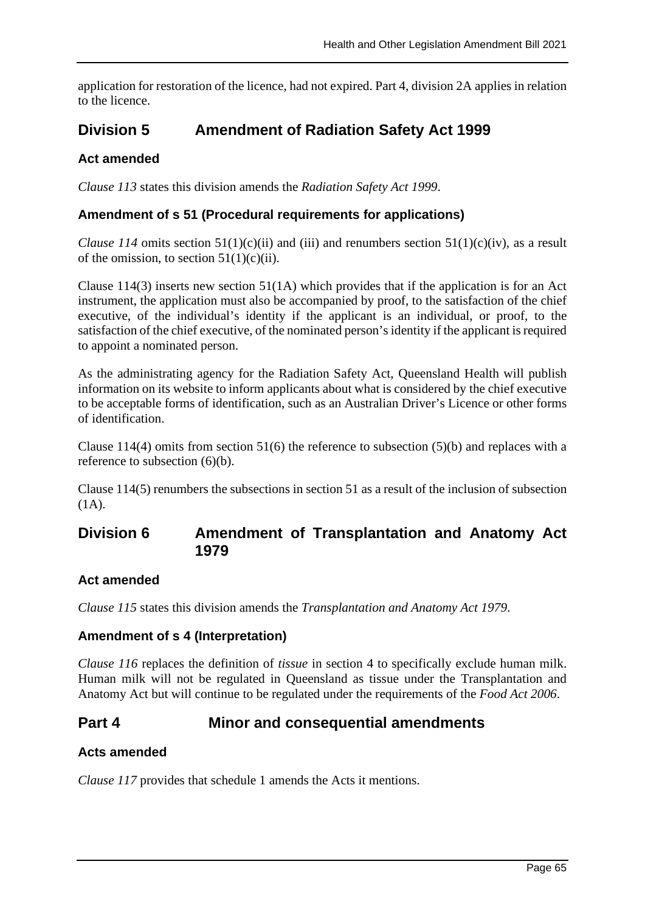application for restoration of the licence, had not expired. Part 4, division 2A applies in relation to the licence.

## Division 5 Amendment of Radiation Safety Act 1999

### Act amended

*Clause 113* states this division amends the *Radiation Safety Act 1999*.

### Amendment of s 51 (Procedural requirements for applications)

*Clause 114* omits section 51(1)(c)(ii) and (iii) and renumbers section 51(1)(c)(iv), as a result of the omission, to section 51(1)(c)(ii).

Clause 114(3) inserts new section 51(1A) which provides that if the application is for an Act instrument, the application must also be accompanied by proof, to the satisfaction of the chief executive, of the individual's identity if the applicant is an individual, or proof, to the satisfaction of the chief executive, of the nominated person's identity if the applicant is required to appoint a nominated person.

As the administrating agency for the Radiation Safety Act, Queensland Health will publish information on its website to inform applicants about what is considered by the chief executive to be acceptable forms of identification, such as an Australian Driver's Licence or other forms of identification.

Clause 114(4) omits from section 51(6) the reference to subsection (5)(b) and replaces with a reference to subsection (6)(b).

Clause 114(5) renumbers the subsections in section 51 as a result of the inclusion of subsection (1A).

## Division 6 Amendment of Transplantation and Anatomy Act 1979

### Act amended

*Clause 115* states this division amends the *Transplantation and Anatomy Act 1979*.

### Amendment of s 4 (Interpretation)

*Clause 116* replaces the definition of *tissue* in section 4 to specifically exclude human milk. Human milk will not be regulated in Queensland as tissue under the Transplantation and Anatomy Act but will continue to be regulated under the requirements of the *Food Act 2006*.

## Part 4 Minor and consequential amendments

### Acts amended

*Clause 117* provides that schedule 1 amends the Acts it mentions.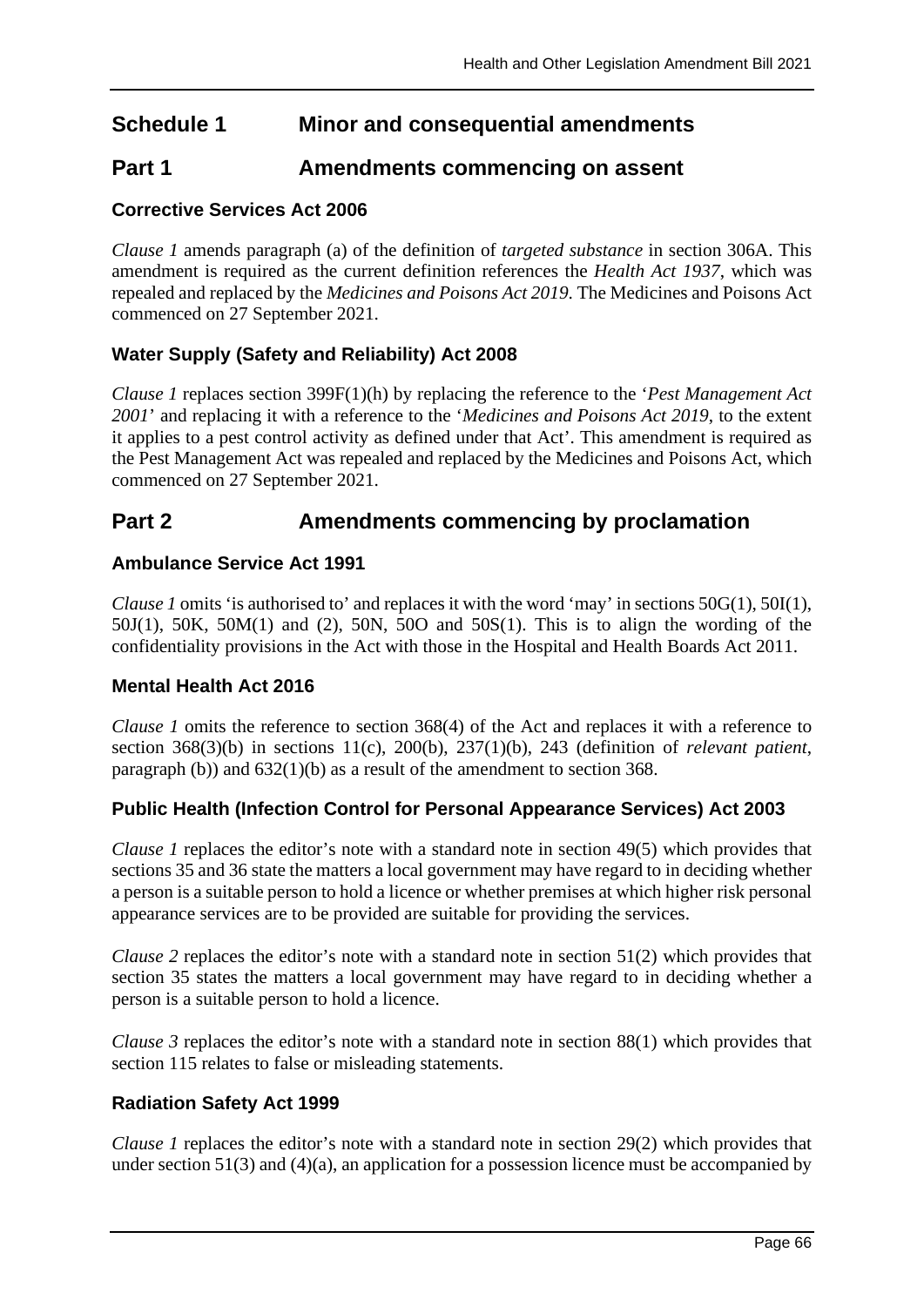# Schedule 1 Minor and consequential amendments

## Part 1 Amendments commencing on assent

### Corrective Services Act 2006

*Clause 1* amends paragraph (a) of the definition of *targeted substance* in section 306A. This amendment is required as the current definition references the *Health Act 1937*, which was repealed and replaced by the *Medicines and Poisons Act 2019*. The Medicines and Poisons Act commenced on 27 September 2021.

### Water Supply (Safety and Reliability) Act 2008

*Clause 1* replaces section 399F(1)(h) by replacing the reference to the '*Pest Management Act 2001*' and replacing it with a reference to the '*Medicines and Poisons Act 2019*, to the extent it applies to a pest control activity as defined under that Act'. This amendment is required as the Pest Management Act was repealed and replaced by the Medicines and Poisons Act, which commenced on 27 September 2021.

## Part 2 Amendments commencing by proclamation

### Ambulance Service Act 1991

*Clause 1* omits 'is authorised to' and replaces it with the word 'may' in sections 50G(1), 50I(1), 50J(1), 50K, 50M(1) and (2), 50N, 50O and 50S(1). This is to align the wording of the confidentiality provisions in the Act with those in the Hospital and Health Boards Act 2011.

### Mental Health Act 2016

*Clause 1* omits the reference to section 368(4) of the Act and replaces it with a reference to section 368(3)(b) in sections 11(c), 200(b), 237(1)(b), 243 (definition of *relevant patient*, paragraph (b)) and 632(1)(b) as a result of the amendment to section 368.

### Public Health (Infection Control for Personal Appearance Services) Act 2003

*Clause 1* replaces the editor's note with a standard note in section 49(5) which provides that sections 35 and 36 state the matters a local government may have regard to in deciding whether a person is a suitable person to hold a licence or whether premises at which higher risk personal appearance services are to be provided are suitable for providing the services.

*Clause 2* replaces the editor's note with a standard note in section 51(2) which provides that section 35 states the matters a local government may have regard to in deciding whether a person is a suitable person to hold a licence.

*Clause 3* replaces the editor's note with a standard note in section 88(1) which provides that section 115 relates to false or misleading statements.

### Radiation Safety Act 1999

*Clause 1* replaces the editor's note with a standard note in section 29(2) which provides that under section 51(3) and (4)(a), an application for a possession licence must be accompanied by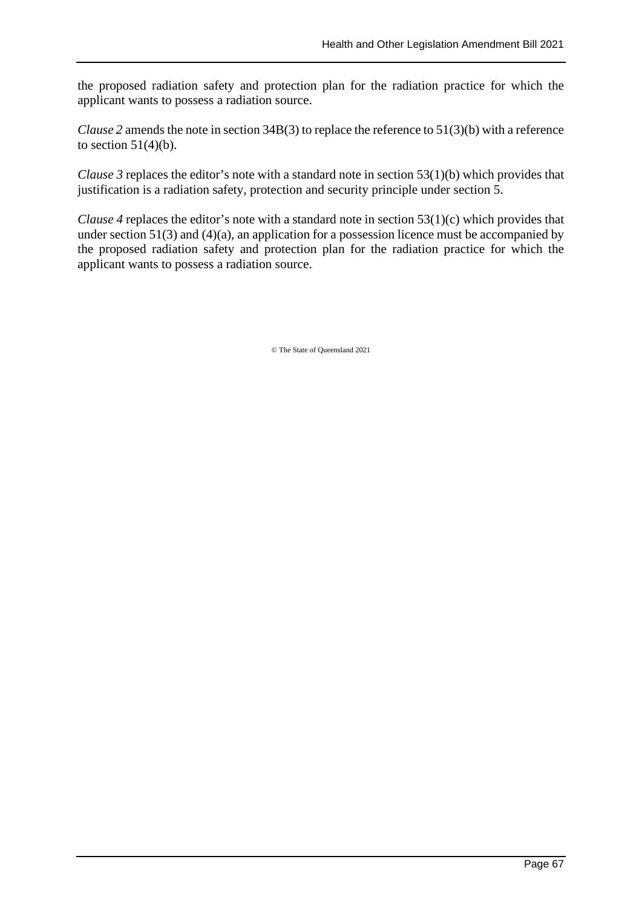the proposed radiation safety and protection plan for the radiation practice for which the applicant wants to possess a radiation source.

*Clause 2* amends the note in section 34B(3) to replace the reference to 51(3)(b) with a reference to section 51(4)(b).

*Clause 3* replaces the editor's note with a standard note in section 53(1)(b) which provides that justification is a radiation safety, protection and security principle under section 5.

*Clause 4* replaces the editor's note with a standard note in section 53(1)(c) which provides that under section 51(3) and (4)(a), an application for a possession licence must be accompanied by the proposed radiation safety and protection plan for the radiation practice for which the applicant wants to possess a radiation source.

© The State of Queensland 2021